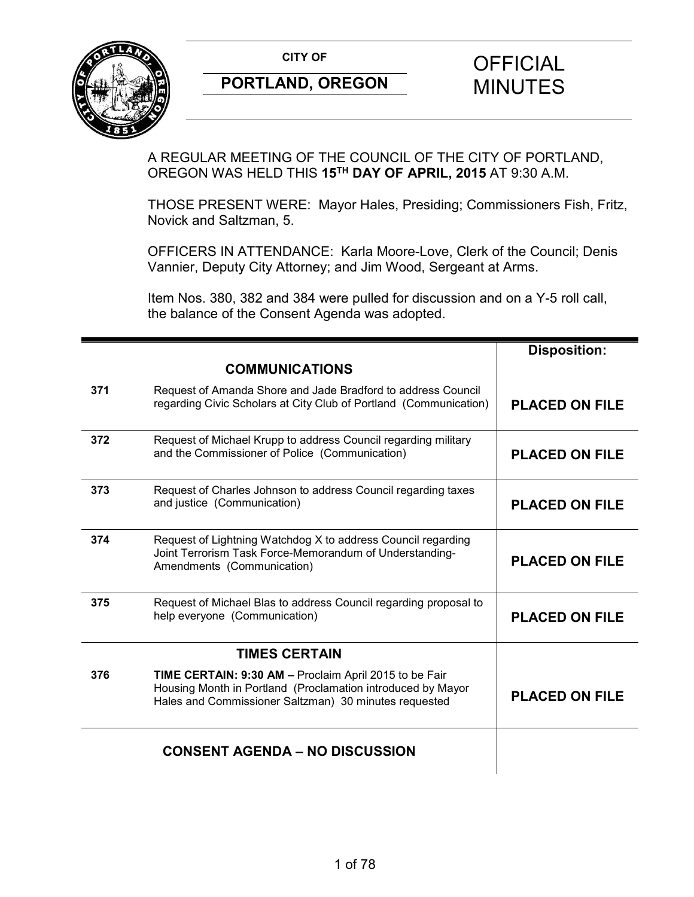**CITY OF**

**PORTLAND, OREGON**

# OFFICIAL MINUTES

A REGULAR MEETING OF THE COUNCIL OF THE CITY OF PORTLAND, OREGON WAS HELD THIS **15TH DAY OF APRIL, 2015** AT 9:30 A.M.

THOSE PRESENT WERE: Mayor Hales, Presiding; Commissioners Fish, Fritz, Novick and Saltzman, 5.

OFFICERS IN ATTENDANCE: Karla Moore-Love, Clerk of the Council; Denis Vannier, Deputy City Attorney; and Jim Wood, Sergeant at Arms.

Item Nos. 380, 382 and 384 were pulled for discussion and on a Y-5 roll call, the balance of the Consent Agenda was adopted.

| | | **Disposition:** |
|---|---|---|
| | **COMMUNICATIONS** | |
| **371** | Request of Amanda Shore and Jade Bradford to address Council regarding Civic Scholars at City Club of Portland (Communication) | **PLACED ON FILE** |
| **372** | Request of Michael Krupp to address Council regarding military and the Commissioner of Police (Communication) | **PLACED ON FILE** |
| **373** | Request of Charles Johnson to address Council regarding taxes and justice (Communication) | **PLACED ON FILE** |
| **374** | Request of Lightning Watchdog X to address Council regarding Joint Terrorism Task Force-Memorandum of Understanding-Amendments (Communication) | **PLACED ON FILE** |
| **375** | Request of Michael Blas to address Council regarding proposal to help everyone (Communication) | **PLACED ON FILE** |
| | **TIMES CERTAIN** | |
| **376** | **TIME CERTAIN: 9:30 AM –** Proclaim April 2015 to be Fair Housing Month in Portland (Proclamation introduced by Mayor Hales and Commissioner Saltzman) 30 minutes requested | **PLACED ON FILE** |
| | **CONSENT AGENDA – NO DISCUSSION** | |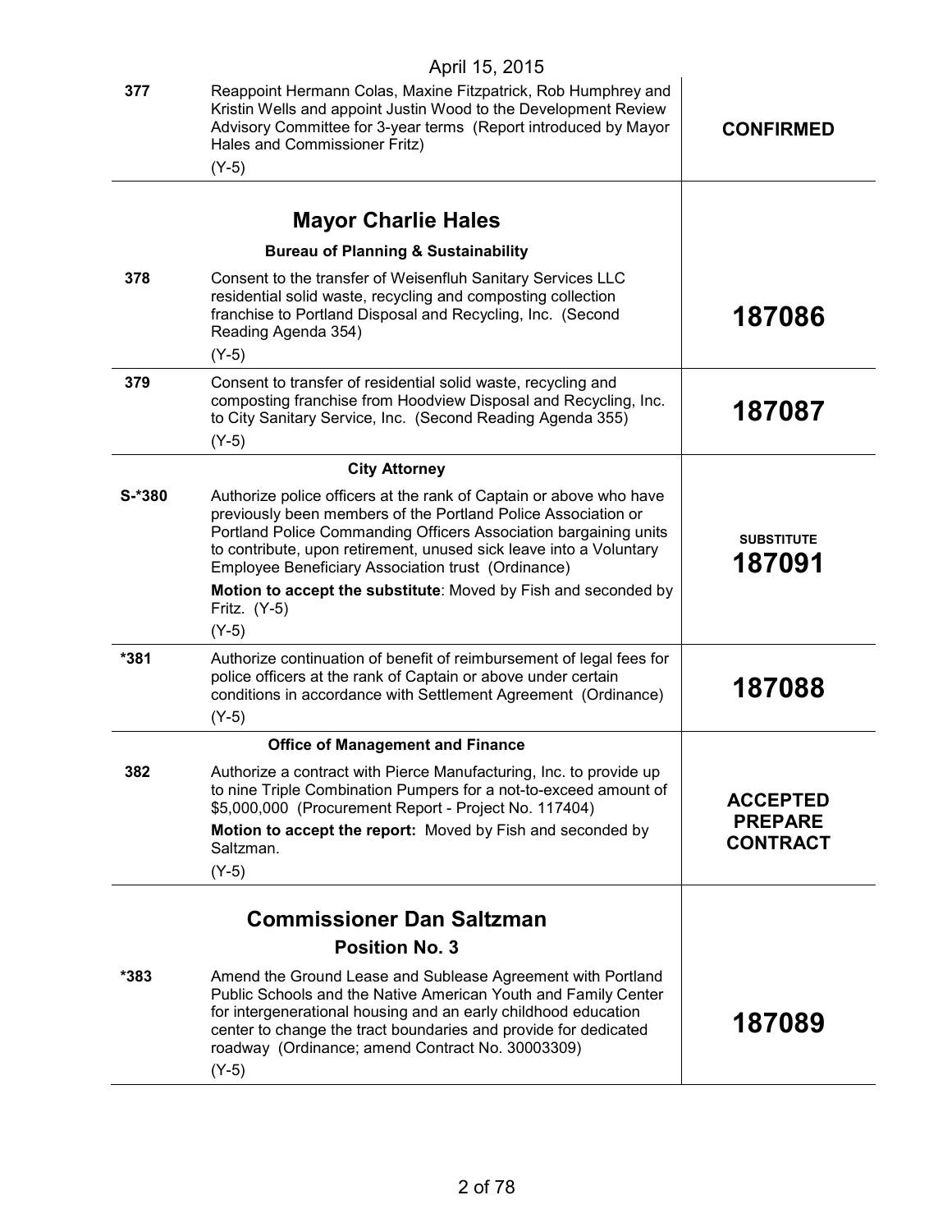| | | |
|---|---|---|
| 377 | Reappoint Hermann Colas, Maxine Fitzpatrick, Rob Humphrey and Kristin Wells and appoint Justin Wood to the Development Review Advisory Committee for 3-year terms (Report introduced by Mayor Hales and Commissioner Fritz)<br>(Y-5) | **CONFIRMED** |
| | **Mayor Charlie Hales**<br>**Bureau of Planning & Sustainability** | |
| 378 | Consent to the transfer of Weisenfluh Sanitary Services LLC residential solid waste, recycling and composting collection franchise to Portland Disposal and Recycling, Inc. (Second Reading Agenda 354)<br>(Y-5) | **187086** |
| 379 | Consent to transfer of residential solid waste, recycling and composting franchise from Hoodview Disposal and Recycling, Inc. to City Sanitary Service, Inc. (Second Reading Agenda 355)<br>(Y-5) | **187087** |
| | **City Attorney** | |
| S-*380 | Authorize police officers at the rank of Captain or above who have previously been members of the Portland Police Association or Portland Police Commanding Officers Association bargaining units to contribute, upon retirement, unused sick leave into a Voluntary Employee Beneficiary Association trust (Ordinance)<br>**Motion to accept the substitute**: Moved by Fish and seconded by Fritz. (Y-5)<br>(Y-5) | **SUBSTITUTE**<br>**187091** |
| *381 | Authorize continuation of benefit of reimbursement of legal fees for police officers at the rank of Captain or above under certain conditions in accordance with Settlement Agreement (Ordinance)<br>(Y-5) | **187088** |
| | **Office of Management and Finance** | |
| 382 | Authorize a contract with Pierce Manufacturing, Inc. to provide up to nine Triple Combination Pumpers for a not-to-exceed amount of $5,000,000 (Procurement Report - Project No. 117404)<br>**Motion to accept the report:** Moved by Fish and seconded by Saltzman.<br>(Y-5) | **ACCEPTED PREPARE CONTRACT** |
| | **Commissioner Dan Saltzman**<br>**Position No. 3** | |
| *383 | Amend the Ground Lease and Sublease Agreement with Portland Public Schools and the Native American Youth and Family Center for intergenerational housing and an early childhood education center to change the tract boundaries and provide for dedicated roadway (Ordinance; amend Contract No. 30003309)<br>(Y-5) | **187089** |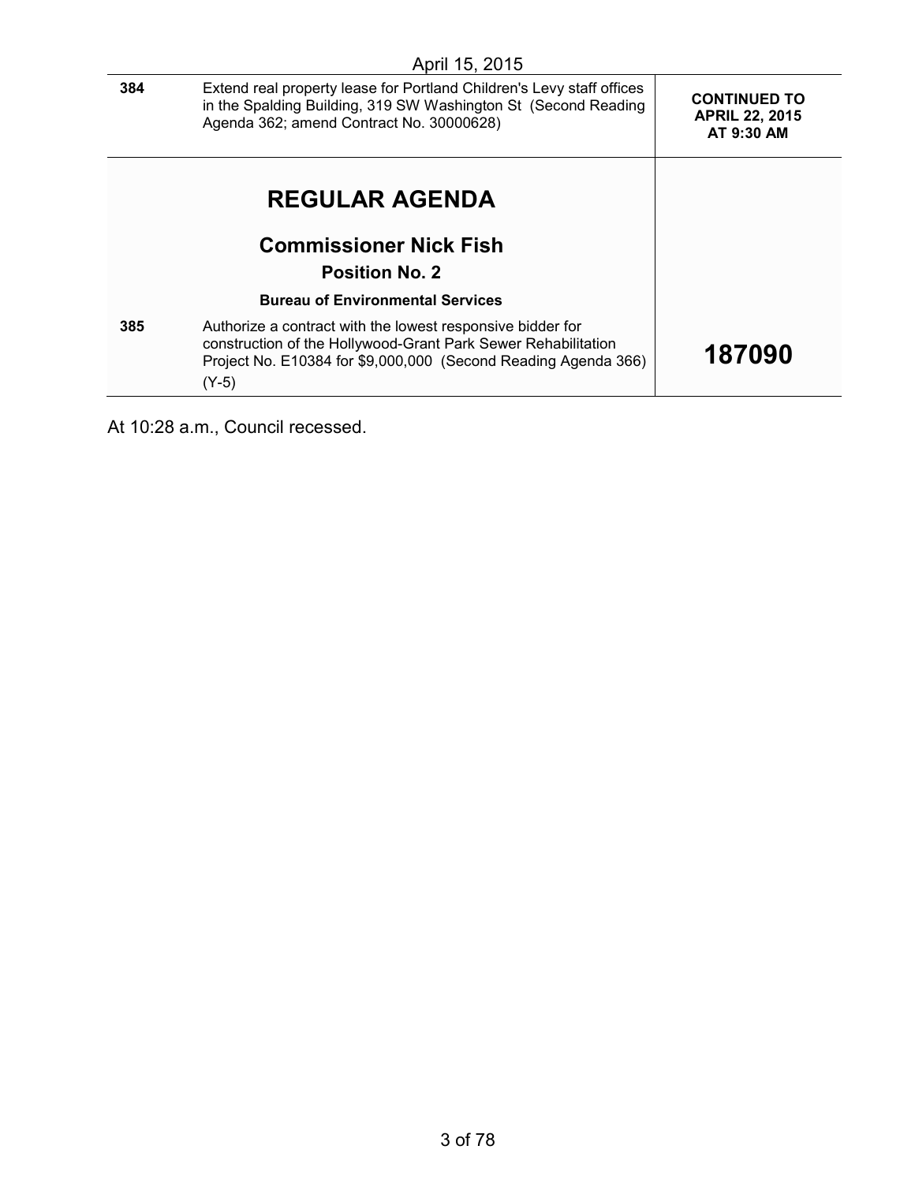April 15, 2015

| | | |
|---|---|---|
| **384** | Extend real property lease for Portland Children's Levy staff offices in the Spalding Building, 319 SW Washington St (Second Reading Agenda 362; amend Contract No. 30000628) | **CONTINUED TO APRIL 22, 2015 AT 9:30 AM** |

## REGULAR AGENDA

### Commissioner Nick Fish

#### Position No. 2

**Bureau of Environmental Services**

| | | |
|---|---|---|
| **385** | Authorize a contract with the lowest responsive bidder for construction of the Hollywood-Grant Park Sewer Rehabilitation Project No. E10384 for $9,000,000 (Second Reading Agenda 366) (Y-5) | **187090** |

At 10:28 a.m., Council recessed.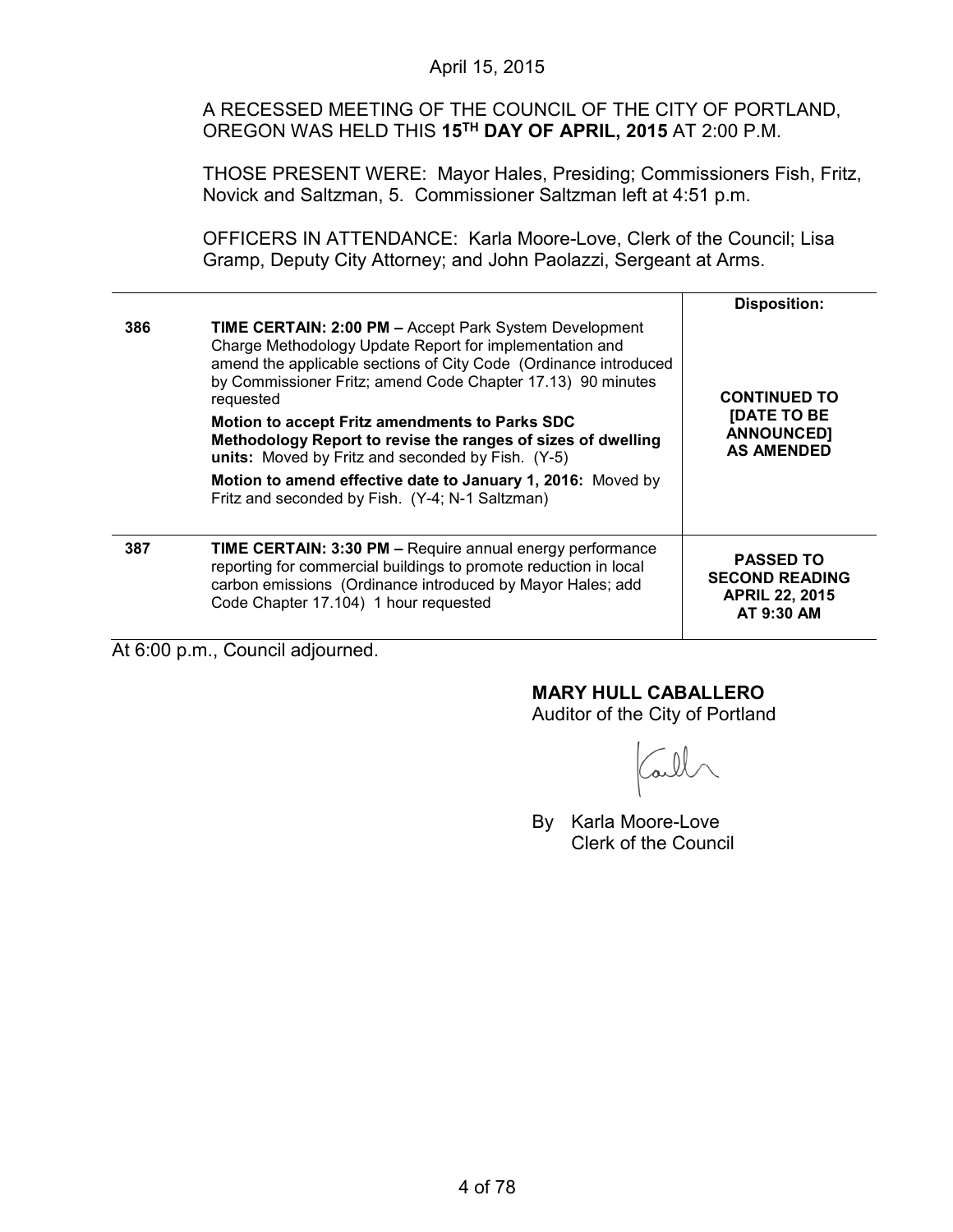April 15, 2015

A RECESSED MEETING OF THE COUNCIL OF THE CITY OF PORTLAND, OREGON WAS HELD THIS **15TH DAY OF APRIL, 2015** AT 2:00 P.M.

THOSE PRESENT WERE: Mayor Hales, Presiding; Commissioners Fish, Fritz, Novick and Saltzman, 5. Commissioner Saltzman left at 4:51 p.m.

OFFICERS IN ATTENDANCE: Karla Moore-Love, Clerk of the Council; Lisa Gramp, Deputy City Attorney; and John Paolazzi, Sergeant at Arms.

| | | **Disposition:** |
|---|---|---|
| **386** | **TIME CERTAIN: 2:00 PM –** Accept Park System Development Charge Methodology Update Report for implementation and amend the applicable sections of City Code (Ordinance introduced by Commissioner Fritz; amend Code Chapter 17.13) 90 minutes requested<br><br>**Motion to accept Fritz amendments to Parks SDC Methodology Report to revise the ranges of sizes of dwelling units:** Moved by Fritz and seconded by Fish. (Y-5)<br><br>**Motion to amend effective date to January 1, 2016:** Moved by Fritz and seconded by Fish. (Y-4; N-1 Saltzman) | **CONTINUED TO [DATE TO BE ANNOUNCED] AS AMENDED** |
| **387** | **TIME CERTAIN: 3:30 PM –** Require annual energy performance reporting for commercial buildings to promote reduction in local carbon emissions (Ordinance introduced by Mayor Hales; add Code Chapter 17.104) 1 hour requested | **PASSED TO SECOND READING APRIL 22, 2015 AT 9:30 AM** |

At 6:00 p.m., Council adjourned.

**MARY HULL CABALLERO**
Auditor of the City of Portland

By Karla Moore-Love
Clerk of the Council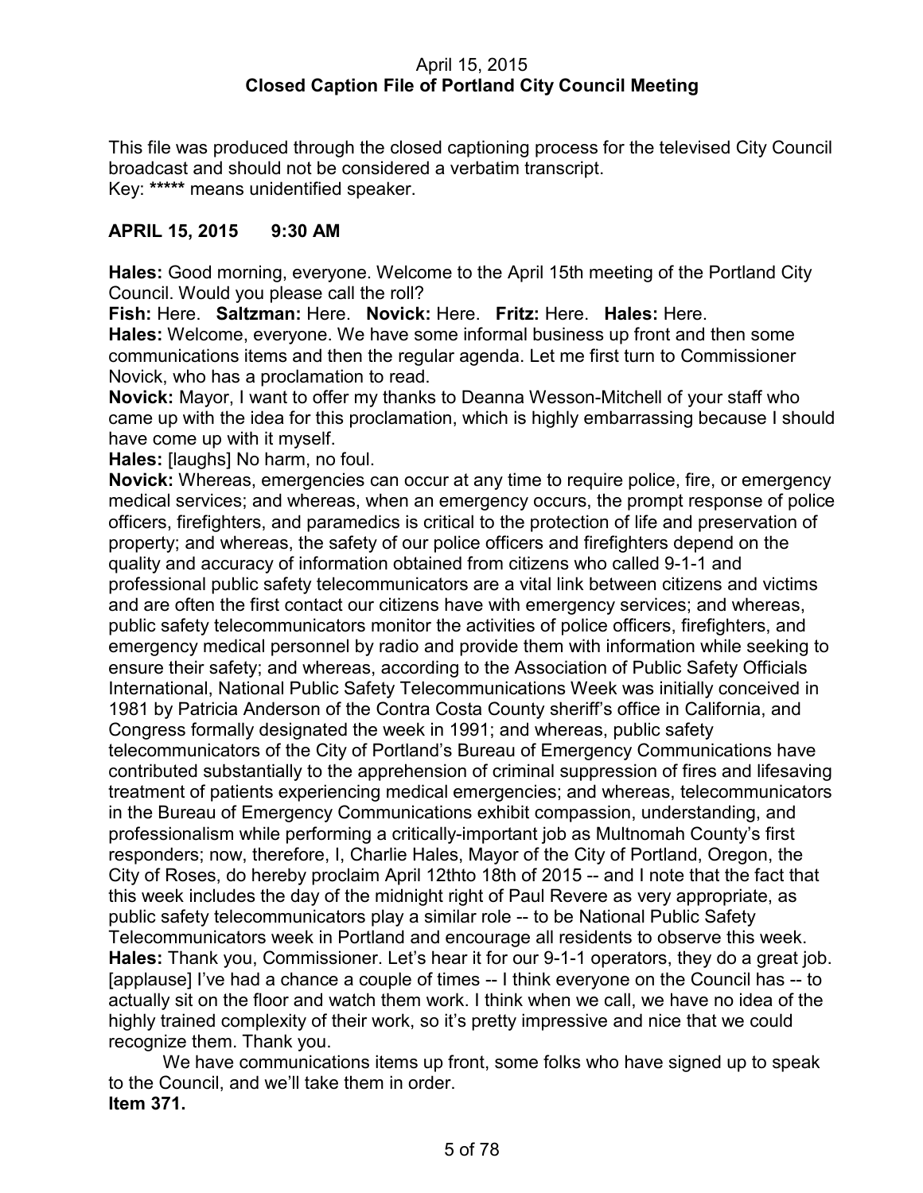April 15, 2015
**Closed Caption File of Portland City Council Meeting**

This file was produced through the closed captioning process for the televised City Council broadcast and should not be considered a verbatim transcript.
Key: ***** means unidentified speaker.

**APRIL 15, 2015 9:30 AM**

**Hales:** Good morning, everyone. Welcome to the April 15th meeting of the Portland City Council. Would you please call the roll?
**Fish:** Here. **Saltzman:** Here. **Novick:** Here. **Fritz:** Here. **Hales:** Here.
**Hales:** Welcome, everyone. We have some informal business up front and then some communications items and then the regular agenda. Let me first turn to Commissioner Novick, who has a proclamation to read.
**Novick:** Mayor, I want to offer my thanks to Deanna Wesson-Mitchell of your staff who came up with the idea for this proclamation, which is highly embarrassing because I should have come up with it myself.
**Hales:** [laughs] No harm, no foul.
**Novick:** Whereas, emergencies can occur at any time to require police, fire, or emergency medical services; and whereas, when an emergency occurs, the prompt response of police officers, firefighters, and paramedics is critical to the protection of life and preservation of property; and whereas, the safety of our police officers and firefighters depend on the quality and accuracy of information obtained from citizens who called 9-1-1 and professional public safety telecommunicators are a vital link between citizens and victims and are often the first contact our citizens have with emergency services; and whereas, public safety telecommunicators monitor the activities of police officers, firefighters, and emergency medical personnel by radio and provide them with information while seeking to ensure their safety; and whereas, according to the Association of Public Safety Officials International, National Public Safety Telecommunications Week was initially conceived in 1981 by Patricia Anderson of the Contra Costa County sheriff's office in California, and Congress formally designated the week in 1991; and whereas, public safety telecommunicators of the City of Portland's Bureau of Emergency Communications have contributed substantially to the apprehension of criminal suppression of fires and lifesaving treatment of patients experiencing medical emergencies; and whereas, telecommunicators in the Bureau of Emergency Communications exhibit compassion, understanding, and professionalism while performing a critically-important job as Multnomah County's first responders; now, therefore, I, Charlie Hales, Mayor of the City of Portland, Oregon, the City of Roses, do hereby proclaim April 12thto 18th of 2015 -- and I note that the fact that this week includes the day of the midnight right of Paul Revere as very appropriate, as public safety telecommunicators play a similar role -- to be National Public Safety Telecommunicators week in Portland and encourage all residents to observe this week.
**Hales:** Thank you, Commissioner. Let's hear it for our 9-1-1 operators, they do a great job. [applause] I've had a chance a couple of times -- I think everyone on the Council has -- to actually sit on the floor and watch them work. I think when we call, we have no idea of the highly trained complexity of their work, so it's pretty impressive and nice that we could recognize them. Thank you.

We have communications items up front, some folks who have signed up to speak to the Council, and we'll take them in order.
**Item 371.**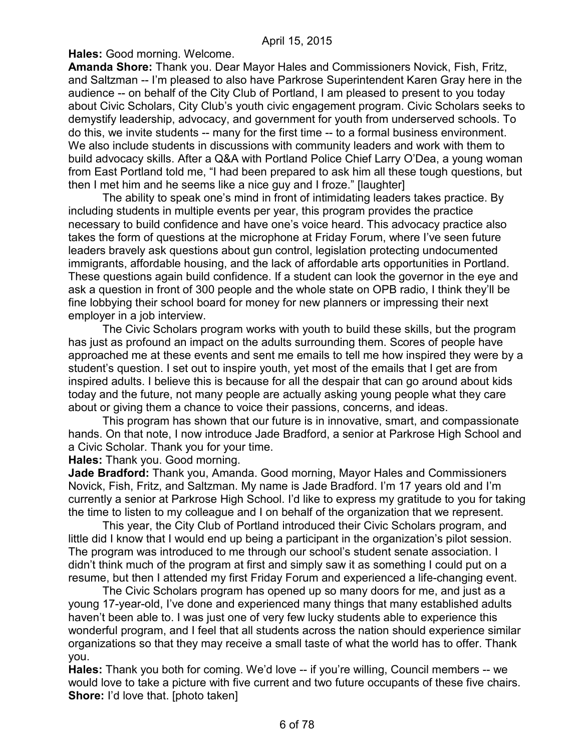**Hales:** Good morning. Welcome.

**Amanda Shore:** Thank you. Dear Mayor Hales and Commissioners Novick, Fish, Fritz, and Saltzman -- I'm pleased to also have Parkrose Superintendent Karen Gray here in the audience -- on behalf of the City Club of Portland, I am pleased to present to you today about Civic Scholars, City Club's youth civic engagement program. Civic Scholars seeks to demystify leadership, advocacy, and government for youth from underserved schools. To do this, we invite students -- many for the first time -- to a formal business environment. We also include students in discussions with community leaders and work with them to build advocacy skills. After a Q&A with Portland Police Chief Larry O'Dea, a young woman from East Portland told me, "I had been prepared to ask him all these tough questions, but then I met him and he seems like a nice guy and I froze." [laughter]

The ability to speak one's mind in front of intimidating leaders takes practice. By including students in multiple events per year, this program provides the practice necessary to build confidence and have one's voice heard. This advocacy practice also takes the form of questions at the microphone at Friday Forum, where I've seen future leaders bravely ask questions about gun control, legislation protecting undocumented immigrants, affordable housing, and the lack of affordable arts opportunities in Portland. These questions again build confidence. If a student can look the governor in the eye and ask a question in front of 300 people and the whole state on OPB radio, I think they'll be fine lobbying their school board for money for new planners or impressing their next employer in a job interview.

The Civic Scholars program works with youth to build these skills, but the program has just as profound an impact on the adults surrounding them. Scores of people have approached me at these events and sent me emails to tell me how inspired they were by a student's question. I set out to inspire youth, yet most of the emails that I get are from inspired adults. I believe this is because for all the despair that can go around about kids today and the future, not many people are actually asking young people what they care about or giving them a chance to voice their passions, concerns, and ideas.

This program has shown that our future is in innovative, smart, and compassionate hands. On that note, I now introduce Jade Bradford, a senior at Parkrose High School and a Civic Scholar. Thank you for your time.

**Hales:** Thank you. Good morning.

**Jade Bradford:** Thank you, Amanda. Good morning, Mayor Hales and Commissioners Novick, Fish, Fritz, and Saltzman. My name is Jade Bradford. I'm 17 years old and I'm currently a senior at Parkrose High School. I'd like to express my gratitude to you for taking the time to listen to my colleague and I on behalf of the organization that we represent.

This year, the City Club of Portland introduced their Civic Scholars program, and little did I know that I would end up being a participant in the organization's pilot session. The program was introduced to me through our school's student senate association. I didn't think much of the program at first and simply saw it as something I could put on a resume, but then I attended my first Friday Forum and experienced a life-changing event.

The Civic Scholars program has opened up so many doors for me, and just as a young 17-year-old, I've done and experienced many things that many established adults haven't been able to. I was just one of very few lucky students able to experience this wonderful program, and I feel that all students across the nation should experience similar organizations so that they may receive a small taste of what the world has to offer. Thank you.

**Hales:** Thank you both for coming. We'd love -- if you're willing, Council members -- we would love to take a picture with five current and two future occupants of these five chairs.

**Shore:** I'd love that. [photo taken]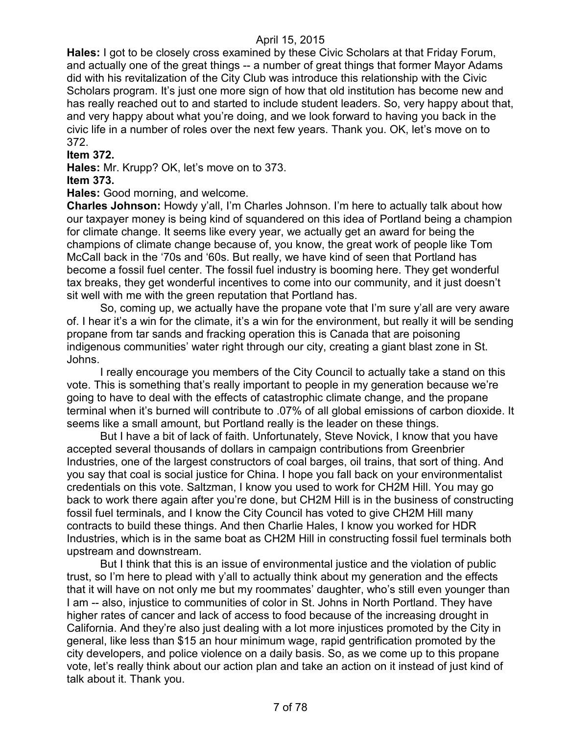**Hales:** I got to be closely cross examined by these Civic Scholars at that Friday Forum, and actually one of the great things -- a number of great things that former Mayor Adams did with his revitalization of the City Club was introduce this relationship with the Civic Scholars program. It's just one more sign of how that old institution has become new and has really reached out to and started to include student leaders. So, very happy about that, and very happy about what you're doing, and we look forward to having you back in the civic life in a number of roles over the next few years. Thank you. OK, let's move on to 372.

**Item 372.**

**Hales:** Mr. Krupp? OK, let's move on to 373.

**Item 373.**

**Hales:** Good morning, and welcome.

**Charles Johnson:** Howdy y'all, I'm Charles Johnson. I'm here to actually talk about how our taxpayer money is being kind of squandered on this idea of Portland being a champion for climate change. It seems like every year, we actually get an award for being the champions of climate change because of, you know, the great work of people like Tom McCall back in the '70s and '60s. But really, we have kind of seen that Portland has become a fossil fuel center. The fossil fuel industry is booming here. They get wonderful tax breaks, they get wonderful incentives to come into our community, and it just doesn't sit well with me with the green reputation that Portland has.

So, coming up, we actually have the propane vote that I'm sure y'all are very aware of. I hear it's a win for the climate, it's a win for the environment, but really it will be sending propane from tar sands and fracking operation this is Canada that are poisoning indigenous communities' water right through our city, creating a giant blast zone in St. Johns.

I really encourage you members of the City Council to actually take a stand on this vote. This is something that's really important to people in my generation because we're going to have to deal with the effects of catastrophic climate change, and the propane terminal when it's burned will contribute to .07% of all global emissions of carbon dioxide. It seems like a small amount, but Portland really is the leader on these things.

But I have a bit of lack of faith. Unfortunately, Steve Novick, I know that you have accepted several thousands of dollars in campaign contributions from Greenbrier Industries, one of the largest constructors of coal barges, oil trains, that sort of thing. And you say that coal is social justice for China. I hope you fall back on your environmentalist credentials on this vote. Saltzman, I know you used to work for CH2M Hill. You may go back to work there again after you're done, but CH2M Hill is in the business of constructing fossil fuel terminals, and I know the City Council has voted to give CH2M Hill many contracts to build these things. And then Charlie Hales, I know you worked for HDR Industries, which is in the same boat as CH2M Hill in constructing fossil fuel terminals both upstream and downstream.

But I think that this is an issue of environmental justice and the violation of public trust, so I'm here to plead with y'all to actually think about my generation and the effects that it will have on not only me but my roommates' daughter, who's still even younger than I am -- also, injustice to communities of color in St. Johns in North Portland. They have higher rates of cancer and lack of access to food because of the increasing drought in California. And they're also just dealing with a lot more injustices promoted by the City in general, like less than $15 an hour minimum wage, rapid gentrification promoted by the city developers, and police violence on a daily basis. So, as we come up to this propane vote, let's really think about our action plan and take an action on it instead of just kind of talk about it. Thank you.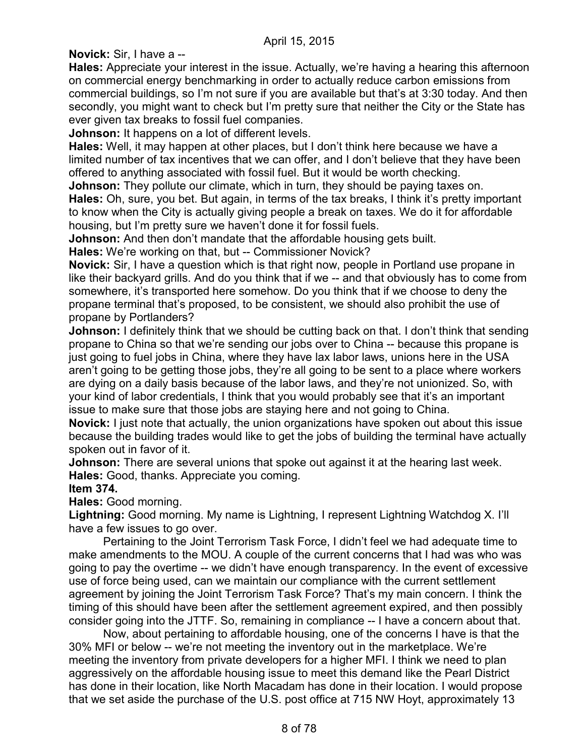**Novick:** Sir, I have a --

**Hales:** Appreciate your interest in the issue. Actually, we're having a hearing this afternoon on commercial energy benchmarking in order to actually reduce carbon emissions from commercial buildings, so I'm not sure if you are available but that's at 3:30 today. And then secondly, you might want to check but I'm pretty sure that neither the City or the State has ever given tax breaks to fossil fuel companies.

**Johnson:** It happens on a lot of different levels.

**Hales:** Well, it may happen at other places, but I don't think here because we have a limited number of tax incentives that we can offer, and I don't believe that they have been offered to anything associated with fossil fuel. But it would be worth checking.

**Johnson:** They pollute our climate, which in turn, they should be paying taxes on.

**Hales:** Oh, sure, you bet. But again, in terms of the tax breaks, I think it's pretty important to know when the City is actually giving people a break on taxes. We do it for affordable housing, but I'm pretty sure we haven't done it for fossil fuels.

**Johnson:** And then don't mandate that the affordable housing gets built.

**Hales:** We're working on that, but -- Commissioner Novick?

**Novick:** Sir, I have a question which is that right now, people in Portland use propane in like their backyard grills. And do you think that if we -- and that obviously has to come from somewhere, it's transported here somehow. Do you think that if we choose to deny the propane terminal that's proposed, to be consistent, we should also prohibit the use of propane by Portlanders?

**Johnson:** I definitely think that we should be cutting back on that. I don't think that sending propane to China so that we're sending our jobs over to China -- because this propane is just going to fuel jobs in China, where they have lax labor laws, unions here in the USA aren't going to be getting those jobs, they're all going to be sent to a place where workers are dying on a daily basis because of the labor laws, and they're not unionized. So, with your kind of labor credentials, I think that you would probably see that it's an important issue to make sure that those jobs are staying here and not going to China.

**Novick:** I just note that actually, the union organizations have spoken out about this issue because the building trades would like to get the jobs of building the terminal have actually spoken out in favor of it.

**Johnson:** There are several unions that spoke out against it at the hearing last week.

**Hales:** Good, thanks. Appreciate you coming.

**Item 374.**

**Hales:** Good morning.

**Lightning:** Good morning. My name is Lightning, I represent Lightning Watchdog X. I'll have a few issues to go over.

Pertaining to the Joint Terrorism Task Force, I didn't feel we had adequate time to make amendments to the MOU. A couple of the current concerns that I had was who was going to pay the overtime -- we didn't have enough transparency. In the event of excessive use of force being used, can we maintain our compliance with the current settlement agreement by joining the Joint Terrorism Task Force? That's my main concern. I think the timing of this should have been after the settlement agreement expired, and then possibly consider going into the JTTF. So, remaining in compliance -- I have a concern about that.

Now, about pertaining to affordable housing, one of the concerns I have is that the 30% MFI or below -- we're not meeting the inventory out in the marketplace. We're meeting the inventory from private developers for a higher MFI. I think we need to plan aggressively on the affordable housing issue to meet this demand like the Pearl District has done in their location, like North Macadam has done in their location. I would propose that we set aside the purchase of the U.S. post office at 715 NW Hoyt, approximately 13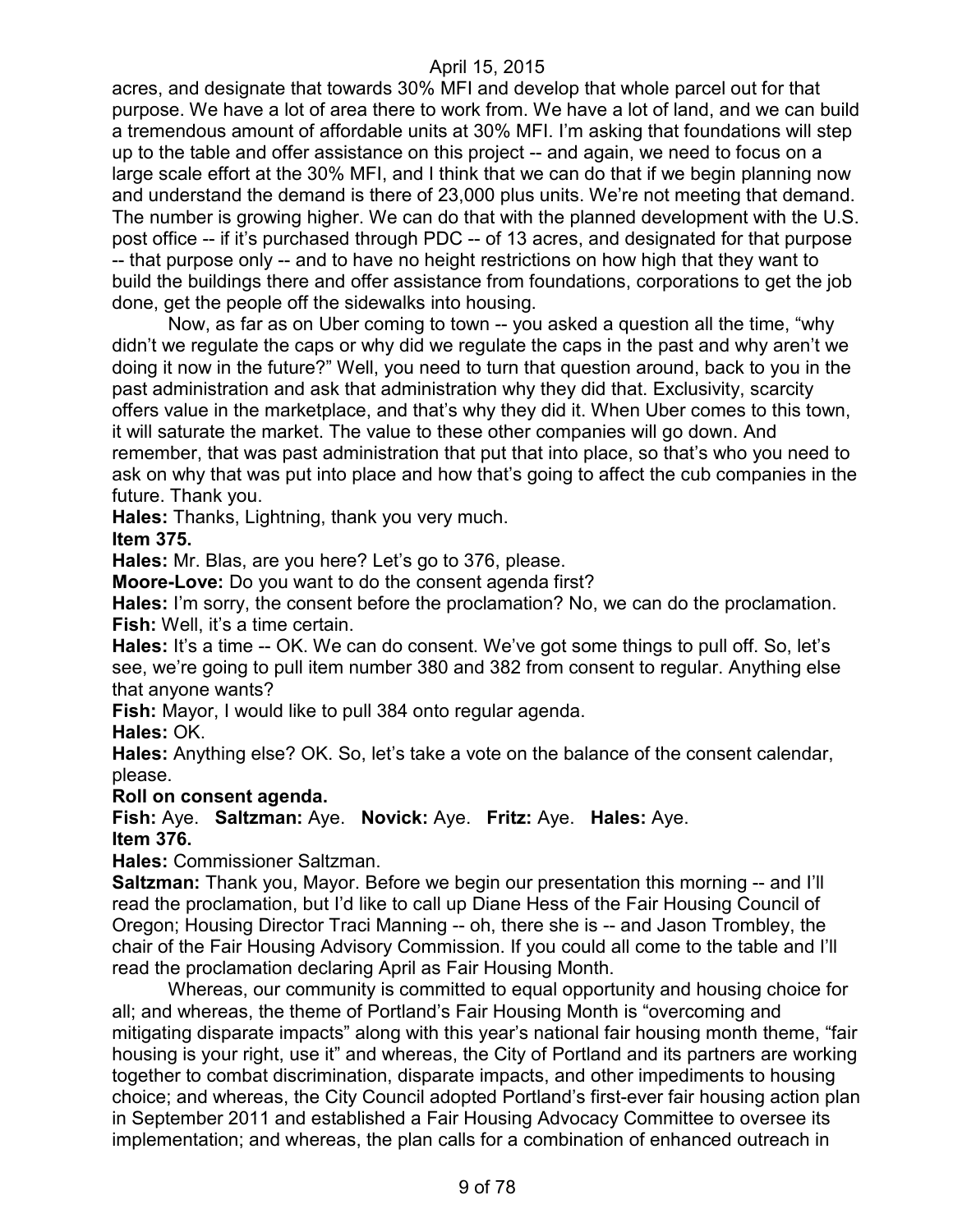acres, and designate that towards 30% MFI and develop that whole parcel out for that purpose. We have a lot of area there to work from. We have a lot of land, and we can build a tremendous amount of affordable units at 30% MFI. I'm asking that foundations will step up to the table and offer assistance on this project -- and again, we need to focus on a large scale effort at the 30% MFI, and I think that we can do that if we begin planning now and understand the demand is there of 23,000 plus units. We're not meeting that demand. The number is growing higher. We can do that with the planned development with the U.S. post office -- if it's purchased through PDC -- of 13 acres, and designated for that purpose -- that purpose only -- and to have no height restrictions on how high that they want to build the buildings there and offer assistance from foundations, corporations to get the job done, get the people off the sidewalks into housing.

Now, as far as on Uber coming to town -- you asked a question all the time, "why didn't we regulate the caps or why did we regulate the caps in the past and why aren't we doing it now in the future?" Well, you need to turn that question around, back to you in the past administration and ask that administration why they did that. Exclusivity, scarcity offers value in the marketplace, and that's why they did it. When Uber comes to this town, it will saturate the market. The value to these other companies will go down. And remember, that was past administration that put that into place, so that's who you need to ask on why that was put into place and how that's going to affect the cub companies in the future. Thank you.

**Hales:** Thanks, Lightning, thank you very much.

**Item 375.**

**Hales:** Mr. Blas, are you here? Let's go to 376, please.

**Moore-Love:** Do you want to do the consent agenda first?

**Hales:** I'm sorry, the consent before the proclamation? No, we can do the proclamation.

**Fish:** Well, it's a time certain.

**Hales:** It's a time -- OK. We can do consent. We've got some things to pull off. So, let's see, we're going to pull item number 380 and 382 from consent to regular. Anything else that anyone wants?

**Fish:** Mayor, I would like to pull 384 onto regular agenda.

**Hales:** OK.

**Hales:** Anything else? OK. So, let's take a vote on the balance of the consent calendar, please.

**Roll on consent agenda.**

**Fish:** Aye. **Saltzman:** Aye. **Novick:** Aye. **Fritz:** Aye. **Hales:** Aye.

**Item 376.**

**Hales:** Commissioner Saltzman.

**Saltzman:** Thank you, Mayor. Before we begin our presentation this morning -- and I'll read the proclamation, but I'd like to call up Diane Hess of the Fair Housing Council of Oregon; Housing Director Traci Manning -- oh, there she is -- and Jason Trombley, the chair of the Fair Housing Advisory Commission. If you could all come to the table and I'll read the proclamation declaring April as Fair Housing Month.

Whereas, our community is committed to equal opportunity and housing choice for all; and whereas, the theme of Portland's Fair Housing Month is "overcoming and mitigating disparate impacts" along with this year's national fair housing month theme, "fair housing is your right, use it" and whereas, the City of Portland and its partners are working together to combat discrimination, disparate impacts, and other impediments to housing choice; and whereas, the City Council adopted Portland's first-ever fair housing action plan in September 2011 and established a Fair Housing Advocacy Committee to oversee its implementation; and whereas, the plan calls for a combination of enhanced outreach in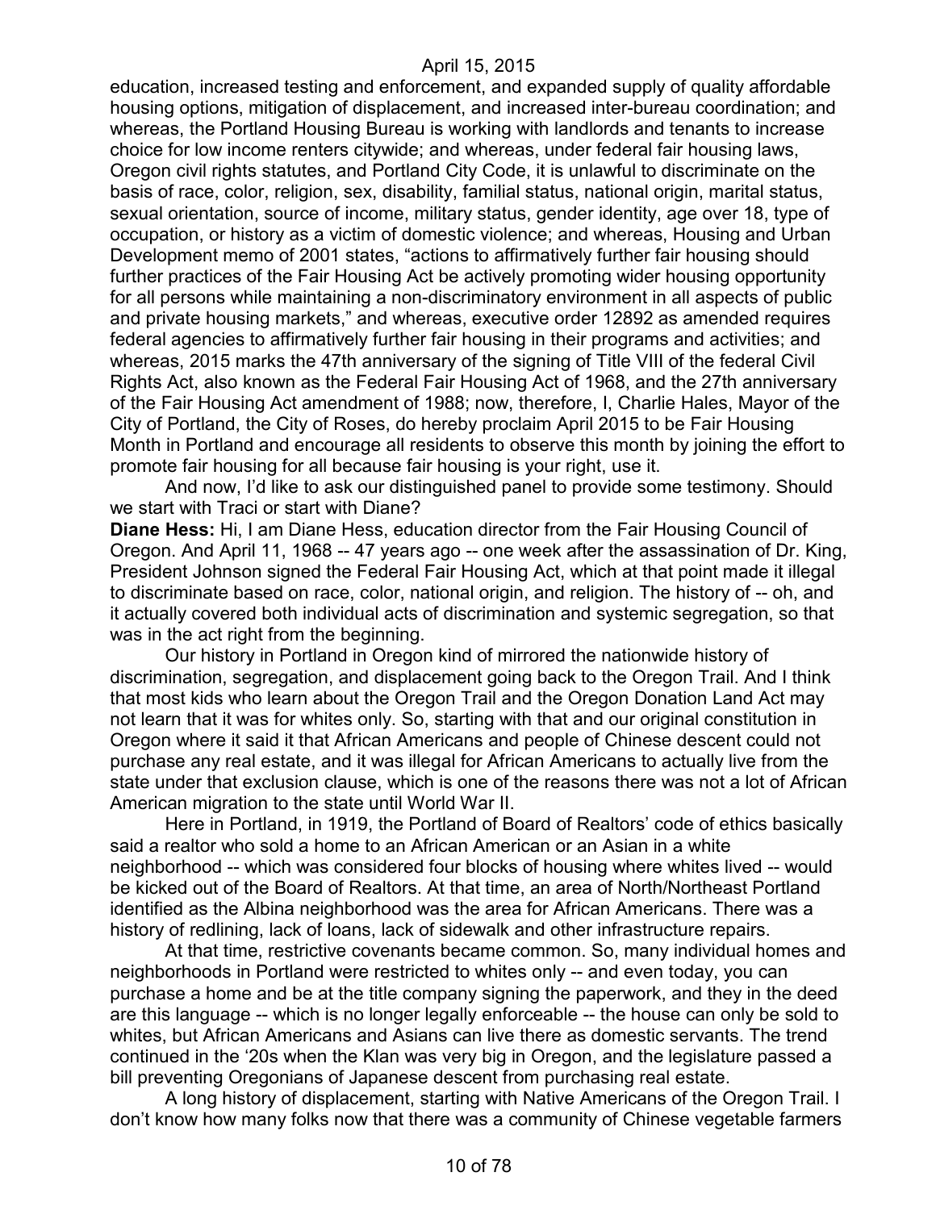education, increased testing and enforcement, and expanded supply of quality affordable housing options, mitigation of displacement, and increased inter-bureau coordination; and whereas, the Portland Housing Bureau is working with landlords and tenants to increase choice for low income renters citywide; and whereas, under federal fair housing laws, Oregon civil rights statutes, and Portland City Code, it is unlawful to discriminate on the basis of race, color, religion, sex, disability, familial status, national origin, marital status, sexual orientation, source of income, military status, gender identity, age over 18, type of occupation, or history as a victim of domestic violence; and whereas, Housing and Urban Development memo of 2001 states, "actions to affirmatively further fair housing should further practices of the Fair Housing Act be actively promoting wider housing opportunity for all persons while maintaining a non-discriminatory environment in all aspects of public and private housing markets," and whereas, executive order 12892 as amended requires federal agencies to affirmatively further fair housing in their programs and activities; and whereas, 2015 marks the 47th anniversary of the signing of Title VIII of the federal Civil Rights Act, also known as the Federal Fair Housing Act of 1968, and the 27th anniversary of the Fair Housing Act amendment of 1988; now, therefore, I, Charlie Hales, Mayor of the City of Portland, the City of Roses, do hereby proclaim April 2015 to be Fair Housing Month in Portland and encourage all residents to observe this month by joining the effort to promote fair housing for all because fair housing is your right, use it.

And now, I'd like to ask our distinguished panel to provide some testimony. Should we start with Traci or start with Diane?

**Diane Hess:** Hi, I am Diane Hess, education director from the Fair Housing Council of Oregon. And April 11, 1968 -- 47 years ago -- one week after the assassination of Dr. King, President Johnson signed the Federal Fair Housing Act, which at that point made it illegal to discriminate based on race, color, national origin, and religion. The history of -- oh, and it actually covered both individual acts of discrimination and systemic segregation, so that was in the act right from the beginning.

Our history in Portland in Oregon kind of mirrored the nationwide history of discrimination, segregation, and displacement going back to the Oregon Trail. And I think that most kids who learn about the Oregon Trail and the Oregon Donation Land Act may not learn that it was for whites only. So, starting with that and our original constitution in Oregon where it said it that African Americans and people of Chinese descent could not purchase any real estate, and it was illegal for African Americans to actually live from the state under that exclusion clause, which is one of the reasons there was not a lot of African American migration to the state until World War II.

Here in Portland, in 1919, the Portland of Board of Realtors' code of ethics basically said a realtor who sold a home to an African American or an Asian in a white neighborhood -- which was considered four blocks of housing where whites lived -- would be kicked out of the Board of Realtors. At that time, an area of North/Northeast Portland identified as the Albina neighborhood was the area for African Americans. There was a history of redlining, lack of loans, lack of sidewalk and other infrastructure repairs.

At that time, restrictive covenants became common. So, many individual homes and neighborhoods in Portland were restricted to whites only -- and even today, you can purchase a home and be at the title company signing the paperwork, and they in the deed are this language -- which is no longer legally enforceable -- the house can only be sold to whites, but African Americans and Asians can live there as domestic servants. The trend continued in the '20s when the Klan was very big in Oregon, and the legislature passed a bill preventing Oregonians of Japanese descent from purchasing real estate.

A long history of displacement, starting with Native Americans of the Oregon Trail. I don't know how many folks now that there was a community of Chinese vegetable farmers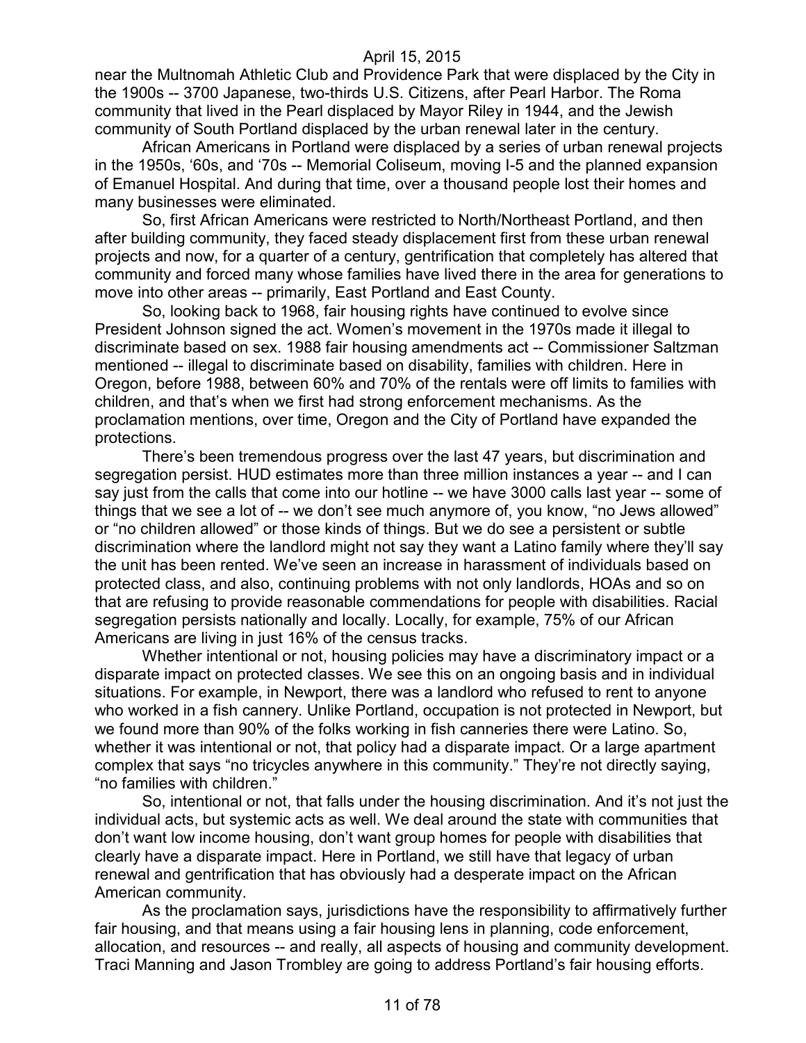near the Multnomah Athletic Club and Providence Park that were displaced by the City in the 1900s -- 3700 Japanese, two-thirds U.S. Citizens, after Pearl Harbor. The Roma community that lived in the Pearl displaced by Mayor Riley in 1944, and the Jewish community of South Portland displaced by the urban renewal later in the century.

African Americans in Portland were displaced by a series of urban renewal projects in the 1950s, '60s, and '70s -- Memorial Coliseum, moving I-5 and the planned expansion of Emanuel Hospital. And during that time, over a thousand people lost their homes and many businesses were eliminated.

So, first African Americans were restricted to North/Northeast Portland, and then after building community, they faced steady displacement first from these urban renewal projects and now, for a quarter of a century, gentrification that completely has altered that community and forced many whose families have lived there in the area for generations to move into other areas -- primarily, East Portland and East County.

So, looking back to 1968, fair housing rights have continued to evolve since President Johnson signed the act. Women's movement in the 1970s made it illegal to discriminate based on sex. 1988 fair housing amendments act -- Commissioner Saltzman mentioned -- illegal to discriminate based on disability, families with children. Here in Oregon, before 1988, between 60% and 70% of the rentals were off limits to families with children, and that's when we first had strong enforcement mechanisms. As the proclamation mentions, over time, Oregon and the City of Portland have expanded the protections.

There's been tremendous progress over the last 47 years, but discrimination and segregation persist. HUD estimates more than three million instances a year -- and I can say just from the calls that come into our hotline -- we have 3000 calls last year -- some of things that we see a lot of -- we don't see much anymore of, you know, "no Jews allowed" or "no children allowed" or those kinds of things. But we do see a persistent or subtle discrimination where the landlord might not say they want a Latino family where they'll say the unit has been rented. We've seen an increase in harassment of individuals based on protected class, and also, continuing problems with not only landlords, HOAs and so on that are refusing to provide reasonable commendations for people with disabilities. Racial segregation persists nationally and locally. Locally, for example, 75% of our African Americans are living in just 16% of the census tracks.

Whether intentional or not, housing policies may have a discriminatory impact or a disparate impact on protected classes. We see this on an ongoing basis and in individual situations. For example, in Newport, there was a landlord who refused to rent to anyone who worked in a fish cannery. Unlike Portland, occupation is not protected in Newport, but we found more than 90% of the folks working in fish canneries there were Latino. So, whether it was intentional or not, that policy had a disparate impact. Or a large apartment complex that says "no tricycles anywhere in this community." They're not directly saying, "no families with children."

So, intentional or not, that falls under the housing discrimination. And it's not just the individual acts, but systemic acts as well. We deal around the state with communities that don't want low income housing, don't want group homes for people with disabilities that clearly have a disparate impact. Here in Portland, we still have that legacy of urban renewal and gentrification that has obviously had a desperate impact on the African American community.

As the proclamation says, jurisdictions have the responsibility to affirmatively further fair housing, and that means using a fair housing lens in planning, code enforcement, allocation, and resources -- and really, all aspects of housing and community development. Traci Manning and Jason Trombley are going to address Portland's fair housing efforts.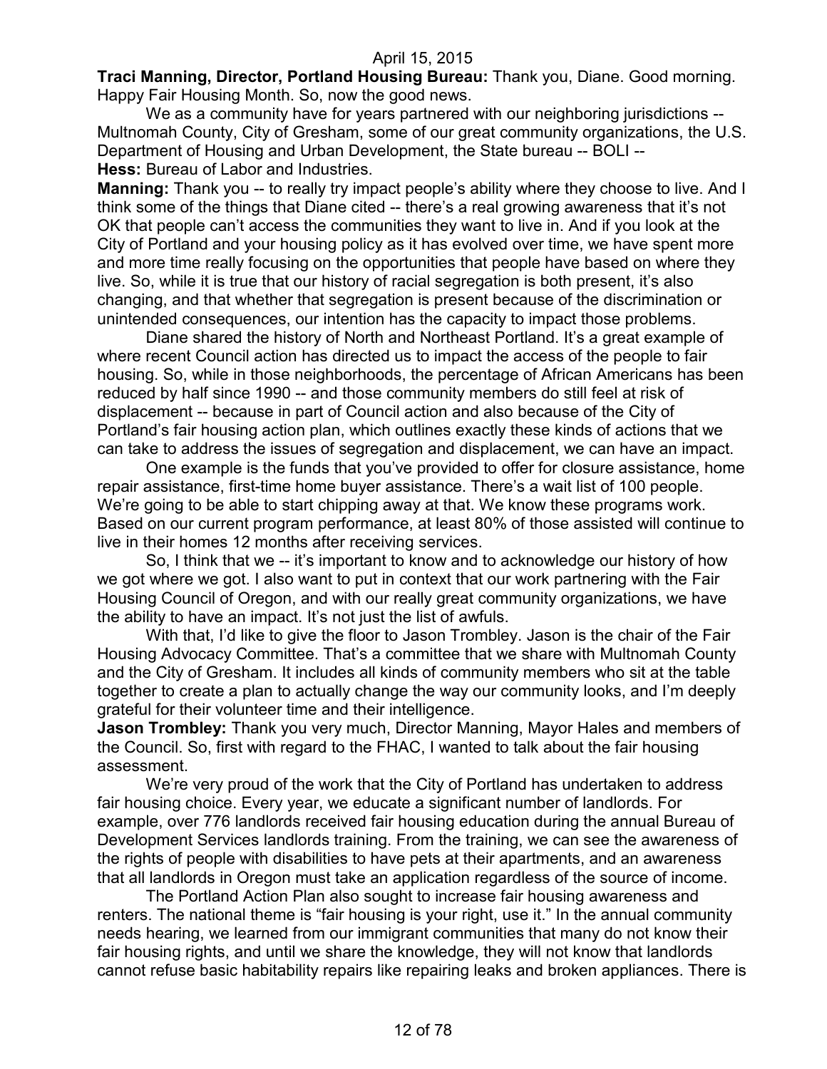**Traci Manning, Director, Portland Housing Bureau:** Thank you, Diane. Good morning. Happy Fair Housing Month. So, now the good news.

We as a community have for years partnered with our neighboring jurisdictions -- Multnomah County, City of Gresham, some of our great community organizations, the U.S. Department of Housing and Urban Development, the State bureau -- BOLI --

**Hess:** Bureau of Labor and Industries.

**Manning:** Thank you -- to really try impact people's ability where they choose to live. And I think some of the things that Diane cited -- there's a real growing awareness that it's not OK that people can't access the communities they want to live in. And if you look at the City of Portland and your housing policy as it has evolved over time, we have spent more and more time really focusing on the opportunities that people have based on where they live. So, while it is true that our history of racial segregation is both present, it's also changing, and that whether that segregation is present because of the discrimination or unintended consequences, our intention has the capacity to impact those problems.

Diane shared the history of North and Northeast Portland. It's a great example of where recent Council action has directed us to impact the access of the people to fair housing. So, while in those neighborhoods, the percentage of African Americans has been reduced by half since 1990 -- and those community members do still feel at risk of displacement -- because in part of Council action and also because of the City of Portland's fair housing action plan, which outlines exactly these kinds of actions that we can take to address the issues of segregation and displacement, we can have an impact.

One example is the funds that you've provided to offer for closure assistance, home repair assistance, first-time home buyer assistance. There's a wait list of 100 people. We're going to be able to start chipping away at that. We know these programs work. Based on our current program performance, at least 80% of those assisted will continue to live in their homes 12 months after receiving services.

So, I think that we -- it's important to know and to acknowledge our history of how we got where we got. I also want to put in context that our work partnering with the Fair Housing Council of Oregon, and with our really great community organizations, we have the ability to have an impact. It's not just the list of awfuls.

With that, I'd like to give the floor to Jason Trombley. Jason is the chair of the Fair Housing Advocacy Committee. That's a committee that we share with Multnomah County and the City of Gresham. It includes all kinds of community members who sit at the table together to create a plan to actually change the way our community looks, and I'm deeply grateful for their volunteer time and their intelligence.

**Jason Trombley:** Thank you very much, Director Manning, Mayor Hales and members of the Council. So, first with regard to the FHAC, I wanted to talk about the fair housing assessment.

We're very proud of the work that the City of Portland has undertaken to address fair housing choice. Every year, we educate a significant number of landlords. For example, over 776 landlords received fair housing education during the annual Bureau of Development Services landlords training. From the training, we can see the awareness of the rights of people with disabilities to have pets at their apartments, and an awareness that all landlords in Oregon must take an application regardless of the source of income.

The Portland Action Plan also sought to increase fair housing awareness and renters. The national theme is "fair housing is your right, use it." In the annual community needs hearing, we learned from our immigrant communities that many do not know their fair housing rights, and until we share the knowledge, they will not know that landlords cannot refuse basic habitability repairs like repairing leaks and broken appliances. There is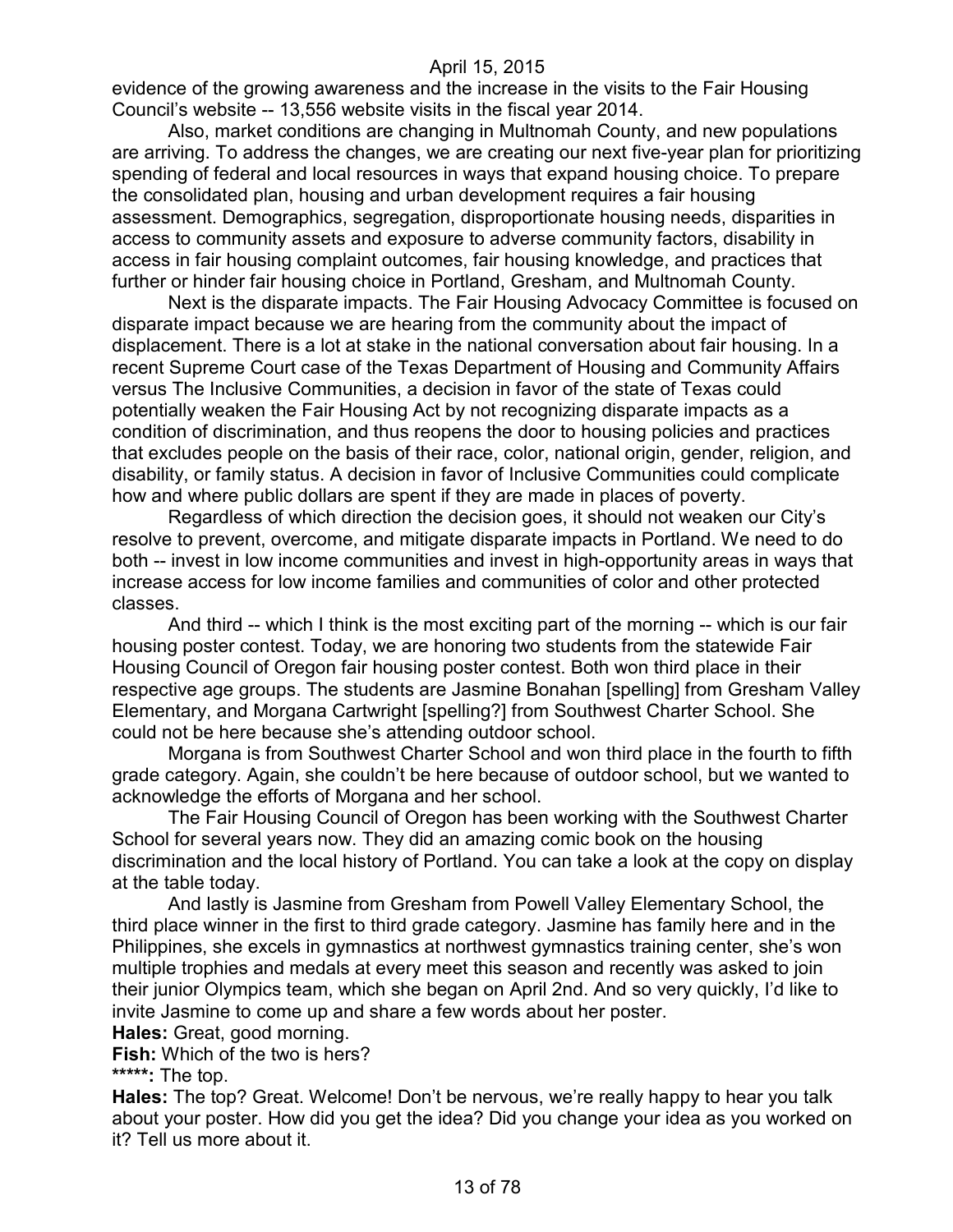evidence of the growing awareness and the increase in the visits to the Fair Housing Council's website -- 13,556 website visits in the fiscal year 2014.

Also, market conditions are changing in Multnomah County, and new populations are arriving. To address the changes, we are creating our next five-year plan for prioritizing spending of federal and local resources in ways that expand housing choice. To prepare the consolidated plan, housing and urban development requires a fair housing assessment. Demographics, segregation, disproportionate housing needs, disparities in access to community assets and exposure to adverse community factors, disability in access in fair housing complaint outcomes, fair housing knowledge, and practices that further or hinder fair housing choice in Portland, Gresham, and Multnomah County.

Next is the disparate impacts. The Fair Housing Advocacy Committee is focused on disparate impact because we are hearing from the community about the impact of displacement. There is a lot at stake in the national conversation about fair housing. In a recent Supreme Court case of the Texas Department of Housing and Community Affairs versus The Inclusive Communities, a decision in favor of the state of Texas could potentially weaken the Fair Housing Act by not recognizing disparate impacts as a condition of discrimination, and thus reopens the door to housing policies and practices that excludes people on the basis of their race, color, national origin, gender, religion, and disability, or family status. A decision in favor of Inclusive Communities could complicate how and where public dollars are spent if they are made in places of poverty.

Regardless of which direction the decision goes, it should not weaken our City's resolve to prevent, overcome, and mitigate disparate impacts in Portland. We need to do both -- invest in low income communities and invest in high-opportunity areas in ways that increase access for low income families and communities of color and other protected classes.

And third -- which I think is the most exciting part of the morning -- which is our fair housing poster contest. Today, we are honoring two students from the statewide Fair Housing Council of Oregon fair housing poster contest. Both won third place in their respective age groups. The students are Jasmine Bonahan [spelling] from Gresham Valley Elementary, and Morgana Cartwright [spelling?] from Southwest Charter School. She could not be here because she's attending outdoor school.

Morgana is from Southwest Charter School and won third place in the fourth to fifth grade category. Again, she couldn't be here because of outdoor school, but we wanted to acknowledge the efforts of Morgana and her school.

The Fair Housing Council of Oregon has been working with the Southwest Charter School for several years now. They did an amazing comic book on the housing discrimination and the local history of Portland. You can take a look at the copy on display at the table today.

And lastly is Jasmine from Gresham from Powell Valley Elementary School, the third place winner in the first to third grade category. Jasmine has family here and in the Philippines, she excels in gymnastics at northwest gymnastics training center, she's won multiple trophies and medals at every meet this season and recently was asked to join their junior Olympics team, which she began on April 2nd. And so very quickly, I'd like to invite Jasmine to come up and share a few words about her poster.

**Hales:** Great, good morning.

**Fish:** Which of the two is hers?

**\*\*\*\*\*:** The top.

**Hales:** The top? Great. Welcome! Don't be nervous, we're really happy to hear you talk about your poster. How did you get the idea? Did you change your idea as you worked on it? Tell us more about it.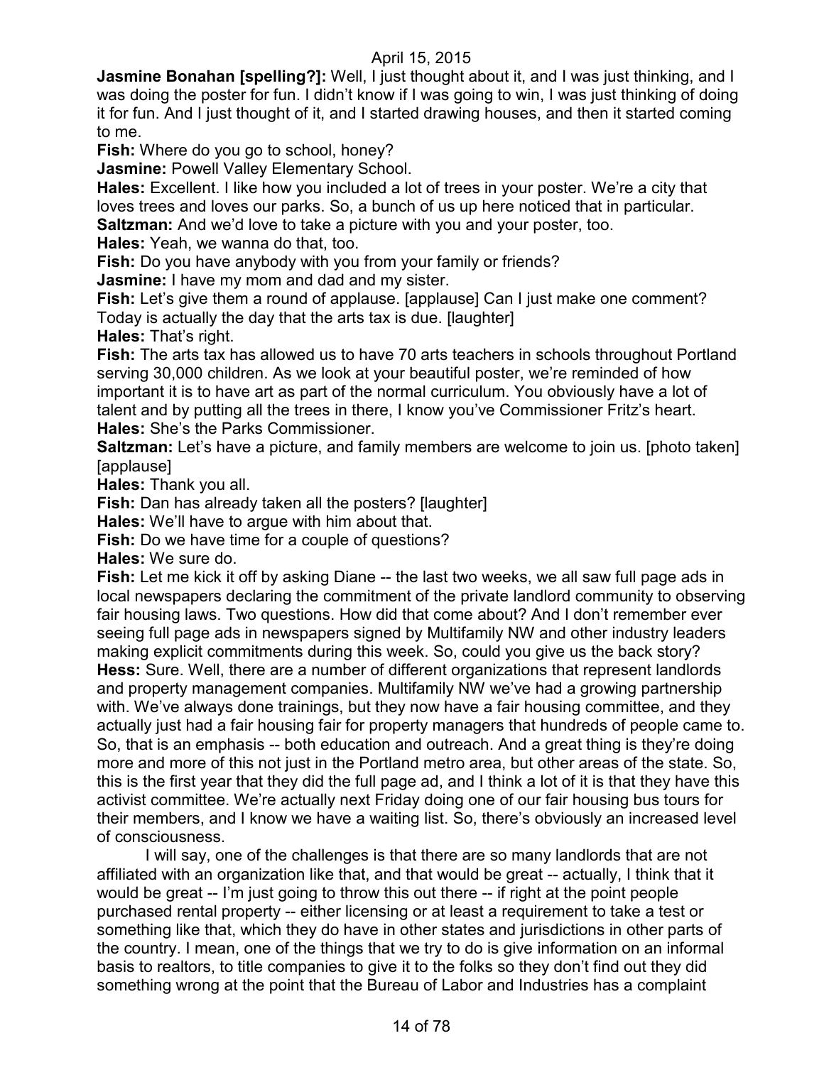**Jasmine Bonahan [spelling?]:** Well, I just thought about it, and I was just thinking, and I was doing the poster for fun. I didn't know if I was going to win, I was just thinking of doing it for fun. And I just thought of it, and I started drawing houses, and then it started coming to me.

**Fish:** Where do you go to school, honey?

**Jasmine:** Powell Valley Elementary School.

**Hales:** Excellent. I like how you included a lot of trees in your poster. We're a city that loves trees and loves our parks. So, a bunch of us up here noticed that in particular.

**Saltzman:** And we'd love to take a picture with you and your poster, too.

**Hales:** Yeah, we wanna do that, too.

**Fish:** Do you have anybody with you from your family or friends?

**Jasmine:** I have my mom and dad and my sister.

**Fish:** Let's give them a round of applause. [applause] Can I just make one comment? Today is actually the day that the arts tax is due. [laughter]

**Hales:** That's right.

**Fish:** The arts tax has allowed us to have 70 arts teachers in schools throughout Portland serving 30,000 children. As we look at your beautiful poster, we're reminded of how important it is to have art as part of the normal curriculum. You obviously have a lot of talent and by putting all the trees in there, I know you've Commissioner Fritz's heart.

**Hales:** She's the Parks Commissioner.

**Saltzman:** Let's have a picture, and family members are welcome to join us. [photo taken] [applause]

**Hales:** Thank you all.

**Fish:** Dan has already taken all the posters? [laughter]

**Hales:** We'll have to argue with him about that.

**Fish:** Do we have time for a couple of questions?

**Hales:** We sure do.

**Fish:** Let me kick it off by asking Diane -- the last two weeks, we all saw full page ads in local newspapers declaring the commitment of the private landlord community to observing fair housing laws. Two questions. How did that come about? And I don't remember ever seeing full page ads in newspapers signed by Multifamily NW and other industry leaders making explicit commitments during this week. So, could you give us the back story?

**Hess:** Sure. Well, there are a number of different organizations that represent landlords and property management companies. Multifamily NW we've had a growing partnership with. We've always done trainings, but they now have a fair housing committee, and they actually just had a fair housing fair for property managers that hundreds of people came to. So, that is an emphasis -- both education and outreach. And a great thing is they're doing more and more of this not just in the Portland metro area, but other areas of the state. So, this is the first year that they did the full page ad, and I think a lot of it is that they have this activist committee. We're actually next Friday doing one of our fair housing bus tours for their members, and I know we have a waiting list. So, there's obviously an increased level of consciousness.

I will say, one of the challenges is that there are so many landlords that are not affiliated with an organization like that, and that would be great -- actually, I think that it would be great -- I'm just going to throw this out there -- if right at the point people purchased rental property -- either licensing or at least a requirement to take a test or something like that, which they do have in other states and jurisdictions in other parts of the country. I mean, one of the things that we try to do is give information on an informal basis to realtors, to title companies to give it to the folks so they don't find out they did something wrong at the point that the Bureau of Labor and Industries has a complaint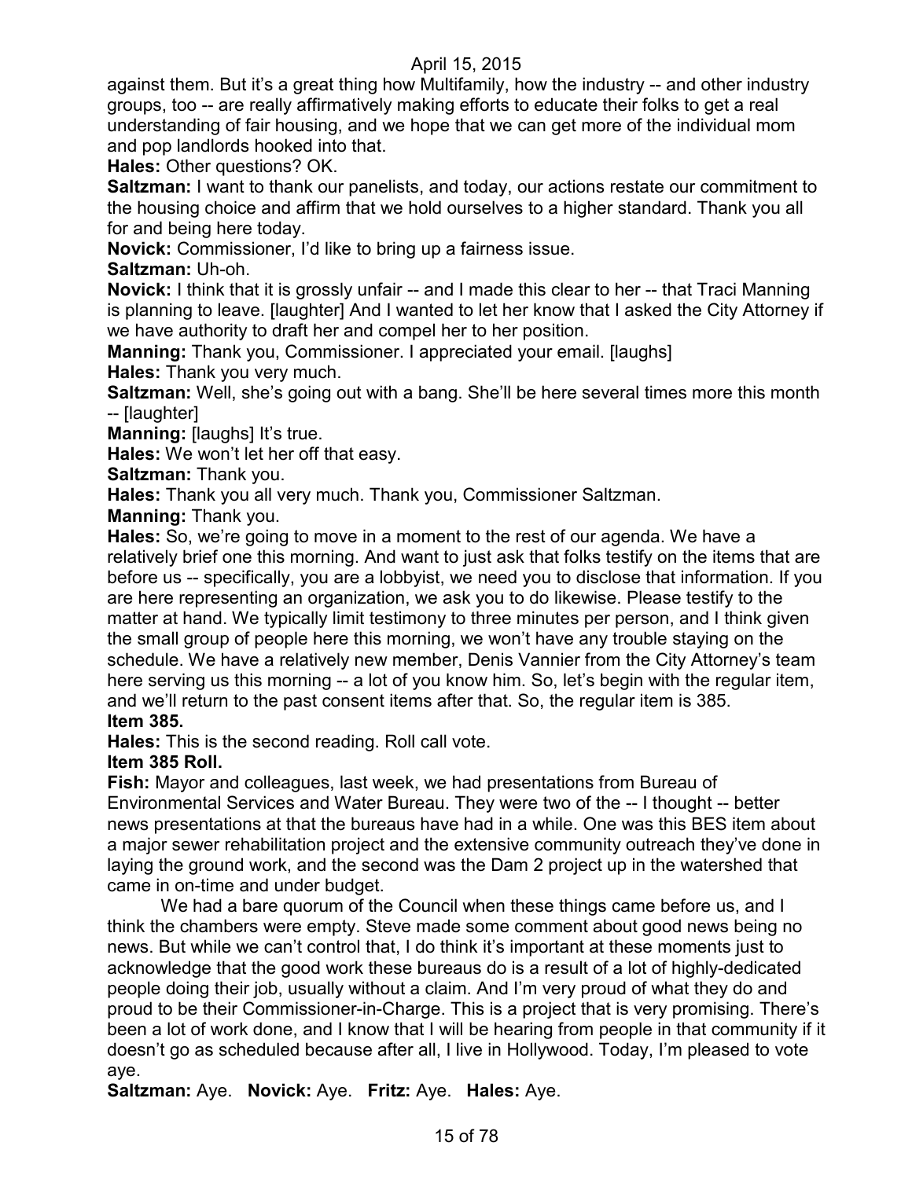against them. But it's a great thing how Multifamily, how the industry -- and other industry groups, too -- are really affirmatively making efforts to educate their folks to get a real understanding of fair housing, and we hope that we can get more of the individual mom and pop landlords hooked into that.

**Hales:** Other questions? OK.

**Saltzman:** I want to thank our panelists, and today, our actions restate our commitment to the housing choice and affirm that we hold ourselves to a higher standard. Thank you all for and being here today.

**Novick:** Commissioner, I'd like to bring up a fairness issue.

**Saltzman:** Uh-oh.

**Novick:** I think that it is grossly unfair -- and I made this clear to her -- that Traci Manning is planning to leave. [laughter] And I wanted to let her know that I asked the City Attorney if we have authority to draft her and compel her to her position.

**Manning:** Thank you, Commissioner. I appreciated your email. [laughs]

**Hales:** Thank you very much.

**Saltzman:** Well, she's going out with a bang. She'll be here several times more this month -- [laughter]

**Manning:** [laughs] It's true.

**Hales:** We won't let her off that easy.

**Saltzman:** Thank you.

**Hales:** Thank you all very much. Thank you, Commissioner Saltzman.

**Manning:** Thank you.

**Hales:** So, we're going to move in a moment to the rest of our agenda. We have a relatively brief one this morning. And want to just ask that folks testify on the items that are before us -- specifically, you are a lobbyist, we need you to disclose that information. If you are here representing an organization, we ask you to do likewise. Please testify to the matter at hand. We typically limit testimony to three minutes per person, and I think given the small group of people here this morning, we won't have any trouble staying on the schedule. We have a relatively new member, Denis Vannier from the City Attorney's team here serving us this morning -- a lot of you know him. So, let's begin with the regular item, and we'll return to the past consent items after that. So, the regular item is 385.

**Item 385.**

**Hales:** This is the second reading. Roll call vote.

**Item 385 Roll.**

**Fish:** Mayor and colleagues, last week, we had presentations from Bureau of Environmental Services and Water Bureau. They were two of the -- I thought -- better news presentations at that the bureaus have had in a while. One was this BES item about a major sewer rehabilitation project and the extensive community outreach they've done in laying the ground work, and the second was the Dam 2 project up in the watershed that came in on-time and under budget.

We had a bare quorum of the Council when these things came before us, and I think the chambers were empty. Steve made some comment about good news being no news. But while we can't control that, I do think it's important at these moments just to acknowledge that the good work these bureaus do is a result of a lot of highly-dedicated people doing their job, usually without a claim. And I'm very proud of what they do and proud to be their Commissioner-in-Charge. This is a project that is very promising. There's been a lot of work done, and I know that I will be hearing from people in that community if it doesn't go as scheduled because after all, I live in Hollywood. Today, I'm pleased to vote aye.

**Saltzman:** Aye. **Novick:** Aye. **Fritz:** Aye. **Hales:** Aye.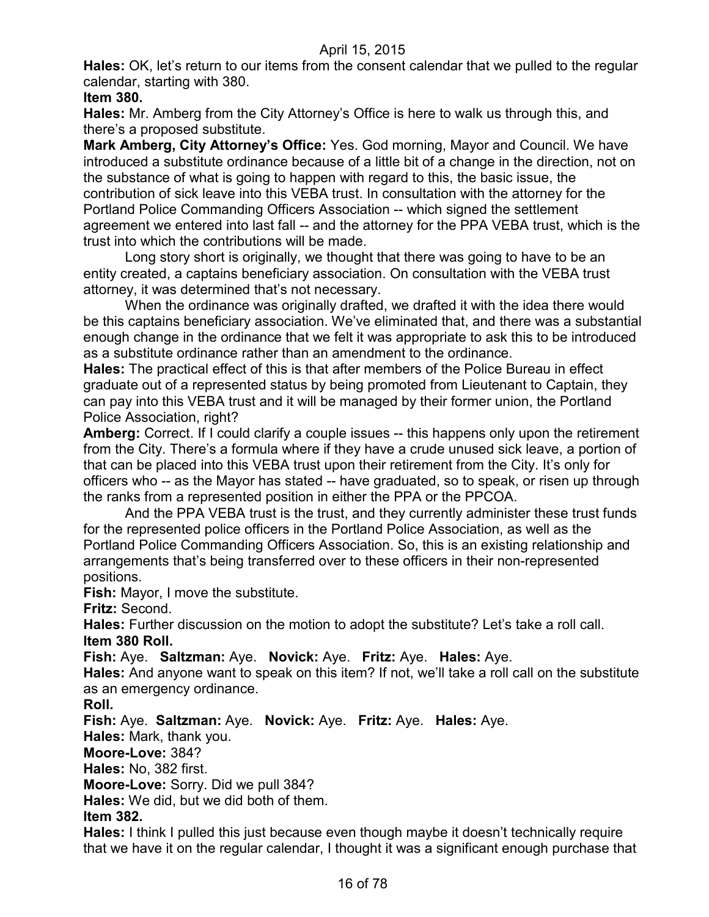**Hales:** OK, let's return to our items from the consent calendar that we pulled to the regular calendar, starting with 380.

**Item 380.**

**Hales:** Mr. Amberg from the City Attorney's Office is here to walk us through this, and there's a proposed substitute.

**Mark Amberg, City Attorney's Office:** Yes. God morning, Mayor and Council. We have introduced a substitute ordinance because of a little bit of a change in the direction, not on the substance of what is going to happen with regard to this, the basic issue, the contribution of sick leave into this VEBA trust. In consultation with the attorney for the Portland Police Commanding Officers Association -- which signed the settlement agreement we entered into last fall -- and the attorney for the PPA VEBA trust, which is the trust into which the contributions will be made.

Long story short is originally, we thought that there was going to have to be an entity created, a captains beneficiary association. On consultation with the VEBA trust attorney, it was determined that's not necessary.

When the ordinance was originally drafted, we drafted it with the idea there would be this captains beneficiary association. We've eliminated that, and there was a substantial enough change in the ordinance that we felt it was appropriate to ask this to be introduced as a substitute ordinance rather than an amendment to the ordinance.

**Hales:** The practical effect of this is that after members of the Police Bureau in effect graduate out of a represented status by being promoted from Lieutenant to Captain, they can pay into this VEBA trust and it will be managed by their former union, the Portland Police Association, right?

**Amberg:** Correct. If I could clarify a couple issues -- this happens only upon the retirement from the City. There's a formula where if they have a crude unused sick leave, a portion of that can be placed into this VEBA trust upon their retirement from the City. It's only for officers who -- as the Mayor has stated -- have graduated, so to speak, or risen up through the ranks from a represented position in either the PPA or the PPCOA.

And the PPA VEBA trust is the trust, and they currently administer these trust funds for the represented police officers in the Portland Police Association, as well as the Portland Police Commanding Officers Association. So, this is an existing relationship and arrangements that's being transferred over to these officers in their non-represented positions.

**Fish:** Mayor, I move the substitute.

**Fritz:** Second.

**Hales:** Further discussion on the motion to adopt the substitute? Let's take a roll call.

**Item 380 Roll.**

**Fish:** Aye. **Saltzman:** Aye. **Novick:** Aye. **Fritz:** Aye. **Hales:** Aye.

**Hales:** And anyone want to speak on this item? If not, we'll take a roll call on the substitute as an emergency ordinance.

**Roll.**

**Fish:** Aye. **Saltzman:** Aye. **Novick:** Aye. **Fritz:** Aye. **Hales:** Aye.

**Hales:** Mark, thank you.

**Moore-Love:** 384?

**Hales:** No, 382 first.

**Moore-Love:** Sorry. Did we pull 384?

**Hales:** We did, but we did both of them.

**Item 382.**

**Hales:** I think I pulled this just because even though maybe it doesn't technically require that we have it on the regular calendar, I thought it was a significant enough purchase that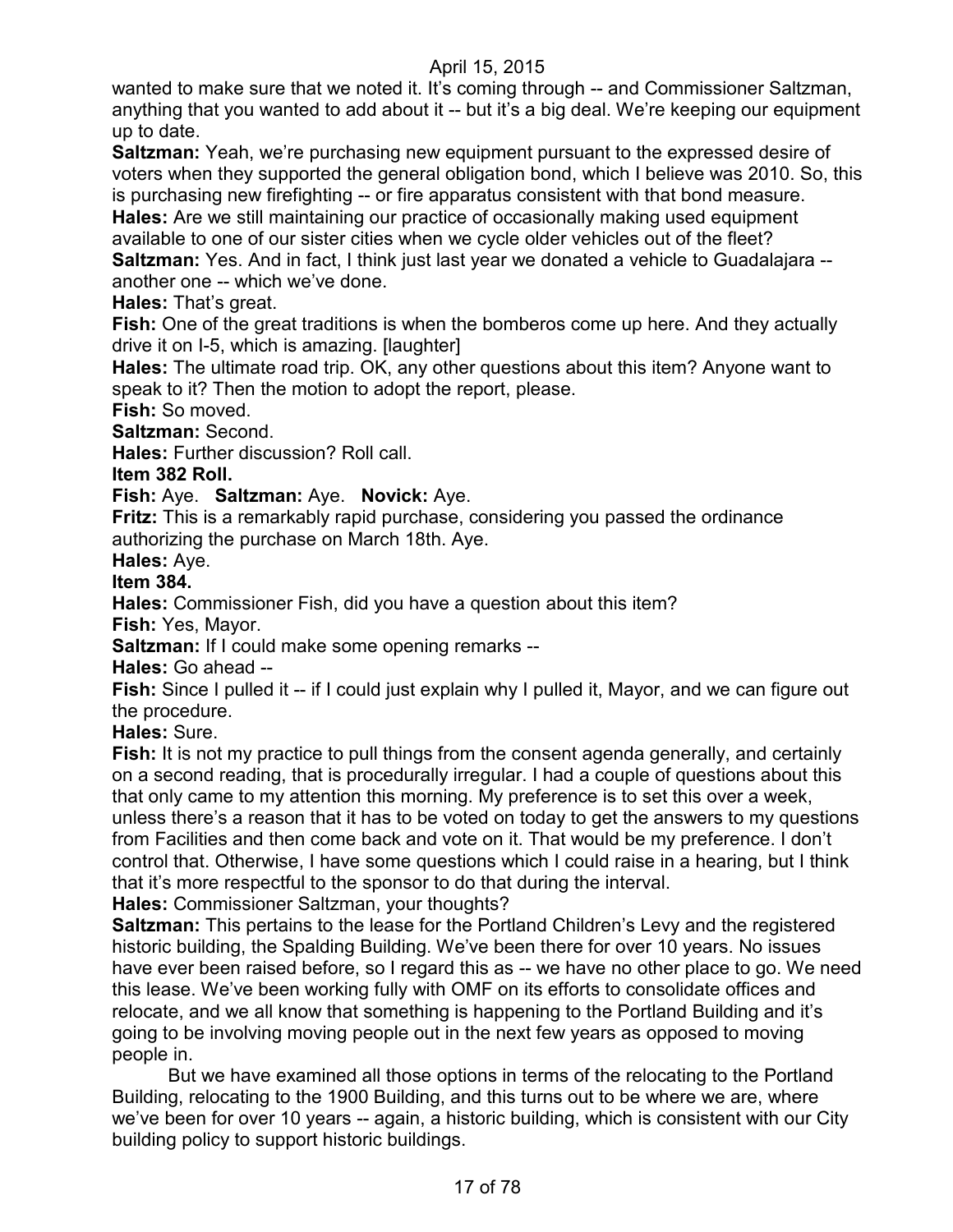wanted to make sure that we noted it. It's coming through -- and Commissioner Saltzman, anything that you wanted to add about it -- but it's a big deal. We're keeping our equipment up to date.

**Saltzman:** Yeah, we're purchasing new equipment pursuant to the expressed desire of voters when they supported the general obligation bond, which I believe was 2010. So, this is purchasing new firefighting -- or fire apparatus consistent with that bond measure.

**Hales:** Are we still maintaining our practice of occasionally making used equipment available to one of our sister cities when we cycle older vehicles out of the fleet?

**Saltzman:** Yes. And in fact, I think just last year we donated a vehicle to Guadalajara -- another one -- which we've done.

**Hales:** That's great.

**Fish:** One of the great traditions is when the bomberos come up here. And they actually drive it on I-5, which is amazing. [laughter]

**Hales:** The ultimate road trip. OK, any other questions about this item? Anyone want to speak to it? Then the motion to adopt the report, please.

**Fish:** So moved.

**Saltzman:** Second.

**Hales:** Further discussion? Roll call.

**Item 382 Roll.**

**Fish:** Aye. **Saltzman:** Aye. **Novick:** Aye.

**Fritz:** This is a remarkably rapid purchase, considering you passed the ordinance authorizing the purchase on March 18th. Aye.

**Hales:** Aye.

**Item 384.**

**Hales:** Commissioner Fish, did you have a question about this item?

**Fish:** Yes, Mayor.

**Saltzman:** If I could make some opening remarks --

**Hales:** Go ahead --

**Fish:** Since I pulled it -- if I could just explain why I pulled it, Mayor, and we can figure out the procedure.

**Hales:** Sure.

**Fish:** It is not my practice to pull things from the consent agenda generally, and certainly on a second reading, that is procedurally irregular. I had a couple of questions about this that only came to my attention this morning. My preference is to set this over a week, unless there's a reason that it has to be voted on today to get the answers to my questions from Facilities and then come back and vote on it. That would be my preference. I don't control that. Otherwise, I have some questions which I could raise in a hearing, but I think that it's more respectful to the sponsor to do that during the interval.

**Hales:** Commissioner Saltzman, your thoughts?

**Saltzman:** This pertains to the lease for the Portland Children's Levy and the registered historic building, the Spalding Building. We've been there for over 10 years. No issues have ever been raised before, so I regard this as -- we have no other place to go. We need this lease. We've been working fully with OMF on its efforts to consolidate offices and relocate, and we all know that something is happening to the Portland Building and it's going to be involving moving people out in the next few years as opposed to moving people in.

But we have examined all those options in terms of the relocating to the Portland Building, relocating to the 1900 Building, and this turns out to be where we are, where we've been for over 10 years -- again, a historic building, which is consistent with our City building policy to support historic buildings.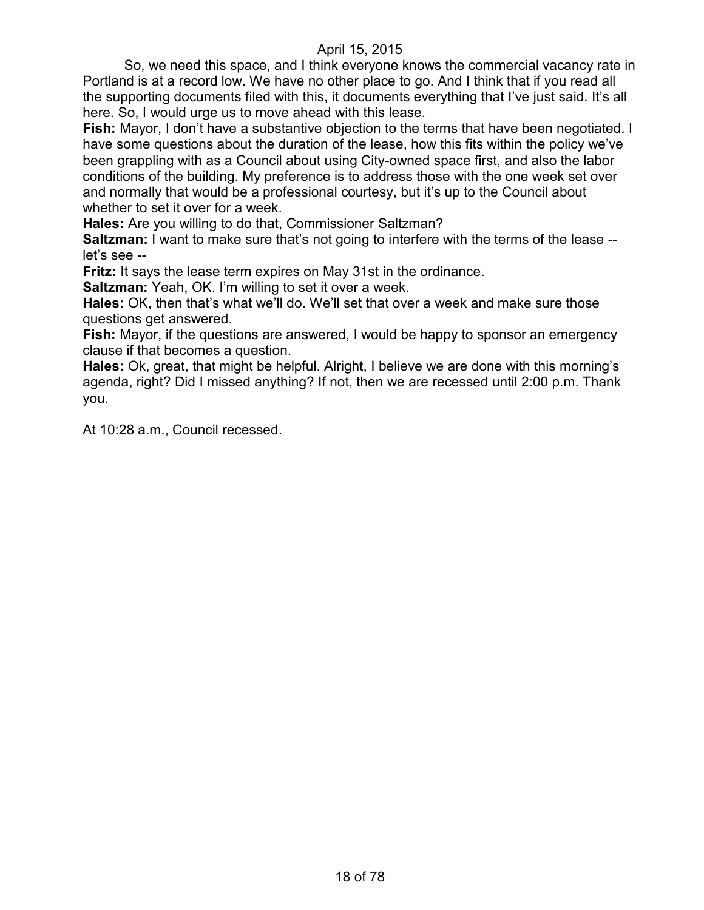So, we need this space, and I think everyone knows the commercial vacancy rate in Portland is at a record low. We have no other place to go. And I think that if you read all the supporting documents filed with this, it documents everything that I've just said. It's all here. So, I would urge us to move ahead with this lease.

**Fish:** Mayor, I don't have a substantive objection to the terms that have been negotiated. I have some questions about the duration of the lease, how this fits within the policy we've been grappling with as a Council about using City-owned space first, and also the labor conditions of the building. My preference is to address those with the one week set over and normally that would be a professional courtesy, but it's up to the Council about whether to set it over for a week.

**Hales:** Are you willing to do that, Commissioner Saltzman?

**Saltzman:** I want to make sure that's not going to interfere with the terms of the lease -- let's see --

**Fritz:** It says the lease term expires on May 31st in the ordinance.

**Saltzman:** Yeah, OK. I'm willing to set it over a week.

**Hales:** OK, then that's what we'll do. We'll set that over a week and make sure those questions get answered.

**Fish:** Mayor, if the questions are answered, I would be happy to sponsor an emergency clause if that becomes a question.

**Hales:** Ok, great, that might be helpful. Alright, I believe we are done with this morning's agenda, right? Did I missed anything? If not, then we are recessed until 2:00 p.m. Thank you.

At 10:28 a.m., Council recessed.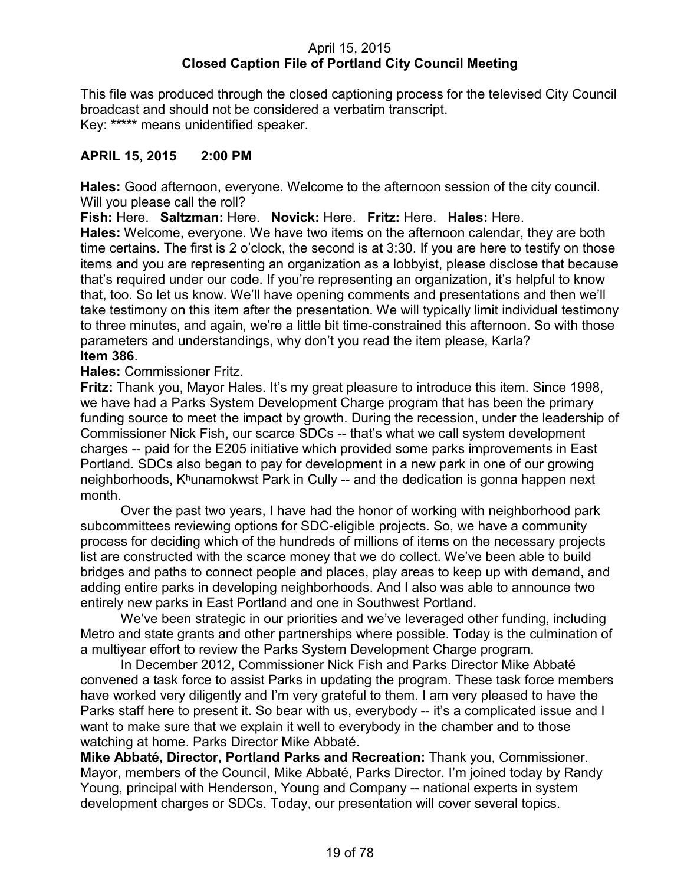April 15, 2015
**Closed Caption File of Portland City Council Meeting**

This file was produced through the closed captioning process for the televised City Council broadcast and should not be considered a verbatim transcript.
Key: ***** means unidentified speaker.

**APRIL 15, 2015 2:00 PM**

**Hales:** Good afternoon, everyone. Welcome to the afternoon session of the city council. Will you please call the roll?
**Fish:** Here. **Saltzman:** Here. **Novick:** Here. **Fritz:** Here. **Hales:** Here.
**Hales:** Welcome, everyone. We have two items on the afternoon calendar, they are both time certains. The first is 2 o'clock, the second is at 3:30. If you are here to testify on those items and you are representing an organization as a lobbyist, please disclose that because that's required under our code. If you're representing an organization, it's helpful to know that, too. So let us know. We'll have opening comments and presentations and then we'll take testimony on this item after the presentation. We will typically limit individual testimony to three minutes, and again, we're a little bit time-constrained this afternoon. So with those parameters and understandings, why don't you read the item please, Karla?
**Item 386**.
**Hales:** Commissioner Fritz.
**Fritz:** Thank you, Mayor Hales. It's my great pleasure to introduce this item. Since 1998, we have had a Parks System Development Charge program that has been the primary funding source to meet the impact by growth. During the recession, under the leadership of Commissioner Nick Fish, our scarce SDCs -- that's what we call system development charges -- paid for the E205 initiative which provided some parks improvements in East Portland. SDCs also began to pay for development in a new park in one of our growing neighborhoods, Kʰunamokwst Park in Cully -- and the dedication is gonna happen next month.

Over the past two years, I have had the honor of working with neighborhood park subcommittees reviewing options for SDC-eligible projects. So, we have a community process for deciding which of the hundreds of millions of items on the necessary projects list are constructed with the scarce money that we do collect. We've been able to build bridges and paths to connect people and places, play areas to keep up with demand, and adding entire parks in developing neighborhoods. And I also was able to announce two entirely new parks in East Portland and one in Southwest Portland.

We've been strategic in our priorities and we've leveraged other funding, including Metro and state grants and other partnerships where possible. Today is the culmination of a multiyear effort to review the Parks System Development Charge program.

In December 2012, Commissioner Nick Fish and Parks Director Mike Abbaté convened a task force to assist Parks in updating the program. These task force members have worked very diligently and I'm very grateful to them. I am very pleased to have the Parks staff here to present it. So bear with us, everybody -- it's a complicated issue and I want to make sure that we explain it well to everybody in the chamber and to those watching at home. Parks Director Mike Abbaté.
**Mike Abbaté, Director, Portland Parks and Recreation:** Thank you, Commissioner. Mayor, members of the Council, Mike Abbaté, Parks Director. I'm joined today by Randy Young, principal with Henderson, Young and Company -- national experts in system development charges or SDCs. Today, our presentation will cover several topics.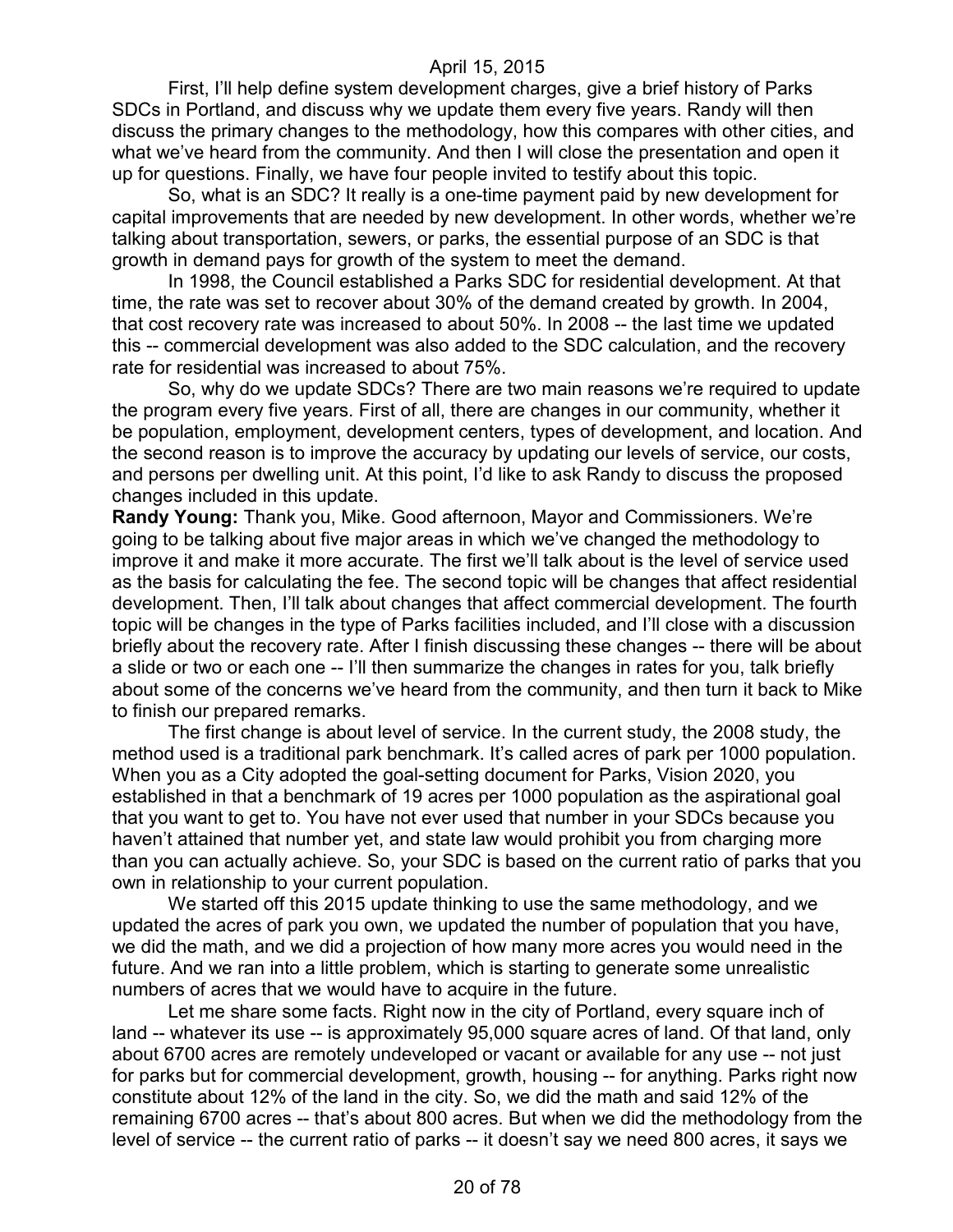First, I'll help define system development charges, give a brief history of Parks SDCs in Portland, and discuss why we update them every five years. Randy will then discuss the primary changes to the methodology, how this compares with other cities, and what we've heard from the community. And then I will close the presentation and open it up for questions. Finally, we have four people invited to testify about this topic.

So, what is an SDC? It really is a one-time payment paid by new development for capital improvements that are needed by new development. In other words, whether we're talking about transportation, sewers, or parks, the essential purpose of an SDC is that growth in demand pays for growth of the system to meet the demand.

In 1998, the Council established a Parks SDC for residential development. At that time, the rate was set to recover about 30% of the demand created by growth. In 2004, that cost recovery rate was increased to about 50%. In 2008 -- the last time we updated this -- commercial development was also added to the SDC calculation, and the recovery rate for residential was increased to about 75%.

So, why do we update SDCs? There are two main reasons we're required to update the program every five years. First of all, there are changes in our community, whether it be population, employment, development centers, types of development, and location. And the second reason is to improve the accuracy by updating our levels of service, our costs, and persons per dwelling unit. At this point, I'd like to ask Randy to discuss the proposed changes included in this update.

**Randy Young:** Thank you, Mike. Good afternoon, Mayor and Commissioners. We're going to be talking about five major areas in which we've changed the methodology to improve it and make it more accurate. The first we'll talk about is the level of service used as the basis for calculating the fee. The second topic will be changes that affect residential development. Then, I'll talk about changes that affect commercial development. The fourth topic will be changes in the type of Parks facilities included, and I'll close with a discussion briefly about the recovery rate. After I finish discussing these changes -- there will be about a slide or two or each one -- I'll then summarize the changes in rates for you, talk briefly about some of the concerns we've heard from the community, and then turn it back to Mike to finish our prepared remarks.

The first change is about level of service. In the current study, the 2008 study, the method used is a traditional park benchmark. It's called acres of park per 1000 population. When you as a City adopted the goal-setting document for Parks, Vision 2020, you established in that a benchmark of 19 acres per 1000 population as the aspirational goal that you want to get to. You have not ever used that number in your SDCs because you haven't attained that number yet, and state law would prohibit you from charging more than you can actually achieve. So, your SDC is based on the current ratio of parks that you own in relationship to your current population.

We started off this 2015 update thinking to use the same methodology, and we updated the acres of park you own, we updated the number of population that you have, we did the math, and we did a projection of how many more acres you would need in the future. And we ran into a little problem, which is starting to generate some unrealistic numbers of acres that we would have to acquire in the future.

Let me share some facts. Right now in the city of Portland, every square inch of land -- whatever its use -- is approximately 95,000 square acres of land. Of that land, only about 6700 acres are remotely undeveloped or vacant or available for any use -- not just for parks but for commercial development, growth, housing -- for anything. Parks right now constitute about 12% of the land in the city. So, we did the math and said 12% of the remaining 6700 acres -- that's about 800 acres. But when we did the methodology from the level of service -- the current ratio of parks -- it doesn't say we need 800 acres, it says we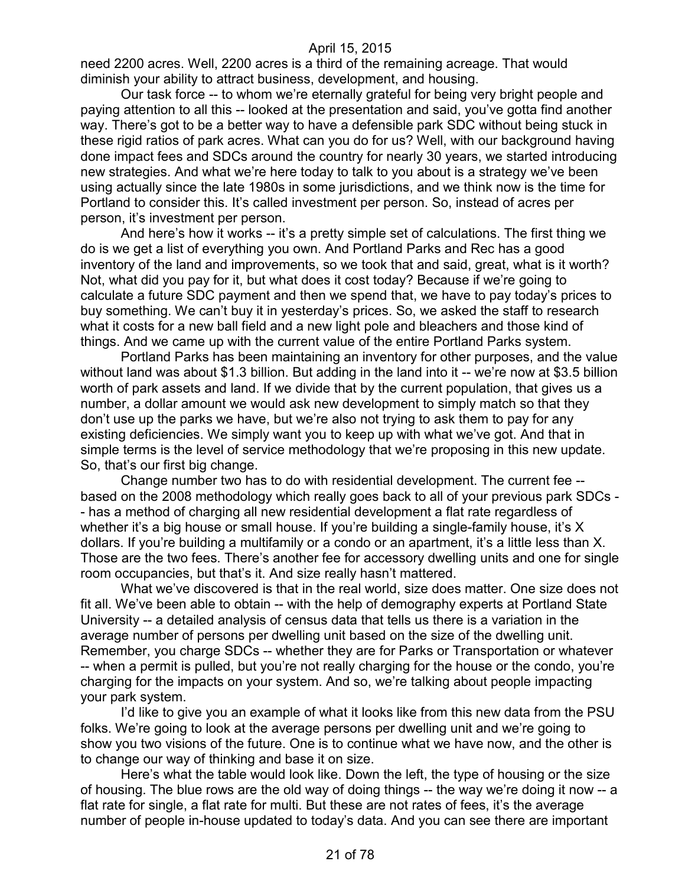need 2200 acres. Well, 2200 acres is a third of the remaining acreage. That would diminish your ability to attract business, development, and housing.

Our task force -- to whom we're eternally grateful for being very bright people and paying attention to all this -- looked at the presentation and said, you've gotta find another way. There's got to be a better way to have a defensible park SDC without being stuck in these rigid ratios of park acres. What can you do for us? Well, with our background having done impact fees and SDCs around the country for nearly 30 years, we started introducing new strategies. And what we're here today to talk to you about is a strategy we've been using actually since the late 1980s in some jurisdictions, and we think now is the time for Portland to consider this. It's called investment per person. So, instead of acres per person, it's investment per person.

And here's how it works -- it's a pretty simple set of calculations. The first thing we do is we get a list of everything you own. And Portland Parks and Rec has a good inventory of the land and improvements, so we took that and said, great, what is it worth? Not, what did you pay for it, but what does it cost today? Because if we're going to calculate a future SDC payment and then we spend that, we have to pay today's prices to buy something. We can't buy it in yesterday's prices. So, we asked the staff to research what it costs for a new ball field and a new light pole and bleachers and those kind of things. And we came up with the current value of the entire Portland Parks system.

Portland Parks has been maintaining an inventory for other purposes, and the value without land was about $1.3 billion. But adding in the land into it -- we're now at $3.5 billion worth of park assets and land. If we divide that by the current population, that gives us a number, a dollar amount we would ask new development to simply match so that they don't use up the parks we have, but we're also not trying to ask them to pay for any existing deficiencies. We simply want you to keep up with what we've got. And that in simple terms is the level of service methodology that we're proposing in this new update. So, that's our first big change.

Change number two has to do with residential development. The current fee -- based on the 2008 methodology which really goes back to all of your previous park SDCs -- has a method of charging all new residential development a flat rate regardless of whether it's a big house or small house. If you're building a single-family house, it's X dollars. If you're building a multifamily or a condo or an apartment, it's a little less than X. Those are the two fees. There's another fee for accessory dwelling units and one for single room occupancies, but that's it. And size really hasn't mattered.

What we've discovered is that in the real world, size does matter. One size does not fit all. We've been able to obtain -- with the help of demography experts at Portland State University -- a detailed analysis of census data that tells us there is a variation in the average number of persons per dwelling unit based on the size of the dwelling unit. Remember, you charge SDCs -- whether they are for Parks or Transportation or whatever -- when a permit is pulled, but you're not really charging for the house or the condo, you're charging for the impacts on your system. And so, we're talking about people impacting your park system.

I'd like to give you an example of what it looks like from this new data from the PSU folks. We're going to look at the average persons per dwelling unit and we're going to show you two visions of the future. One is to continue what we have now, and the other is to change our way of thinking and base it on size.

Here's what the table would look like. Down the left, the type of housing or the size of housing. The blue rows are the old way of doing things -- the way we're doing it now -- a flat rate for single, a flat rate for multi. But these are not rates of fees, it's the average number of people in-house updated to today's data. And you can see there are important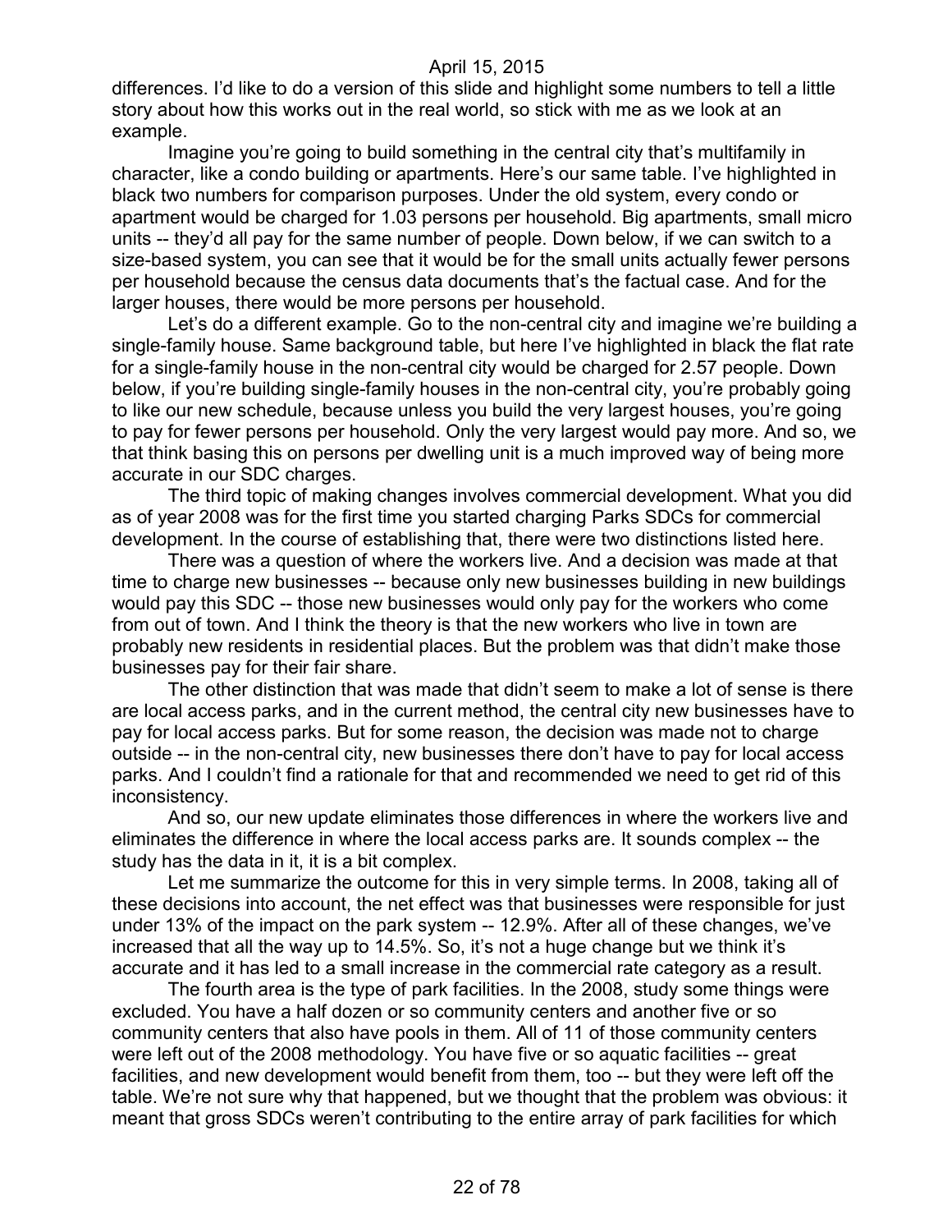differences. I'd like to do a version of this slide and highlight some numbers to tell a little story about how this works out in the real world, so stick with me as we look at an example.

Imagine you're going to build something in the central city that's multifamily in character, like a condo building or apartments. Here's our same table. I've highlighted in black two numbers for comparison purposes. Under the old system, every condo or apartment would be charged for 1.03 persons per household. Big apartments, small micro units -- they'd all pay for the same number of people. Down below, if we can switch to a size-based system, you can see that it would be for the small units actually fewer persons per household because the census data documents that's the factual case. And for the larger houses, there would be more persons per household.

Let's do a different example. Go to the non-central city and imagine we're building a single-family house. Same background table, but here I've highlighted in black the flat rate for a single-family house in the non-central city would be charged for 2.57 people. Down below, if you're building single-family houses in the non-central city, you're probably going to like our new schedule, because unless you build the very largest houses, you're going to pay for fewer persons per household. Only the very largest would pay more. And so, we that think basing this on persons per dwelling unit is a much improved way of being more accurate in our SDC charges.

The third topic of making changes involves commercial development. What you did as of year 2008 was for the first time you started charging Parks SDCs for commercial development. In the course of establishing that, there were two distinctions listed here.

There was a question of where the workers live. And a decision was made at that time to charge new businesses -- because only new businesses building in new buildings would pay this SDC -- those new businesses would only pay for the workers who come from out of town. And I think the theory is that the new workers who live in town are probably new residents in residential places. But the problem was that didn't make those businesses pay for their fair share.

The other distinction that was made that didn't seem to make a lot of sense is there are local access parks, and in the current method, the central city new businesses have to pay for local access parks. But for some reason, the decision was made not to charge outside -- in the non-central city, new businesses there don't have to pay for local access parks. And I couldn't find a rationale for that and recommended we need to get rid of this inconsistency.

And so, our new update eliminates those differences in where the workers live and eliminates the difference in where the local access parks are. It sounds complex -- the study has the data in it, it is a bit complex.

Let me summarize the outcome for this in very simple terms. In 2008, taking all of these decisions into account, the net effect was that businesses were responsible for just under 13% of the impact on the park system -- 12.9%. After all of these changes, we've increased that all the way up to 14.5%. So, it's not a huge change but we think it's accurate and it has led to a small increase in the commercial rate category as a result.

The fourth area is the type of park facilities. In the 2008, study some things were excluded. You have a half dozen or so community centers and another five or so community centers that also have pools in them. All of 11 of those community centers were left out of the 2008 methodology. You have five or so aquatic facilities -- great facilities, and new development would benefit from them, too -- but they were left off the table. We're not sure why that happened, but we thought that the problem was obvious: it meant that gross SDCs weren't contributing to the entire array of park facilities for which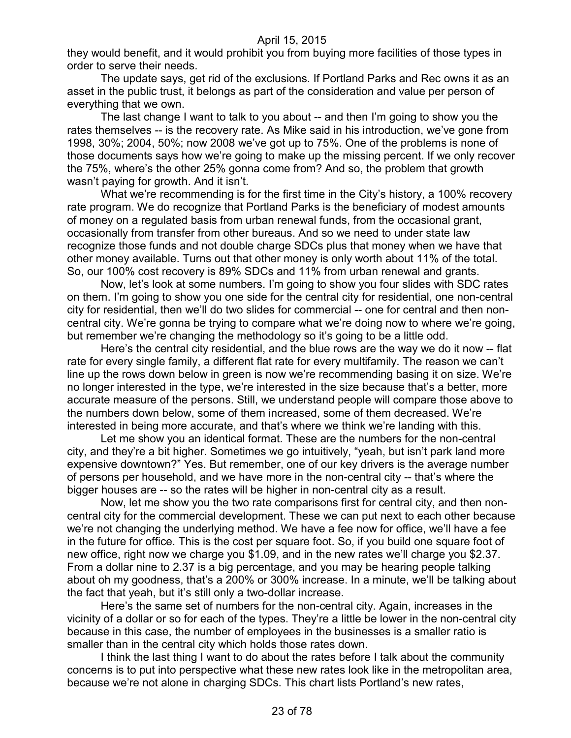they would benefit, and it would prohibit you from buying more facilities of those types in order to serve their needs.

The update says, get rid of the exclusions. If Portland Parks and Rec owns it as an asset in the public trust, it belongs as part of the consideration and value per person of everything that we own.

The last change I want to talk to you about -- and then I'm going to show you the rates themselves -- is the recovery rate. As Mike said in his introduction, we've gone from 1998, 30%; 2004, 50%; now 2008 we've got up to 75%. One of the problems is none of those documents says how we're going to make up the missing percent. If we only recover the 75%, where's the other 25% gonna come from? And so, the problem that growth wasn't paying for growth. And it isn't.

What we're recommending is for the first time in the City's history, a 100% recovery rate program. We do recognize that Portland Parks is the beneficiary of modest amounts of money on a regulated basis from urban renewal funds, from the occasional grant, occasionally from transfer from other bureaus. And so we need to under state law recognize those funds and not double charge SDCs plus that money when we have that other money available. Turns out that other money is only worth about 11% of the total. So, our 100% cost recovery is 89% SDCs and 11% from urban renewal and grants.

Now, let's look at some numbers. I'm going to show you four slides with SDC rates on them. I'm going to show you one side for the central city for residential, one non-central city for residential, then we'll do two slides for commercial -- one for central and then non-central city. We're gonna be trying to compare what we're doing now to where we're going, but remember we're changing the methodology so it's going to be a little odd.

Here's the central city residential, and the blue rows are the way we do it now -- flat rate for every single family, a different flat rate for every multifamily. The reason we can't line up the rows down below in green is now we're recommending basing it on size. We're no longer interested in the type, we're interested in the size because that's a better, more accurate measure of the persons. Still, we understand people will compare those above to the numbers down below, some of them increased, some of them decreased. We're interested in being more accurate, and that's where we think we're landing with this.

Let me show you an identical format. These are the numbers for the non-central city, and they're a bit higher. Sometimes we go intuitively, "yeah, but isn't park land more expensive downtown?" Yes. But remember, one of our key drivers is the average number of persons per household, and we have more in the non-central city -- that's where the bigger houses are -- so the rates will be higher in non-central city as a result.

Now, let me show you the two rate comparisons first for central city, and then non-central city for the commercial development. These we can put next to each other because we're not changing the underlying method. We have a fee now for office, we'll have a fee in the future for office. This is the cost per square foot. So, if you build one square foot of new office, right now we charge you $1.09, and in the new rates we'll charge you $2.37. From a dollar nine to 2.37 is a big percentage, and you may be hearing people talking about oh my goodness, that's a 200% or 300% increase. In a minute, we'll be talking about the fact that yeah, but it's still only a two-dollar increase.

Here's the same set of numbers for the non-central city. Again, increases in the vicinity of a dollar or so for each of the types. They're a little be lower in the non-central city because in this case, the number of employees in the businesses is a smaller ratio is smaller than in the central city which holds those rates down.

I think the last thing I want to do about the rates before I talk about the community concerns is to put into perspective what these new rates look like in the metropolitan area, because we're not alone in charging SDCs. This chart lists Portland's new rates,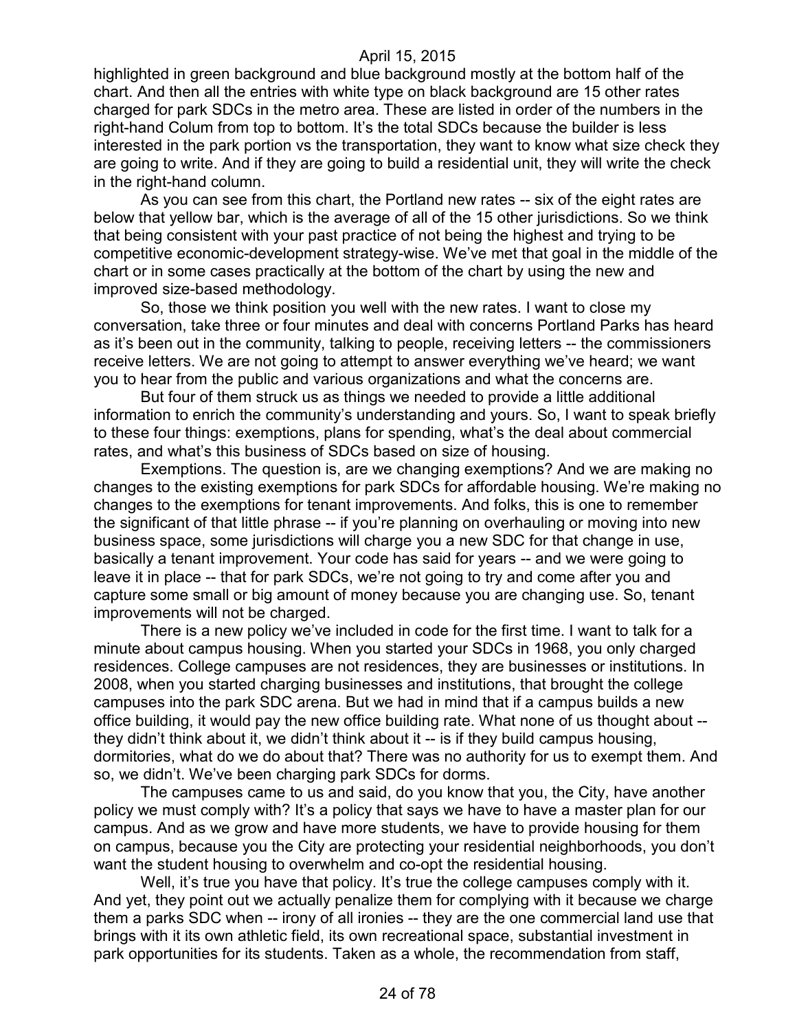highlighted in green background and blue background mostly at the bottom half of the chart. And then all the entries with white type on black background are 15 other rates charged for park SDCs in the metro area. These are listed in order of the numbers in the right-hand Colum from top to bottom. It's the total SDCs because the builder is less interested in the park portion vs the transportation, they want to know what size check they are going to write. And if they are going to build a residential unit, they will write the check in the right-hand column.

As you can see from this chart, the Portland new rates -- six of the eight rates are below that yellow bar, which is the average of all of the 15 other jurisdictions. So we think that being consistent with your past practice of not being the highest and trying to be competitive economic-development strategy-wise. We've met that goal in the middle of the chart or in some cases practically at the bottom of the chart by using the new and improved size-based methodology.

So, those we think position you well with the new rates. I want to close my conversation, take three or four minutes and deal with concerns Portland Parks has heard as it's been out in the community, talking to people, receiving letters -- the commissioners receive letters. We are not going to attempt to answer everything we've heard; we want you to hear from the public and various organizations and what the concerns are.

But four of them struck us as things we needed to provide a little additional information to enrich the community's understanding and yours. So, I want to speak briefly to these four things: exemptions, plans for spending, what's the deal about commercial rates, and what's this business of SDCs based on size of housing.

Exemptions. The question is, are we changing exemptions? And we are making no changes to the existing exemptions for park SDCs for affordable housing. We're making no changes to the exemptions for tenant improvements. And folks, this is one to remember the significant of that little phrase -- if you're planning on overhauling or moving into new business space, some jurisdictions will charge you a new SDC for that change in use, basically a tenant improvement. Your code has said for years -- and we were going to leave it in place -- that for park SDCs, we're not going to try and come after you and capture some small or big amount of money because you are changing use. So, tenant improvements will not be charged.

There is a new policy we've included in code for the first time. I want to talk for a minute about campus housing. When you started your SDCs in 1968, you only charged residences. College campuses are not residences, they are businesses or institutions. In 2008, when you started charging businesses and institutions, that brought the college campuses into the park SDC arena. But we had in mind that if a campus builds a new office building, it would pay the new office building rate. What none of us thought about -- they didn't think about it, we didn't think about it -- is if they build campus housing, dormitories, what do we do about that? There was no authority for us to exempt them. And so, we didn't. We've been charging park SDCs for dorms.

The campuses came to us and said, do you know that you, the City, have another policy we must comply with? It's a policy that says we have to have a master plan for our campus. And as we grow and have more students, we have to provide housing for them on campus, because you the City are protecting your residential neighborhoods, you don't want the student housing to overwhelm and co-opt the residential housing.

Well, it's true you have that policy. It's true the college campuses comply with it. And yet, they point out we actually penalize them for complying with it because we charge them a parks SDC when -- irony of all ironies -- they are the one commercial land use that brings with it its own athletic field, its own recreational space, substantial investment in park opportunities for its students. Taken as a whole, the recommendation from staff,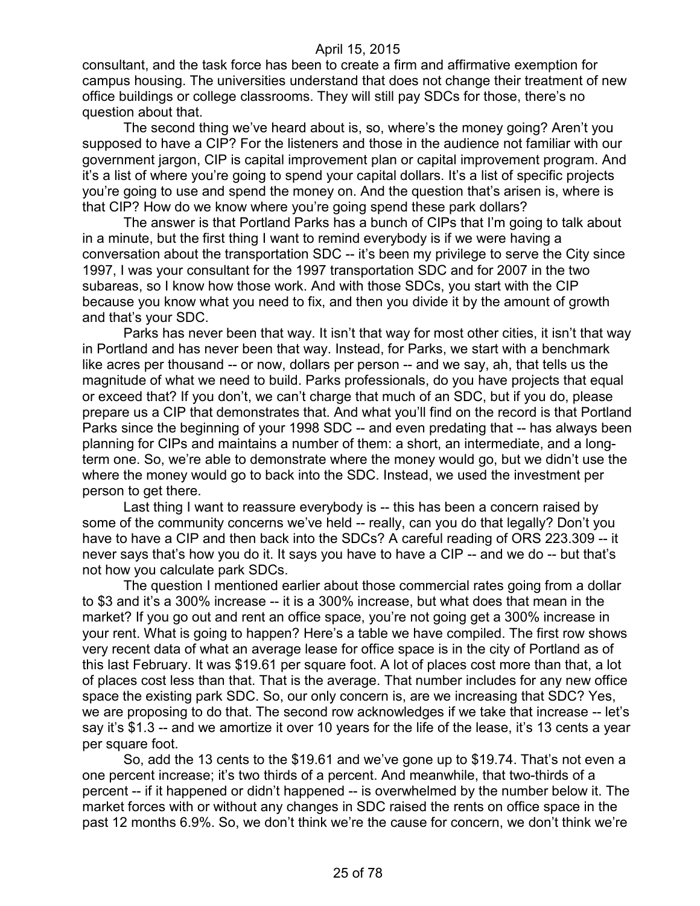consultant, and the task force has been to create a firm and affirmative exemption for campus housing. The universities understand that does not change their treatment of new office buildings or college classrooms. They will still pay SDCs for those, there's no question about that.

The second thing we've heard about is, so, where's the money going? Aren't you supposed to have a CIP? For the listeners and those in the audience not familiar with our government jargon, CIP is capital improvement plan or capital improvement program. And it's a list of where you're going to spend your capital dollars. It's a list of specific projects you're going to use and spend the money on. And the question that's arisen is, where is that CIP? How do we know where you're going spend these park dollars?

The answer is that Portland Parks has a bunch of CIPs that I'm going to talk about in a minute, but the first thing I want to remind everybody is if we were having a conversation about the transportation SDC -- it's been my privilege to serve the City since 1997, I was your consultant for the 1997 transportation SDC and for 2007 in the two subareas, so I know how those work. And with those SDCs, you start with the CIP because you know what you need to fix, and then you divide it by the amount of growth and that's your SDC.

Parks has never been that way. It isn't that way for most other cities, it isn't that way in Portland and has never been that way. Instead, for Parks, we start with a benchmark like acres per thousand -- or now, dollars per person -- and we say, ah, that tells us the magnitude of what we need to build. Parks professionals, do you have projects that equal or exceed that? If you don't, we can't charge that much of an SDC, but if you do, please prepare us a CIP that demonstrates that. And what you'll find on the record is that Portland Parks since the beginning of your 1998 SDC -- and even predating that -- has always been planning for CIPs and maintains a number of them: a short, an intermediate, and a long-term one. So, we're able to demonstrate where the money would go, but we didn't use the where the money would go to back into the SDC. Instead, we used the investment per person to get there.

Last thing I want to reassure everybody is -- this has been a concern raised by some of the community concerns we've held -- really, can you do that legally? Don't you have to have a CIP and then back into the SDCs? A careful reading of ORS 223.309 -- it never says that's how you do it. It says you have to have a CIP -- and we do -- but that's not how you calculate park SDCs.

The question I mentioned earlier about those commercial rates going from a dollar to $3 and it's a 300% increase -- it is a 300% increase, but what does that mean in the market? If you go out and rent an office space, you're not going get a 300% increase in your rent. What is going to happen? Here's a table we have compiled. The first row shows very recent data of what an average lease for office space is in the city of Portland as of this last February. It was $19.61 per square foot. A lot of places cost more than that, a lot of places cost less than that. That is the average. That number includes for any new office space the existing park SDC. So, our only concern is, are we increasing that SDC? Yes, we are proposing to do that. The second row acknowledges if we take that increase -- let's say it's $1.3 -- and we amortize it over 10 years for the life of the lease, it's 13 cents a year per square foot.

So, add the 13 cents to the $19.61 and we've gone up to $19.74. That's not even a one percent increase; it's two thirds of a percent. And meanwhile, that two-thirds of a percent -- if it happened or didn't happened -- is overwhelmed by the number below it. The market forces with or without any changes in SDC raised the rents on office space in the past 12 months 6.9%. So, we don't think we're the cause for concern, we don't think we're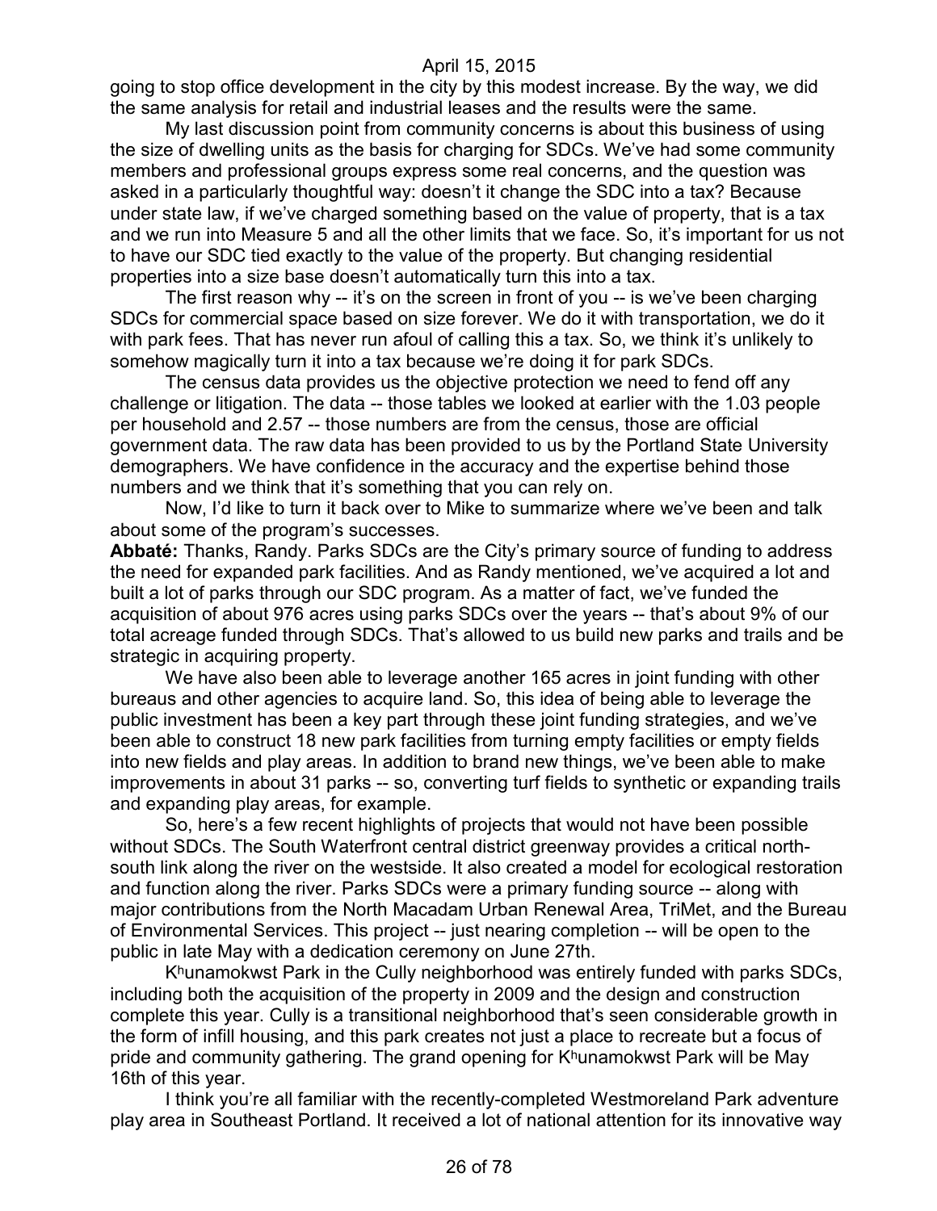going to stop office development in the city by this modest increase. By the way, we did the same analysis for retail and industrial leases and the results were the same.

My last discussion point from community concerns is about this business of using the size of dwelling units as the basis for charging for SDCs. We've had some community members and professional groups express some real concerns, and the question was asked in a particularly thoughtful way: doesn't it change the SDC into a tax? Because under state law, if we've charged something based on the value of property, that is a tax and we run into Measure 5 and all the other limits that we face. So, it's important for us not to have our SDC tied exactly to the value of the property. But changing residential properties into a size base doesn't automatically turn this into a tax.

The first reason why -- it's on the screen in front of you -- is we've been charging SDCs for commercial space based on size forever. We do it with transportation, we do it with park fees. That has never run afoul of calling this a tax. So, we think it's unlikely to somehow magically turn it into a tax because we're doing it for park SDCs.

The census data provides us the objective protection we need to fend off any challenge or litigation. The data -- those tables we looked at earlier with the 1.03 people per household and 2.57 -- those numbers are from the census, those are official government data. The raw data has been provided to us by the Portland State University demographers. We have confidence in the accuracy and the expertise behind those numbers and we think that it's something that you can rely on.

Now, I'd like to turn it back over to Mike to summarize where we've been and talk about some of the program's successes.

**Abbaté:** Thanks, Randy. Parks SDCs are the City's primary source of funding to address the need for expanded park facilities. And as Randy mentioned, we've acquired a lot and built a lot of parks through our SDC program. As a matter of fact, we've funded the acquisition of about 976 acres using parks SDCs over the years -- that's about 9% of our total acreage funded through SDCs. That's allowed to us build new parks and trails and be strategic in acquiring property.

We have also been able to leverage another 165 acres in joint funding with other bureaus and other agencies to acquire land. So, this idea of being able to leverage the public investment has been a key part through these joint funding strategies, and we've been able to construct 18 new park facilities from turning empty facilities or empty fields into new fields and play areas. In addition to brand new things, we've been able to make improvements in about 31 parks -- so, converting turf fields to synthetic or expanding trails and expanding play areas, for example.

So, here's a few recent highlights of projects that would not have been possible without SDCs. The South Waterfront central district greenway provides a critical north-south link along the river on the westside. It also created a model for ecological restoration and function along the river. Parks SDCs were a primary funding source -- along with major contributions from the North Macadam Urban Renewal Area, TriMet, and the Bureau of Environmental Services. This project -- just nearing completion -- will be open to the public in late May with a dedication ceremony on June 27th.

Kʰunamokwst Park in the Cully neighborhood was entirely funded with parks SDCs, including both the acquisition of the property in 2009 and the design and construction complete this year. Cully is a transitional neighborhood that's seen considerable growth in the form of infill housing, and this park creates not just a place to recreate but a focus of pride and community gathering. The grand opening for Kʰunamokwst Park will be May 16th of this year.

I think you're all familiar with the recently-completed Westmoreland Park adventure play area in Southeast Portland. It received a lot of national attention for its innovative way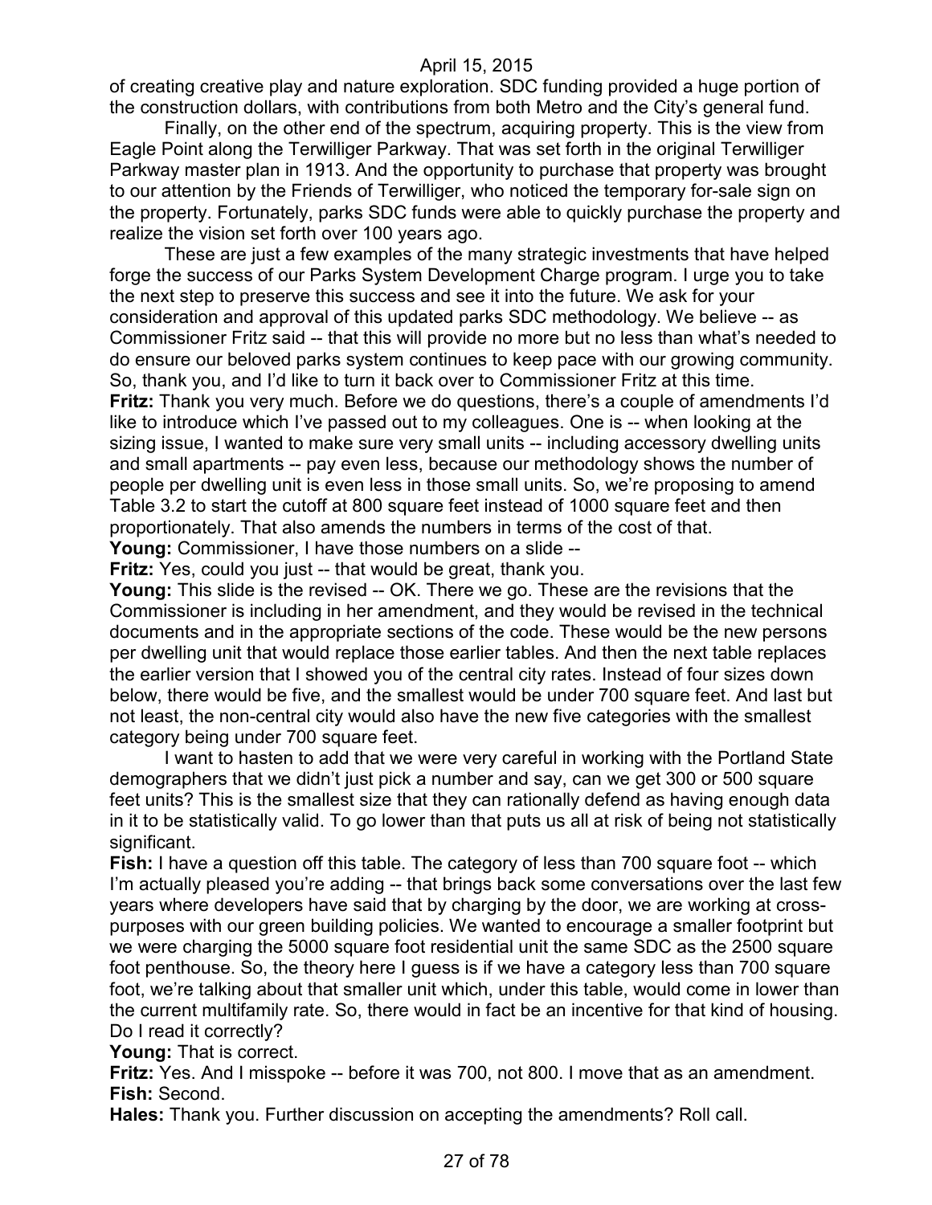of creating creative play and nature exploration. SDC funding provided a huge portion of the construction dollars, with contributions from both Metro and the City's general fund.

Finally, on the other end of the spectrum, acquiring property. This is the view from Eagle Point along the Terwilliger Parkway. That was set forth in the original Terwilliger Parkway master plan in 1913. And the opportunity to purchase that property was brought to our attention by the Friends of Terwilliger, who noticed the temporary for-sale sign on the property. Fortunately, parks SDC funds were able to quickly purchase the property and realize the vision set forth over 100 years ago.

These are just a few examples of the many strategic investments that have helped forge the success of our Parks System Development Charge program. I urge you to take the next step to preserve this success and see it into the future. We ask for your consideration and approval of this updated parks SDC methodology. We believe -- as Commissioner Fritz said -- that this will provide no more but no less than what's needed to do ensure our beloved parks system continues to keep pace with our growing community. So, thank you, and I'd like to turn it back over to Commissioner Fritz at this time.

**Fritz:** Thank you very much. Before we do questions, there's a couple of amendments I'd like to introduce which I've passed out to my colleagues. One is -- when looking at the sizing issue, I wanted to make sure very small units -- including accessory dwelling units and small apartments -- pay even less, because our methodology shows the number of people per dwelling unit is even less in those small units. So, we're proposing to amend Table 3.2 to start the cutoff at 800 square feet instead of 1000 square feet and then proportionately. That also amends the numbers in terms of the cost of that.

**Young:** Commissioner, I have those numbers on a slide --

**Fritz:** Yes, could you just -- that would be great, thank you.

**Young:** This slide is the revised -- OK. There we go. These are the revisions that the Commissioner is including in her amendment, and they would be revised in the technical documents and in the appropriate sections of the code. These would be the new persons per dwelling unit that would replace those earlier tables. And then the next table replaces the earlier version that I showed you of the central city rates. Instead of four sizes down below, there would be five, and the smallest would be under 700 square feet. And last but not least, the non-central city would also have the new five categories with the smallest category being under 700 square feet.

I want to hasten to add that we were very careful in working with the Portland State demographers that we didn't just pick a number and say, can we get 300 or 500 square feet units? This is the smallest size that they can rationally defend as having enough data in it to be statistically valid. To go lower than that puts us all at risk of being not statistically significant.

**Fish:** I have a question off this table. The category of less than 700 square foot -- which I'm actually pleased you're adding -- that brings back some conversations over the last few years where developers have said that by charging by the door, we are working at cross-purposes with our green building policies. We wanted to encourage a smaller footprint but we were charging the 5000 square foot residential unit the same SDC as the 2500 square foot penthouse. So, the theory here I guess is if we have a category less than 700 square foot, we're talking about that smaller unit which, under this table, would come in lower than the current multifamily rate. So, there would in fact be an incentive for that kind of housing. Do I read it correctly?

**Young:** That is correct.

**Fritz:** Yes. And I misspoke -- before it was 700, not 800. I move that as an amendment.

**Fish:** Second.

**Hales:** Thank you. Further discussion on accepting the amendments? Roll call.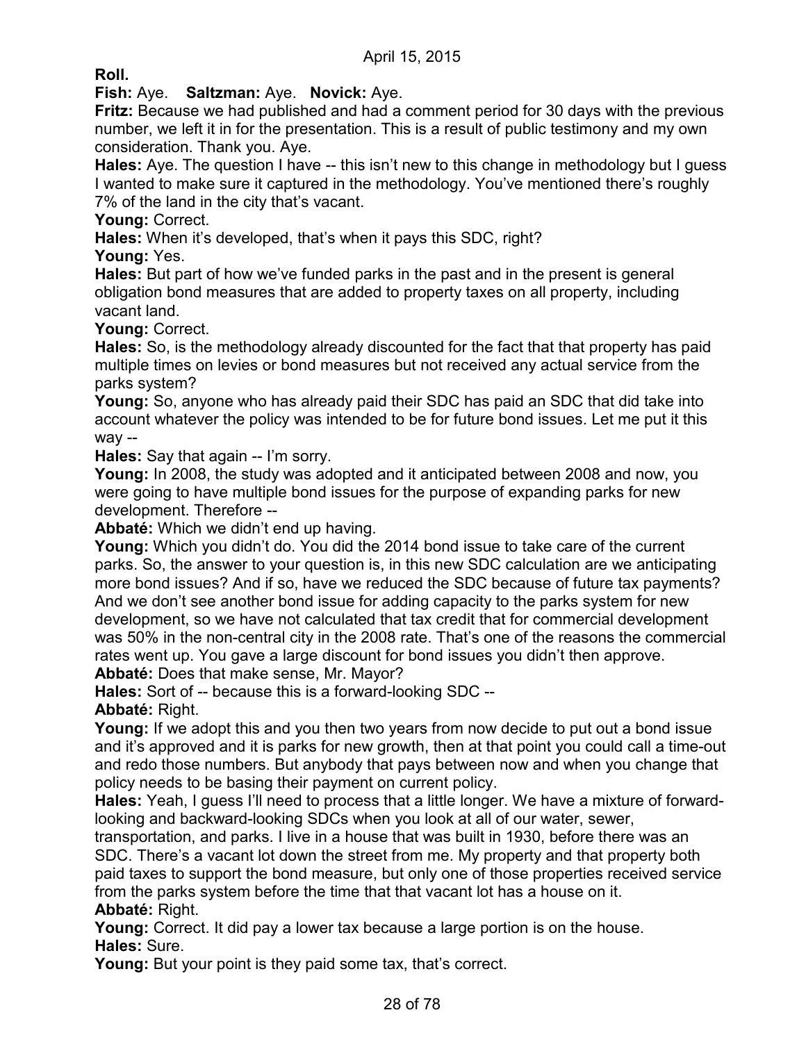**Roll.**

**Fish:** Aye. **Saltzman:** Aye. **Novick:** Aye.

**Fritz:** Because we had published and had a comment period for 30 days with the previous number, we left it in for the presentation. This is a result of public testimony and my own consideration. Thank you. Aye.

**Hales:** Aye. The question I have -- this isn't new to this change in methodology but I guess I wanted to make sure it captured in the methodology. You've mentioned there's roughly 7% of the land in the city that's vacant.

**Young:** Correct.

**Hales:** When it's developed, that's when it pays this SDC, right?

**Young:** Yes.

**Hales:** But part of how we've funded parks in the past and in the present is general obligation bond measures that are added to property taxes on all property, including vacant land.

**Young:** Correct.

**Hales:** So, is the methodology already discounted for the fact that that property has paid multiple times on levies or bond measures but not received any actual service from the parks system?

**Young:** So, anyone who has already paid their SDC has paid an SDC that did take into account whatever the policy was intended to be for future bond issues. Let me put it this way --

**Hales:** Say that again -- I'm sorry.

**Young:** In 2008, the study was adopted and it anticipated between 2008 and now, you were going to have multiple bond issues for the purpose of expanding parks for new development. Therefore --

**Abbaté:** Which we didn't end up having.

**Young:** Which you didn't do. You did the 2014 bond issue to take care of the current parks. So, the answer to your question is, in this new SDC calculation are we anticipating more bond issues? And if so, have we reduced the SDC because of future tax payments? And we don't see another bond issue for adding capacity to the parks system for new development, so we have not calculated that tax credit that for commercial development was 50% in the non-central city in the 2008 rate. That's one of the reasons the commercial rates went up. You gave a large discount for bond issues you didn't then approve.

**Abbaté:** Does that make sense, Mr. Mayor?

**Hales:** Sort of -- because this is a forward-looking SDC --

**Abbaté:** Right.

**Young:** If we adopt this and you then two years from now decide to put out a bond issue and it's approved and it is parks for new growth, then at that point you could call a time-out and redo those numbers. But anybody that pays between now and when you change that policy needs to be basing their payment on current policy.

**Hales:** Yeah, I guess I'll need to process that a little longer. We have a mixture of forward-looking and backward-looking SDCs when you look at all of our water, sewer, transportation, and parks. I live in a house that was built in 1930, before there was an SDC. There's a vacant lot down the street from me. My property and that property both paid taxes to support the bond measure, but only one of those properties received service from the parks system before the time that that vacant lot has a house on it.

**Abbaté:** Right.

**Young:** Correct. It did pay a lower tax because a large portion is on the house.

**Hales:** Sure.

**Young:** But your point is they paid some tax, that's correct.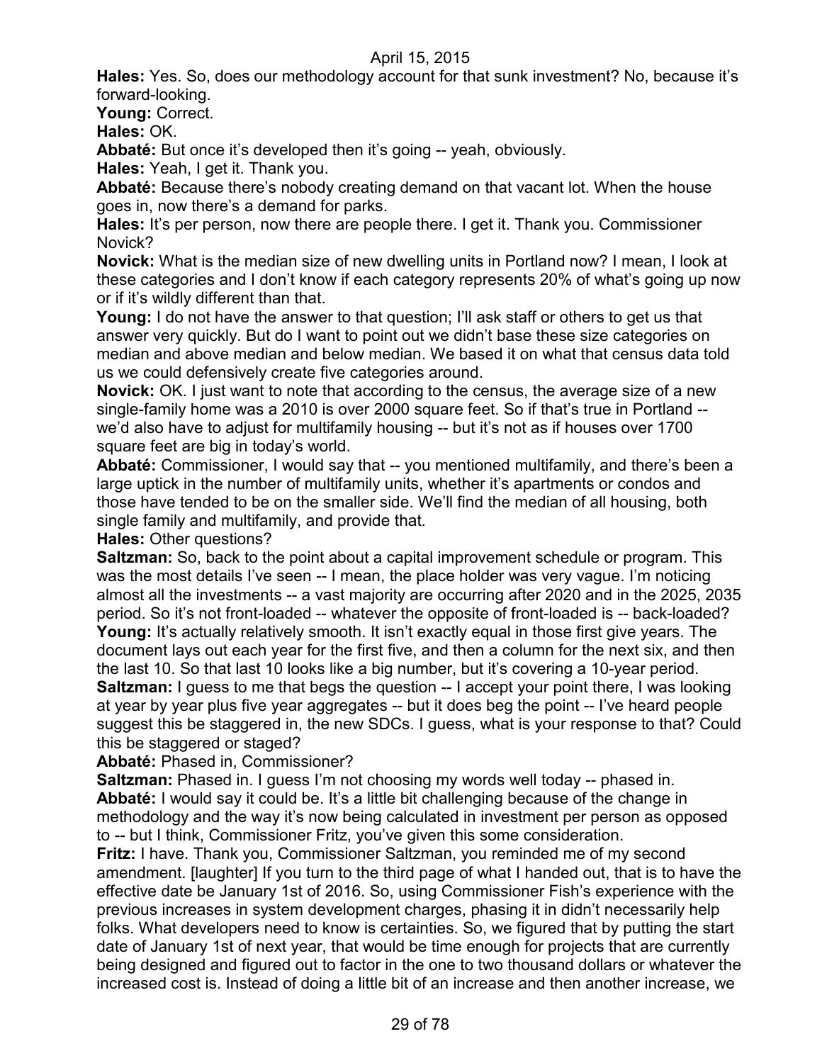**Hales:** Yes. So, does our methodology account for that sunk investment? No, because it's forward-looking.

**Young:** Correct.

**Hales:** OK.

**Abbaté:** But once it's developed then it's going -- yeah, obviously.

**Hales:** Yeah, I get it. Thank you.

**Abbaté:** Because there's nobody creating demand on that vacant lot. When the house goes in, now there's a demand for parks.

**Hales:** It's per person, now there are people there. I get it. Thank you. Commissioner Novick?

**Novick:** What is the median size of new dwelling units in Portland now? I mean, I look at these categories and I don't know if each category represents 20% of what's going up now or if it's wildly different than that.

**Young:** I do not have the answer to that question; I'll ask staff or others to get us that answer very quickly. But do I want to point out we didn't base these size categories on median and above median and below median. We based it on what that census data told us we could defensively create five categories around.

**Novick:** OK. I just want to note that according to the census, the average size of a new single-family home was a 2010 is over 2000 square feet. So if that's true in Portland -- we'd also have to adjust for multifamily housing -- but it's not as if houses over 1700 square feet are big in today's world.

**Abbaté:** Commissioner, I would say that -- you mentioned multifamily, and there's been a large uptick in the number of multifamily units, whether it's apartments or condos and those have tended to be on the smaller side. We'll find the median of all housing, both single family and multifamily, and provide that.

**Hales:** Other questions?

**Saltzman:** So, back to the point about a capital improvement schedule or program. This was the most details I've seen -- I mean, the place holder was very vague. I'm noticing almost all the investments -- a vast majority are occurring after 2020 and in the 2025, 2035 period. So it's not front-loaded -- whatever the opposite of front-loaded is -- back-loaded?

**Young:** It's actually relatively smooth. It isn't exactly equal in those first give years. The document lays out each year for the first five, and then a column for the next six, and then the last 10. So that last 10 looks like a big number, but it's covering a 10-year period.

**Saltzman:** I guess to me that begs the question -- I accept your point there, I was looking at year by year plus five year aggregates -- but it does beg the point -- I've heard people suggest this be staggered in, the new SDCs. I guess, what is your response to that? Could this be staggered or staged?

**Abbaté:** Phased in, Commissioner?

**Saltzman:** Phased in. I guess I'm not choosing my words well today -- phased in.

**Abbaté:** I would say it could be. It's a little bit challenging because of the change in methodology and the way it's now being calculated in investment per person as opposed to -- but I think, Commissioner Fritz, you've given this some consideration.

**Fritz:** I have. Thank you, Commissioner Saltzman, you reminded me of my second amendment. [laughter] If you turn to the third page of what I handed out, that is to have the effective date be January 1st of 2016. So, using Commissioner Fish's experience with the previous increases in system development charges, phasing it in didn't necessarily help folks. What developers need to know is certainties. So, we figured that by putting the start date of January 1st of next year, that would be time enough for projects that are currently being designed and figured out to factor in the one to two thousand dollars or whatever the increased cost is. Instead of doing a little bit of an increase and then another increase, we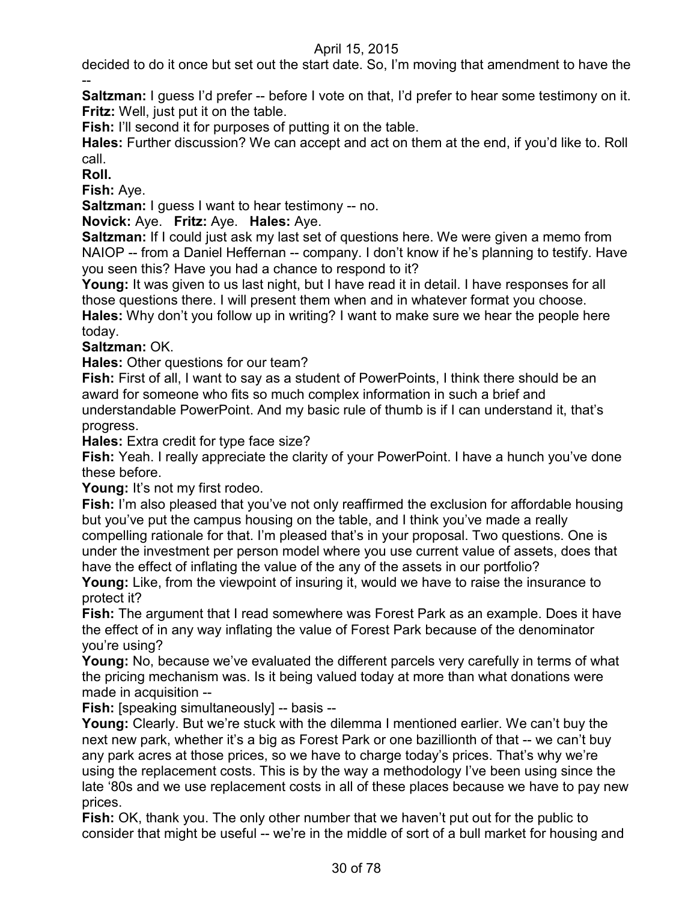decided to do it once but set out the start date. So, I'm moving that amendment to have the --

**Saltzman:** I guess I'd prefer -- before I vote on that, I'd prefer to hear some testimony on it.
**Fritz:** Well, just put it on the table.
**Fish:** I'll second it for purposes of putting it on the table.
**Hales:** Further discussion? We can accept and act on them at the end, if you'd like to. Roll call.
**Roll.**
**Fish:** Aye.
**Saltzman:** I guess I want to hear testimony -- no.
**Novick:** Aye. **Fritz:** Aye. **Hales:** Aye.
**Saltzman:** If I could just ask my last set of questions here. We were given a memo from NAIOP -- from a Daniel Heffernan -- company. I don't know if he's planning to testify. Have you seen this? Have you had a chance to respond to it?
**Young:** It was given to us last night, but I have read it in detail. I have responses for all those questions there. I will present them when and in whatever format you choose.
**Hales:** Why don't you follow up in writing? I want to make sure we hear the people here today.
**Saltzman:** OK.
**Hales:** Other questions for our team?
**Fish:** First of all, I want to say as a student of PowerPoints, I think there should be an award for someone who fits so much complex information in such a brief and understandable PowerPoint. And my basic rule of thumb is if I can understand it, that's progress.
**Hales:** Extra credit for type face size?
**Fish:** Yeah. I really appreciate the clarity of your PowerPoint. I have a hunch you've done these before.
**Young:** It's not my first rodeo.
**Fish:** I'm also pleased that you've not only reaffirmed the exclusion for affordable housing but you've put the campus housing on the table, and I think you've made a really compelling rationale for that. I'm pleased that's in your proposal. Two questions. One is under the investment per person model where you use current value of assets, does that have the effect of inflating the value of the any of the assets in our portfolio?
**Young:** Like, from the viewpoint of insuring it, would we have to raise the insurance to protect it?
**Fish:** The argument that I read somewhere was Forest Park as an example. Does it have the effect of in any way inflating the value of Forest Park because of the denominator you're using?
**Young:** No, because we've evaluated the different parcels very carefully in terms of what the pricing mechanism was. Is it being valued today at more than what donations were made in acquisition --
**Fish:** [speaking simultaneously] -- basis --
**Young:** Clearly. But we're stuck with the dilemma I mentioned earlier. We can't buy the next new park, whether it's a big as Forest Park or one bazillionth of that -- we can't buy any park acres at those prices, so we have to charge today's prices. That's why we're using the replacement costs. This is by the way a methodology I've been using since the late '80s and we use replacement costs in all of these places because we have to pay new prices.
**Fish:** OK, thank you. The only other number that we haven't put out for the public to consider that might be useful -- we're in the middle of sort of a bull market for housing and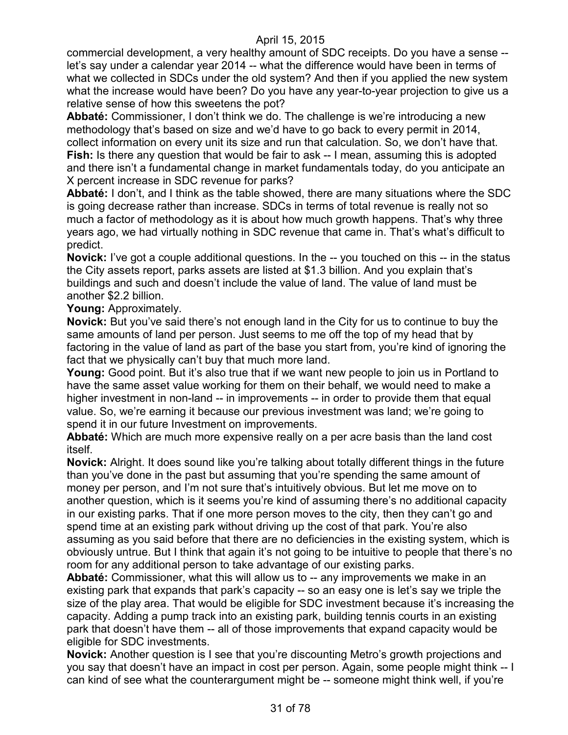commercial development, a very healthy amount of SDC receipts. Do you have a sense -- let's say under a calendar year 2014 -- what the difference would have been in terms of what we collected in SDCs under the old system? And then if you applied the new system what the increase would have been? Do you have any year-to-year projection to give us a relative sense of how this sweetens the pot?

**Abbaté:** Commissioner, I don't think we do. The challenge is we're introducing a new methodology that's based on size and we'd have to go back to every permit in 2014, collect information on every unit its size and run that calculation. So, we don't have that.

**Fish:** Is there any question that would be fair to ask -- I mean, assuming this is adopted and there isn't a fundamental change in market fundamentals today, do you anticipate an X percent increase in SDC revenue for parks?

**Abbaté:** I don't, and I think as the table showed, there are many situations where the SDC is going decrease rather than increase. SDCs in terms of total revenue is really not so much a factor of methodology as it is about how much growth happens. That's why three years ago, we had virtually nothing in SDC revenue that came in. That's what's difficult to predict.

**Novick:** I've got a couple additional questions. In the -- you touched on this -- in the status the City assets report, parks assets are listed at $1.3 billion. And you explain that's buildings and such and doesn't include the value of land. The value of land must be another $2.2 billion.

**Young:** Approximately.

**Novick:** But you've said there's not enough land in the City for us to continue to buy the same amounts of land per person. Just seems to me off the top of my head that by factoring in the value of land as part of the base you start from, you're kind of ignoring the fact that we physically can't buy that much more land.

**Young:** Good point. But it's also true that if we want new people to join us in Portland to have the same asset value working for them on their behalf, we would need to make a higher investment in non-land -- in improvements -- in order to provide them that equal value. So, we're earning it because our previous investment was land; we're going to spend it in our future Investment on improvements.

**Abbaté:** Which are much more expensive really on a per acre basis than the land cost itself.

**Novick:** Alright. It does sound like you're talking about totally different things in the future than you've done in the past but assuming that you're spending the same amount of money per person, and I'm not sure that's intuitively obvious. But let me move on to another question, which is it seems you're kind of assuming there's no additional capacity in our existing parks. That if one more person moves to the city, then they can't go and spend time at an existing park without driving up the cost of that park. You're also assuming as you said before that there are no deficiencies in the existing system, which is obviously untrue. But I think that again it's not going to be intuitive to people that there's no room for any additional person to take advantage of our existing parks.

**Abbaté:** Commissioner, what this will allow us to -- any improvements we make in an existing park that expands that park's capacity -- so an easy one is let's say we triple the size of the play area. That would be eligible for SDC investment because it's increasing the capacity. Adding a pump track into an existing park, building tennis courts in an existing park that doesn't have them -- all of those improvements that expand capacity would be eligible for SDC investments.

**Novick:** Another question is I see that you're discounting Metro's growth projections and you say that doesn't have an impact in cost per person. Again, some people might think -- I can kind of see what the counterargument might be -- someone might think well, if you're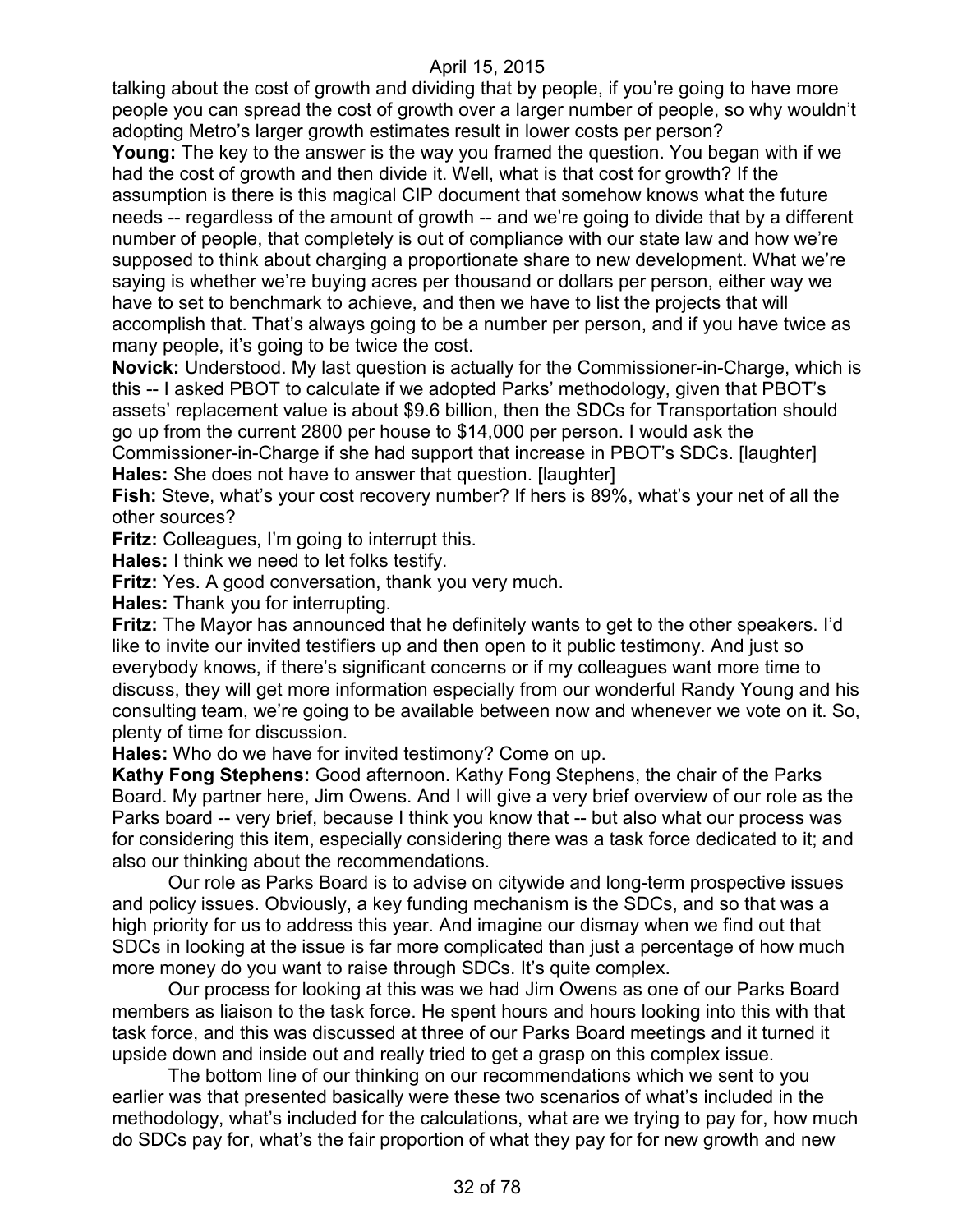talking about the cost of growth and dividing that by people, if you're going to have more people you can spread the cost of growth over a larger number of people, so why wouldn't adopting Metro's larger growth estimates result in lower costs per person?

**Young:** The key to the answer is the way you framed the question. You began with if we had the cost of growth and then divide it. Well, what is that cost for growth? If the assumption is there is this magical CIP document that somehow knows what the future needs -- regardless of the amount of growth -- and we're going to divide that by a different number of people, that completely is out of compliance with our state law and how we're supposed to think about charging a proportionate share to new development. What we're saying is whether we're buying acres per thousand or dollars per person, either way we have to set to benchmark to achieve, and then we have to list the projects that will accomplish that. That's always going to be a number per person, and if you have twice as many people, it's going to be twice the cost.

**Novick:** Understood. My last question is actually for the Commissioner-in-Charge, which is this -- I asked PBOT to calculate if we adopted Parks' methodology, given that PBOT's assets' replacement value is about $9.6 billion, then the SDCs for Transportation should go up from the current 2800 per house to $14,000 per person. I would ask the Commissioner-in-Charge if she had support that increase in PBOT's SDCs. [laughter]

**Hales:** She does not have to answer that question. [laughter]

**Fish:** Steve, what's your cost recovery number? If hers is 89%, what's your net of all the other sources?

**Fritz:** Colleagues, I'm going to interrupt this.

**Hales:** I think we need to let folks testify.

**Fritz:** Yes. A good conversation, thank you very much.

**Hales:** Thank you for interrupting.

**Fritz:** The Mayor has announced that he definitely wants to get to the other speakers. I'd like to invite our invited testifiers up and then open to it public testimony. And just so everybody knows, if there's significant concerns or if my colleagues want more time to discuss, they will get more information especially from our wonderful Randy Young and his consulting team, we're going to be available between now and whenever we vote on it. So, plenty of time for discussion.

**Hales:** Who do we have for invited testimony? Come on up.

**Kathy Fong Stephens:** Good afternoon. Kathy Fong Stephens, the chair of the Parks Board. My partner here, Jim Owens. And I will give a very brief overview of our role as the Parks board -- very brief, because I think you know that -- but also what our process was for considering this item, especially considering there was a task force dedicated to it; and also our thinking about the recommendations.

Our role as Parks Board is to advise on citywide and long-term prospective issues and policy issues. Obviously, a key funding mechanism is the SDCs, and so that was a high priority for us to address this year. And imagine our dismay when we find out that SDCs in looking at the issue is far more complicated than just a percentage of how much more money do you want to raise through SDCs. It's quite complex.

Our process for looking at this was we had Jim Owens as one of our Parks Board members as liaison to the task force. He spent hours and hours looking into this with that task force, and this was discussed at three of our Parks Board meetings and it turned it upside down and inside out and really tried to get a grasp on this complex issue.

The bottom line of our thinking on our recommendations which we sent to you earlier was that presented basically were these two scenarios of what's included in the methodology, what's included for the calculations, what are we trying to pay for, how much do SDCs pay for, what's the fair proportion of what they pay for for new growth and new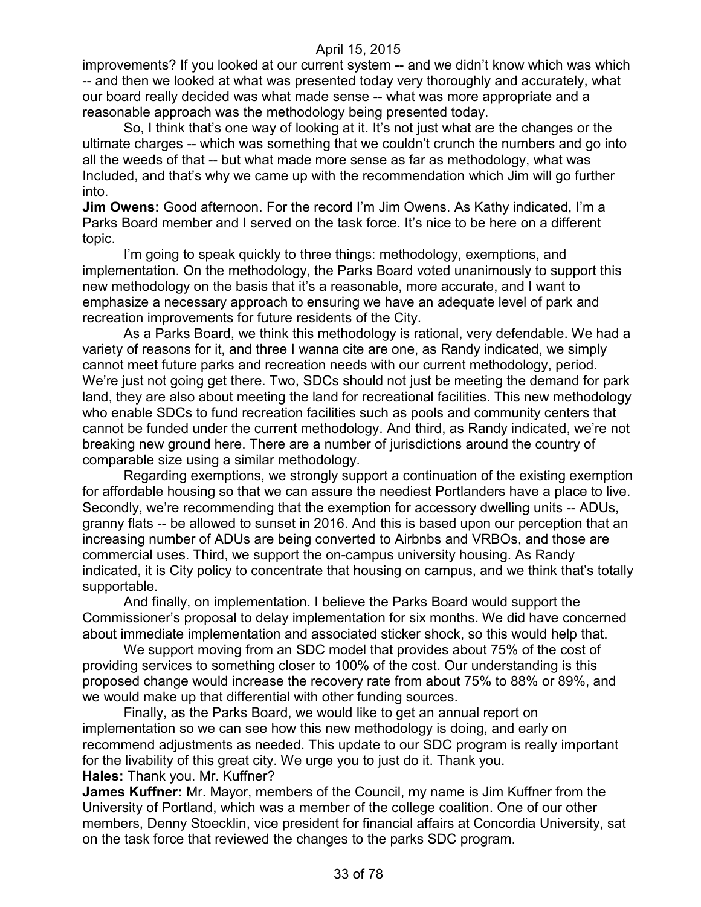improvements? If you looked at our current system -- and we didn't know which was which -- and then we looked at what was presented today very thoroughly and accurately, what our board really decided was what made sense -- what was more appropriate and a reasonable approach was the methodology being presented today.

So, I think that's one way of looking at it. It's not just what are the changes or the ultimate charges -- which was something that we couldn't crunch the numbers and go into all the weeds of that -- but what made more sense as far as methodology, what was Included, and that's why we came up with the recommendation which Jim will go further into.

**Jim Owens:** Good afternoon. For the record I'm Jim Owens. As Kathy indicated, I'm a Parks Board member and I served on the task force. It's nice to be here on a different topic.

I'm going to speak quickly to three things: methodology, exemptions, and implementation. On the methodology, the Parks Board voted unanimously to support this new methodology on the basis that it's a reasonable, more accurate, and I want to emphasize a necessary approach to ensuring we have an adequate level of park and recreation improvements for future residents of the City.

As a Parks Board, we think this methodology is rational, very defendable. We had a variety of reasons for it, and three I wanna cite are one, as Randy indicated, we simply cannot meet future parks and recreation needs with our current methodology, period. We're just not going get there. Two, SDCs should not just be meeting the demand for park land, they are also about meeting the land for recreational facilities. This new methodology who enable SDCs to fund recreation facilities such as pools and community centers that cannot be funded under the current methodology. And third, as Randy indicated, we're not breaking new ground here. There are a number of jurisdictions around the country of comparable size using a similar methodology.

Regarding exemptions, we strongly support a continuation of the existing exemption for affordable housing so that we can assure the neediest Portlanders have a place to live. Secondly, we're recommending that the exemption for accessory dwelling units -- ADUs, granny flats -- be allowed to sunset in 2016. And this is based upon our perception that an increasing number of ADUs are being converted to Airbnbs and VRBOs, and those are commercial uses. Third, we support the on-campus university housing. As Randy indicated, it is City policy to concentrate that housing on campus, and we think that's totally supportable.

And finally, on implementation. I believe the Parks Board would support the Commissioner's proposal to delay implementation for six months. We did have concerned about immediate implementation and associated sticker shock, so this would help that.

We support moving from an SDC model that provides about 75% of the cost of providing services to something closer to 100% of the cost. Our understanding is this proposed change would increase the recovery rate from about 75% to 88% or 89%, and we would make up that differential with other funding sources.

Finally, as the Parks Board, we would like to get an annual report on implementation so we can see how this new methodology is doing, and early on recommend adjustments as needed. This update to our SDC program is really important for the livability of this great city. We urge you to just do it. Thank you.

**Hales:** Thank you. Mr. Kuffner?

**James Kuffner:** Mr. Mayor, members of the Council, my name is Jim Kuffner from the University of Portland, which was a member of the college coalition. One of our other members, Denny Stoecklin, vice president for financial affairs at Concordia University, sat on the task force that reviewed the changes to the parks SDC program.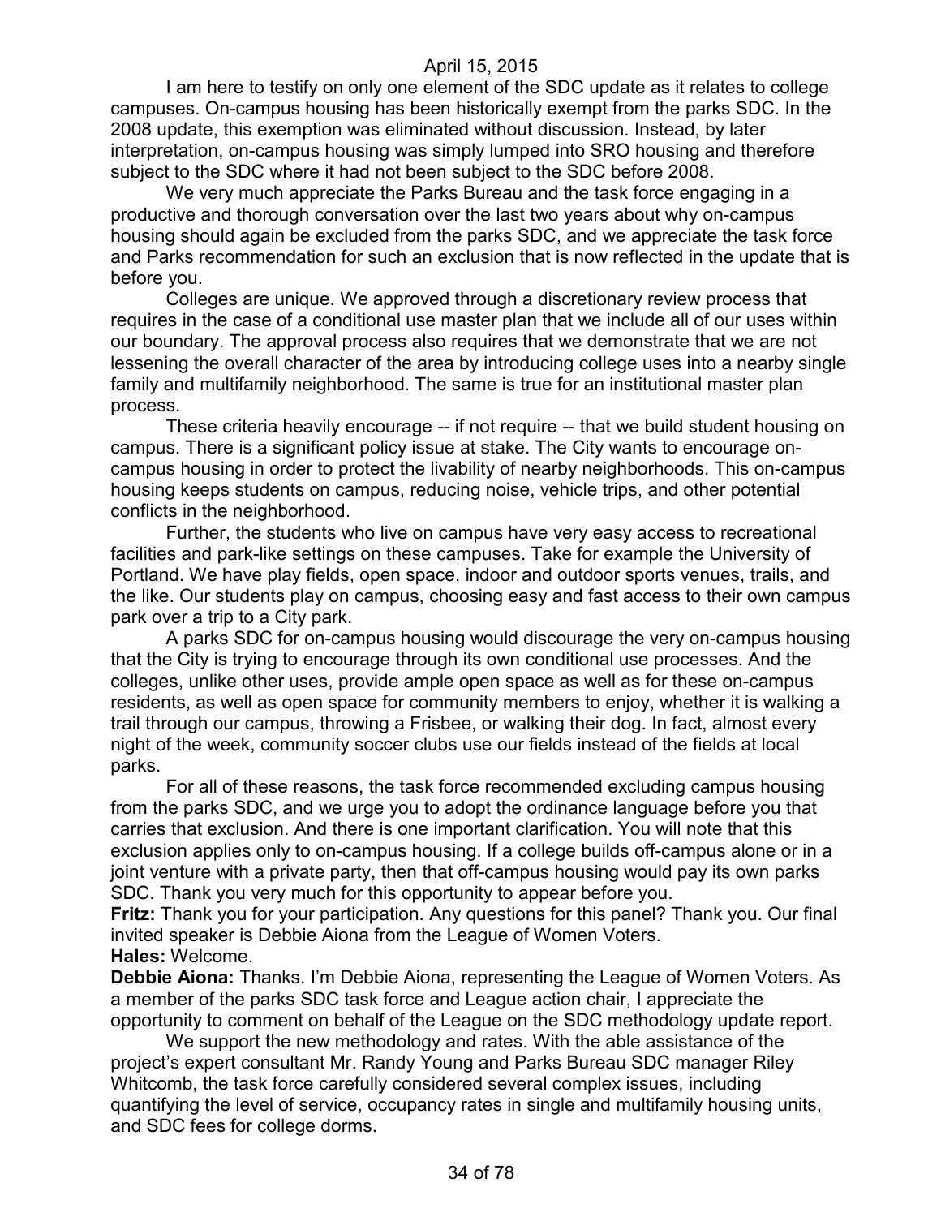I am here to testify on only one element of the SDC update as it relates to college campuses. On-campus housing has been historically exempt from the parks SDC. In the 2008 update, this exemption was eliminated without discussion. Instead, by later interpretation, on-campus housing was simply lumped into SRO housing and therefore subject to the SDC where it had not been subject to the SDC before 2008.

We very much appreciate the Parks Bureau and the task force engaging in a productive and thorough conversation over the last two years about why on-campus housing should again be excluded from the parks SDC, and we appreciate the task force and Parks recommendation for such an exclusion that is now reflected in the update that is before you.

Colleges are unique. We approved through a discretionary review process that requires in the case of a conditional use master plan that we include all of our uses within our boundary. The approval process also requires that we demonstrate that we are not lessening the overall character of the area by introducing college uses into a nearby single family and multifamily neighborhood. The same is true for an institutional master plan process.

These criteria heavily encourage -- if not require -- that we build student housing on campus. There is a significant policy issue at stake. The City wants to encourage on-campus housing in order to protect the livability of nearby neighborhoods. This on-campus housing keeps students on campus, reducing noise, vehicle trips, and other potential conflicts in the neighborhood.

Further, the students who live on campus have very easy access to recreational facilities and park-like settings on these campuses. Take for example the University of Portland. We have play fields, open space, indoor and outdoor sports venues, trails, and the like. Our students play on campus, choosing easy and fast access to their own campus park over a trip to a City park.

A parks SDC for on-campus housing would discourage the very on-campus housing that the City is trying to encourage through its own conditional use processes. And the colleges, unlike other uses, provide ample open space as well as for these on-campus residents, as well as open space for community members to enjoy, whether it is walking a trail through our campus, throwing a Frisbee, or walking their dog. In fact, almost every night of the week, community soccer clubs use our fields instead of the fields at local parks.

For all of these reasons, the task force recommended excluding campus housing from the parks SDC, and we urge you to adopt the ordinance language before you that carries that exclusion. And there is one important clarification. You will note that this exclusion applies only to on-campus housing. If a college builds off-campus alone or in a joint venture with a private party, then that off-campus housing would pay its own parks SDC. Thank you very much for this opportunity to appear before you.

**Fritz:** Thank you for your participation. Any questions for this panel? Thank you. Our final invited speaker is Debbie Aiona from the League of Women Voters.

**Hales:** Welcome.

**Debbie Aiona:** Thanks. I'm Debbie Aiona, representing the League of Women Voters. As a member of the parks SDC task force and League action chair, I appreciate the opportunity to comment on behalf of the League on the SDC methodology update report.

We support the new methodology and rates. With the able assistance of the project's expert consultant Mr. Randy Young and Parks Bureau SDC manager Riley Whitcomb, the task force carefully considered several complex issues, including quantifying the level of service, occupancy rates in single and multifamily housing units, and SDC fees for college dorms.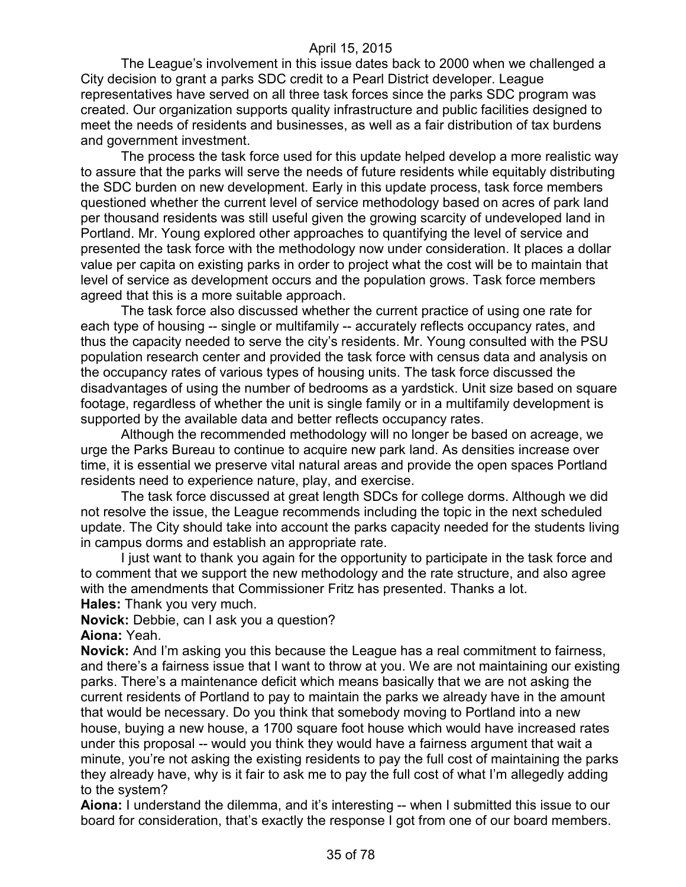The League's involvement in this issue dates back to 2000 when we challenged a City decision to grant a parks SDC credit to a Pearl District developer. League representatives have served on all three task forces since the parks SDC program was created. Our organization supports quality infrastructure and public facilities designed to meet the needs of residents and businesses, as well as a fair distribution of tax burdens and government investment.

The process the task force used for this update helped develop a more realistic way to assure that the parks will serve the needs of future residents while equitably distributing the SDC burden on new development. Early in this update process, task force members questioned whether the current level of service methodology based on acres of park land per thousand residents was still useful given the growing scarcity of undeveloped land in Portland. Mr. Young explored other approaches to quantifying the level of service and presented the task force with the methodology now under consideration. It places a dollar value per capita on existing parks in order to project what the cost will be to maintain that level of service as development occurs and the population grows. Task force members agreed that this is a more suitable approach.

The task force also discussed whether the current practice of using one rate for each type of housing -- single or multifamily -- accurately reflects occupancy rates, and thus the capacity needed to serve the city's residents. Mr. Young consulted with the PSU population research center and provided the task force with census data and analysis on the occupancy rates of various types of housing units. The task force discussed the disadvantages of using the number of bedrooms as a yardstick. Unit size based on square footage, regardless of whether the unit is single family or in a multifamily development is supported by the available data and better reflects occupancy rates.

Although the recommended methodology will no longer be based on acreage, we urge the Parks Bureau to continue to acquire new park land. As densities increase over time, it is essential we preserve vital natural areas and provide the open spaces Portland residents need to experience nature, play, and exercise.

The task force discussed at great length SDCs for college dorms. Although we did not resolve the issue, the League recommends including the topic in the next scheduled update. The City should take into account the parks capacity needed for the students living in campus dorms and establish an appropriate rate.

I just want to thank you again for the opportunity to participate in the task force and to comment that we support the new methodology and the rate structure, and also agree with the amendments that Commissioner Fritz has presented. Thanks a lot.

**Hales:** Thank you very much.

**Novick:** Debbie, can I ask you a question?

**Aiona:** Yeah.

**Novick:** And I'm asking you this because the League has a real commitment to fairness, and there's a fairness issue that I want to throw at you. We are not maintaining our existing parks. There's a maintenance deficit which means basically that we are not asking the current residents of Portland to pay to maintain the parks we already have in the amount that would be necessary. Do you think that somebody moving to Portland into a new house, buying a new house, a 1700 square foot house which would have increased rates under this proposal -- would you think they would have a fairness argument that wait a minute, you're not asking the existing residents to pay the full cost of maintaining the parks they already have, why is it fair to ask me to pay the full cost of what I'm allegedly adding to the system?

**Aiona:** I understand the dilemma, and it's interesting -- when I submitted this issue to our board for consideration, that's exactly the response I got from one of our board members.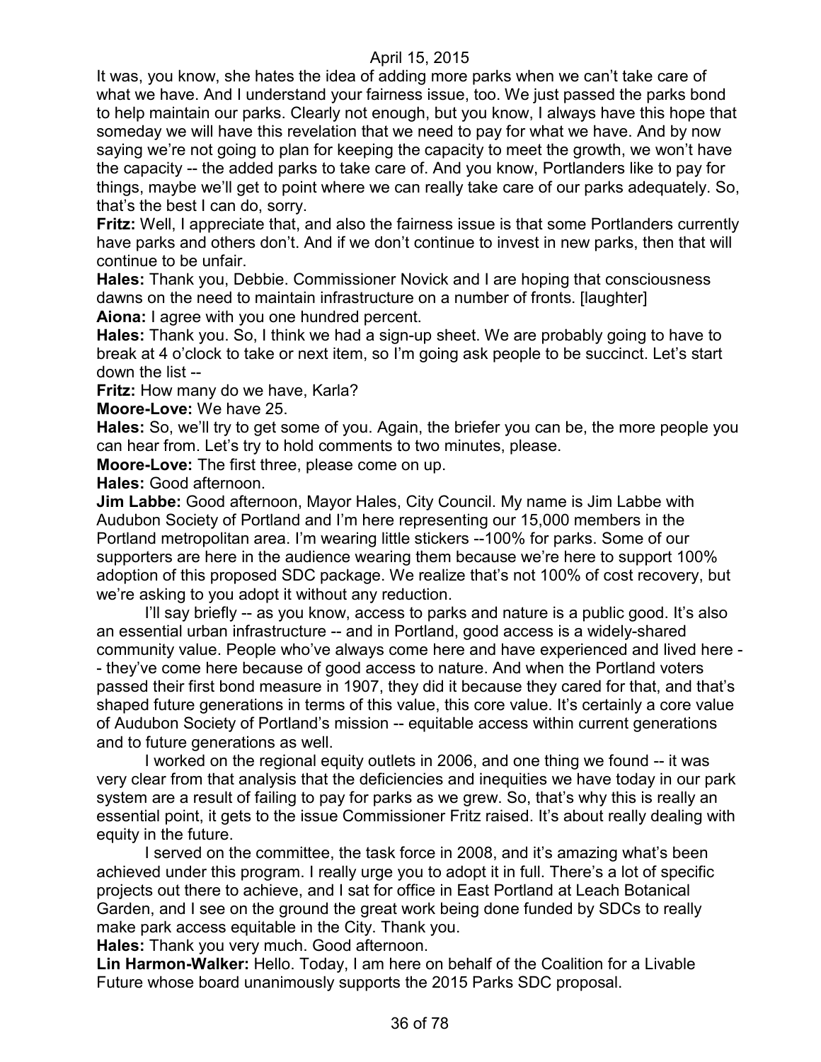It was, you know, she hates the idea of adding more parks when we can't take care of what we have. And I understand your fairness issue, too. We just passed the parks bond to help maintain our parks. Clearly not enough, but you know, I always have this hope that someday we will have this revelation that we need to pay for what we have. And by now saying we're not going to plan for keeping the capacity to meet the growth, we won't have the capacity -- the added parks to take care of. And you know, Portlanders like to pay for things, maybe we'll get to point where we can really take care of our parks adequately. So, that's the best I can do, sorry.

**Fritz:** Well, I appreciate that, and also the fairness issue is that some Portlanders currently have parks and others don't. And if we don't continue to invest in new parks, then that will continue to be unfair.

**Hales:** Thank you, Debbie. Commissioner Novick and I are hoping that consciousness dawns on the need to maintain infrastructure on a number of fronts. [laughter]

**Aiona:** I agree with you one hundred percent.

**Hales:** Thank you. So, I think we had a sign-up sheet. We are probably going to have to break at 4 o'clock to take or next item, so I'm going ask people to be succinct. Let's start down the list --

**Fritz:** How many do we have, Karla?

**Moore-Love:** We have 25.

**Hales:** So, we'll try to get some of you. Again, the briefer you can be, the more people you can hear from. Let's try to hold comments to two minutes, please.

**Moore-Love:** The first three, please come on up.

**Hales:** Good afternoon.

**Jim Labbe:** Good afternoon, Mayor Hales, City Council. My name is Jim Labbe with Audubon Society of Portland and I'm here representing our 15,000 members in the Portland metropolitan area. I'm wearing little stickers --100% for parks. Some of our supporters are here in the audience wearing them because we're here to support 100% adoption of this proposed SDC package. We realize that's not 100% of cost recovery, but we're asking to you adopt it without any reduction.

I'll say briefly -- as you know, access to parks and nature is a public good. It's also an essential urban infrastructure -- and in Portland, good access is a widely-shared community value. People who've always come here and have experienced and lived here - - they've come here because of good access to nature. And when the Portland voters passed their first bond measure in 1907, they did it because they cared for that, and that's shaped future generations in terms of this value, this core value. It's certainly a core value of Audubon Society of Portland's mission -- equitable access within current generations and to future generations as well.

I worked on the regional equity outlets in 2006, and one thing we found -- it was very clear from that analysis that the deficiencies and inequities we have today in our park system are a result of failing to pay for parks as we grew. So, that's why this is really an essential point, it gets to the issue Commissioner Fritz raised. It's about really dealing with equity in the future.

I served on the committee, the task force in 2008, and it's amazing what's been achieved under this program. I really urge you to adopt it in full. There's a lot of specific projects out there to achieve, and I sat for office in East Portland at Leach Botanical Garden, and I see on the ground the great work being done funded by SDCs to really make park access equitable in the City. Thank you.

**Hales:** Thank you very much. Good afternoon.

**Lin Harmon-Walker:** Hello. Today, I am here on behalf of the Coalition for a Livable Future whose board unanimously supports the 2015 Parks SDC proposal.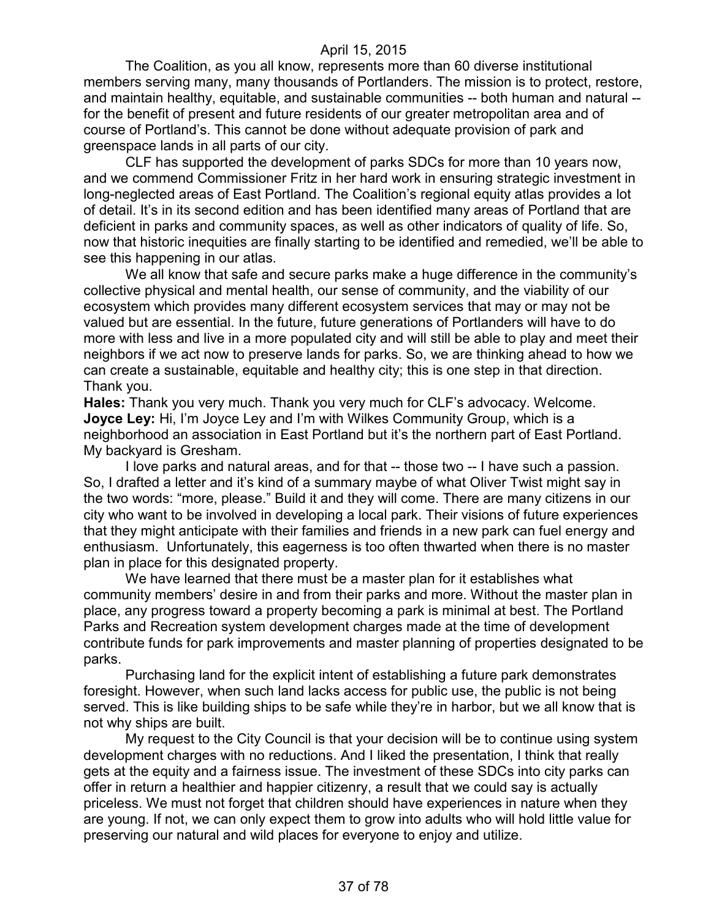The Coalition, as you all know, represents more than 60 diverse institutional members serving many, many thousands of Portlanders. The mission is to protect, restore, and maintain healthy, equitable, and sustainable communities -- both human and natural -- for the benefit of present and future residents of our greater metropolitan area and of course of Portland's. This cannot be done without adequate provision of park and greenspace lands in all parts of our city.

CLF has supported the development of parks SDCs for more than 10 years now, and we commend Commissioner Fritz in her hard work in ensuring strategic investment in long-neglected areas of East Portland. The Coalition's regional equity atlas provides a lot of detail. It's in its second edition and has been identified many areas of Portland that are deficient in parks and community spaces, as well as other indicators of quality of life. So, now that historic inequities are finally starting to be identified and remedied, we'll be able to see this happening in our atlas.

We all know that safe and secure parks make a huge difference in the community's collective physical and mental health, our sense of community, and the viability of our ecosystem which provides many different ecosystem services that may or may not be valued but are essential. In the future, future generations of Portlanders will have to do more with less and live in a more populated city and will still be able to play and meet their neighbors if we act now to preserve lands for parks. So, we are thinking ahead to how we can create a sustainable, equitable and healthy city; this is one step in that direction. Thank you.

**Hales:** Thank you very much. Thank you very much for CLF's advocacy. Welcome.

**Joyce Ley:** Hi, I'm Joyce Ley and I'm with Wilkes Community Group, which is a neighborhood an association in East Portland but it's the northern part of East Portland. My backyard is Gresham.

I love parks and natural areas, and for that -- those two -- I have such a passion. So, I drafted a letter and it's kind of a summary maybe of what Oliver Twist might say in the two words: "more, please." Build it and they will come. There are many citizens in our city who want to be involved in developing a local park. Their visions of future experiences that they might anticipate with their families and friends in a new park can fuel energy and enthusiasm. Unfortunately, this eagerness is too often thwarted when there is no master plan in place for this designated property.

We have learned that there must be a master plan for it establishes what community members' desire in and from their parks and more. Without the master plan in place, any progress toward a property becoming a park is minimal at best. The Portland Parks and Recreation system development charges made at the time of development contribute funds for park improvements and master planning of properties designated to be parks.

Purchasing land for the explicit intent of establishing a future park demonstrates foresight. However, when such land lacks access for public use, the public is not being served. This is like building ships to be safe while they're in harbor, but we all know that is not why ships are built.

My request to the City Council is that your decision will be to continue using system development charges with no reductions. And I liked the presentation, I think that really gets at the equity and a fairness issue. The investment of these SDCs into city parks can offer in return a healthier and happier citizenry, a result that we could say is actually priceless. We must not forget that children should have experiences in nature when they are young. If not, we can only expect them to grow into adults who will hold little value for preserving our natural and wild places for everyone to enjoy and utilize.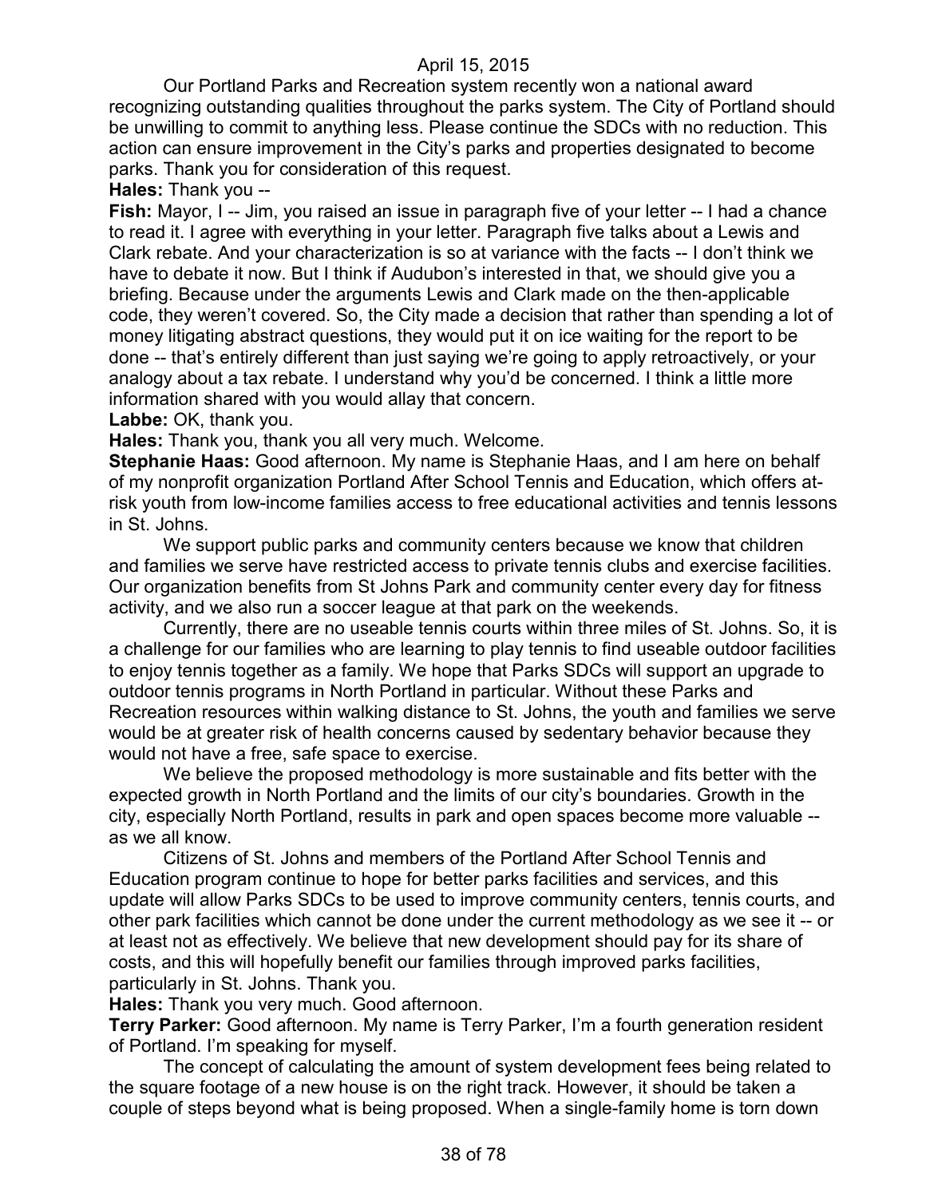Our Portland Parks and Recreation system recently won a national award recognizing outstanding qualities throughout the parks system. The City of Portland should be unwilling to commit to anything less. Please continue the SDCs with no reduction. This action can ensure improvement in the City's parks and properties designated to become parks. Thank you for consideration of this request.

**Hales:** Thank you --

**Fish:** Mayor, I -- Jim, you raised an issue in paragraph five of your letter -- I had a chance to read it. I agree with everything in your letter. Paragraph five talks about a Lewis and Clark rebate. And your characterization is so at variance with the facts -- I don't think we have to debate it now. But I think if Audubon's interested in that, we should give you a briefing. Because under the arguments Lewis and Clark made on the then-applicable code, they weren't covered. So, the City made a decision that rather than spending a lot of money litigating abstract questions, they would put it on ice waiting for the report to be done -- that's entirely different than just saying we're going to apply retroactively, or your analogy about a tax rebate. I understand why you'd be concerned. I think a little more information shared with you would allay that concern.

**Labbe:** OK, thank you.

**Hales:** Thank you, thank you all very much. Welcome.

**Stephanie Haas:** Good afternoon. My name is Stephanie Haas, and I am here on behalf of my nonprofit organization Portland After School Tennis and Education, which offers at-risk youth from low-income families access to free educational activities and tennis lessons in St. Johns.

We support public parks and community centers because we know that children and families we serve have restricted access to private tennis clubs and exercise facilities. Our organization benefits from St Johns Park and community center every day for fitness activity, and we also run a soccer league at that park on the weekends.

Currently, there are no useable tennis courts within three miles of St. Johns. So, it is a challenge for our families who are learning to play tennis to find useable outdoor facilities to enjoy tennis together as a family. We hope that Parks SDCs will support an upgrade to outdoor tennis programs in North Portland in particular. Without these Parks and Recreation resources within walking distance to St. Johns, the youth and families we serve would be at greater risk of health concerns caused by sedentary behavior because they would not have a free, safe space to exercise.

We believe the proposed methodology is more sustainable and fits better with the expected growth in North Portland and the limits of our city's boundaries. Growth in the city, especially North Portland, results in park and open spaces become more valuable -- as we all know.

Citizens of St. Johns and members of the Portland After School Tennis and Education program continue to hope for better parks facilities and services, and this update will allow Parks SDCs to be used to improve community centers, tennis courts, and other park facilities which cannot be done under the current methodology as we see it -- or at least not as effectively. We believe that new development should pay for its share of costs, and this will hopefully benefit our families through improved parks facilities, particularly in St. Johns. Thank you.

**Hales:** Thank you very much. Good afternoon.

**Terry Parker:** Good afternoon. My name is Terry Parker, I'm a fourth generation resident of Portland. I'm speaking for myself.

The concept of calculating the amount of system development fees being related to the square footage of a new house is on the right track. However, it should be taken a couple of steps beyond what is being proposed. When a single-family home is torn down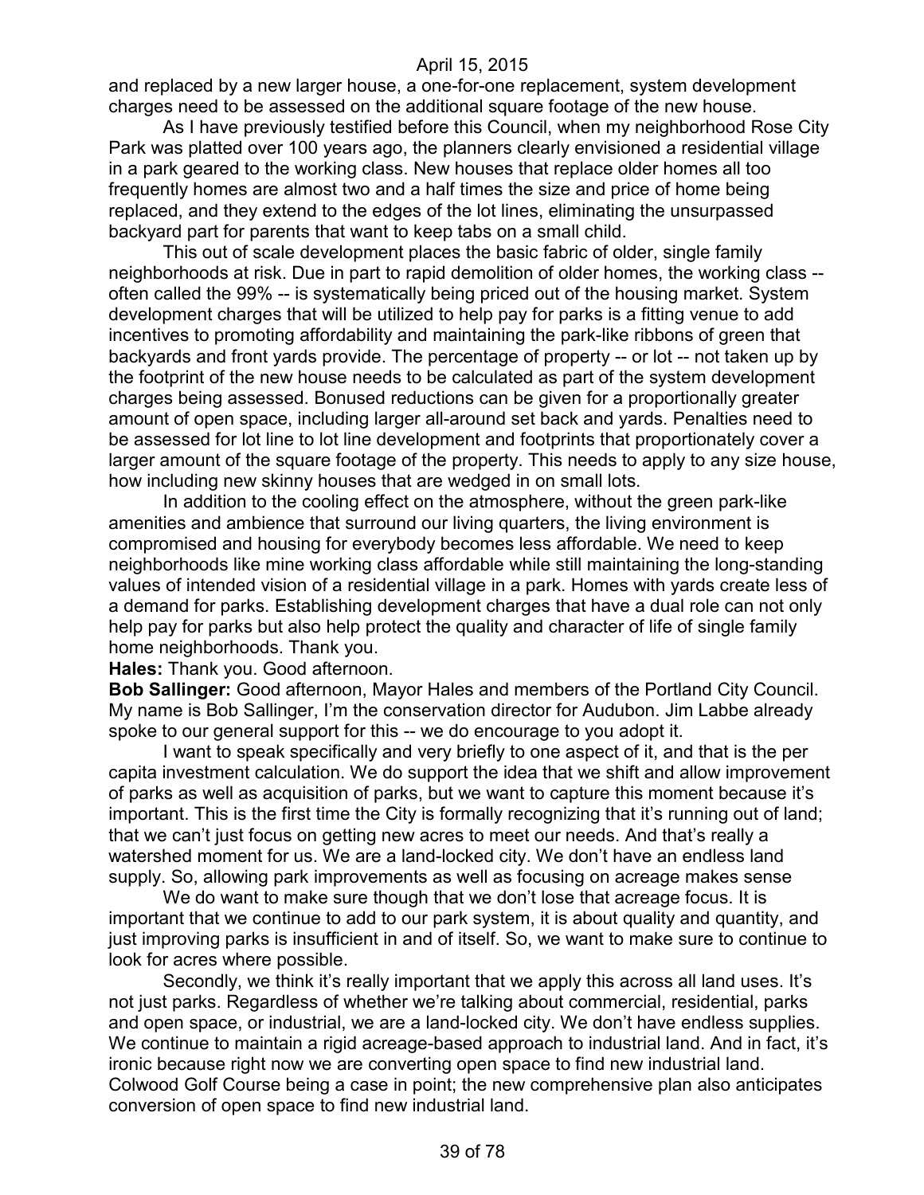and replaced by a new larger house, a one-for-one replacement, system development charges need to be assessed on the additional square footage of the new house.

As I have previously testified before this Council, when my neighborhood Rose City Park was platted over 100 years ago, the planners clearly envisioned a residential village in a park geared to the working class. New houses that replace older homes all too frequently homes are almost two and a half times the size and price of home being replaced, and they extend to the edges of the lot lines, eliminating the unsurpassed backyard part for parents that want to keep tabs on a small child.

This out of scale development places the basic fabric of older, single family neighborhoods at risk. Due in part to rapid demolition of older homes, the working class -- often called the 99% -- is systematically being priced out of the housing market. System development charges that will be utilized to help pay for parks is a fitting venue to add incentives to promoting affordability and maintaining the park-like ribbons of green that backyards and front yards provide. The percentage of property -- or lot -- not taken up by the footprint of the new house needs to be calculated as part of the system development charges being assessed. Bonused reductions can be given for a proportionally greater amount of open space, including larger all-around set back and yards. Penalties need to be assessed for lot line to lot line development and footprints that proportionately cover a larger amount of the square footage of the property. This needs to apply to any size house, how including new skinny houses that are wedged in on small lots.

In addition to the cooling effect on the atmosphere, without the green park-like amenities and ambience that surround our living quarters, the living environment is compromised and housing for everybody becomes less affordable. We need to keep neighborhoods like mine working class affordable while still maintaining the long-standing values of intended vision of a residential village in a park. Homes with yards create less of a demand for parks. Establishing development charges that have a dual role can not only help pay for parks but also help protect the quality and character of life of single family home neighborhoods. Thank you.

**Hales:** Thank you. Good afternoon.

**Bob Sallinger:** Good afternoon, Mayor Hales and members of the Portland City Council. My name is Bob Sallinger, I'm the conservation director for Audubon. Jim Labbe already spoke to our general support for this -- we do encourage to you adopt it.

I want to speak specifically and very briefly to one aspect of it, and that is the per capita investment calculation. We do support the idea that we shift and allow improvement of parks as well as acquisition of parks, but we want to capture this moment because it's important. This is the first time the City is formally recognizing that it's running out of land; that we can't just focus on getting new acres to meet our needs. And that's really a watershed moment for us. We are a land-locked city. We don't have an endless land supply. So, allowing park improvements as well as focusing on acreage makes sense

We do want to make sure though that we don't lose that acreage focus. It is important that we continue to add to our park system, it is about quality and quantity, and just improving parks is insufficient in and of itself. So, we want to make sure to continue to look for acres where possible.

Secondly, we think it's really important that we apply this across all land uses. It's not just parks. Regardless of whether we're talking about commercial, residential, parks and open space, or industrial, we are a land-locked city. We don't have endless supplies. We continue to maintain a rigid acreage-based approach to industrial land. And in fact, it's ironic because right now we are converting open space to find new industrial land. Colwood Golf Course being a case in point; the new comprehensive plan also anticipates conversion of open space to find new industrial land.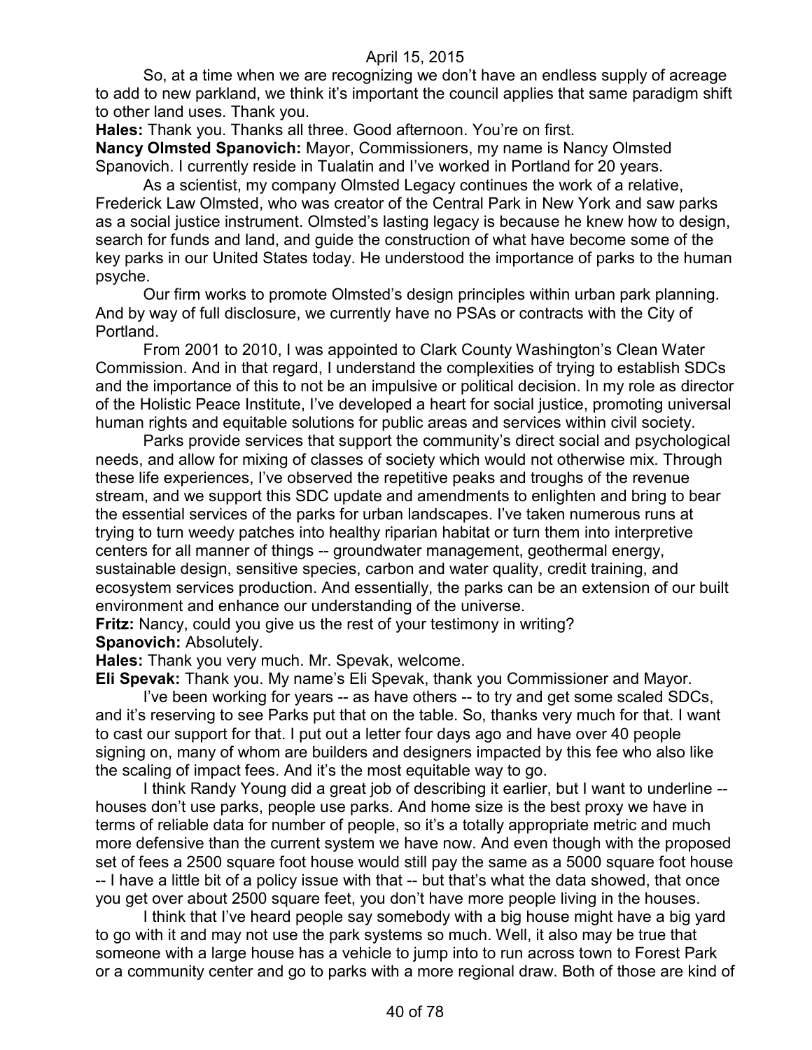So, at a time when we are recognizing we don't have an endless supply of acreage to add to new parkland, we think it's important the council applies that same paradigm shift to other land uses. Thank you.

**Hales:** Thank you. Thanks all three. Good afternoon. You're on first.

**Nancy Olmsted Spanovich:** Mayor, Commissioners, my name is Nancy Olmsted Spanovich. I currently reside in Tualatin and I've worked in Portland for 20 years.

As a scientist, my company Olmsted Legacy continues the work of a relative, Frederick Law Olmsted, who was creator of the Central Park in New York and saw parks as a social justice instrument. Olmsted's lasting legacy is because he knew how to design, search for funds and land, and guide the construction of what have become some of the key parks in our United States today. He understood the importance of parks to the human psyche.

Our firm works to promote Olmsted's design principles within urban park planning. And by way of full disclosure, we currently have no PSAs or contracts with the City of Portland.

From 2001 to 2010, I was appointed to Clark County Washington's Clean Water Commission. And in that regard, I understand the complexities of trying to establish SDCs and the importance of this to not be an impulsive or political decision. In my role as director of the Holistic Peace Institute, I've developed a heart for social justice, promoting universal human rights and equitable solutions for public areas and services within civil society.

Parks provide services that support the community's direct social and psychological needs, and allow for mixing of classes of society which would not otherwise mix. Through these life experiences, I've observed the repetitive peaks and troughs of the revenue stream, and we support this SDC update and amendments to enlighten and bring to bear the essential services of the parks for urban landscapes. I've taken numerous runs at trying to turn weedy patches into healthy riparian habitat or turn them into interpretive centers for all manner of things -- groundwater management, geothermal energy, sustainable design, sensitive species, carbon and water quality, credit training, and ecosystem services production. And essentially, the parks can be an extension of our built environment and enhance our understanding of the universe.

**Fritz:** Nancy, could you give us the rest of your testimony in writing?

**Spanovich:** Absolutely.

**Hales:** Thank you very much. Mr. Spevak, welcome.

**Eli Spevak:** Thank you. My name's Eli Spevak, thank you Commissioner and Mayor.

I've been working for years -- as have others -- to try and get some scaled SDCs, and it's reserving to see Parks put that on the table. So, thanks very much for that. I want to cast our support for that. I put out a letter four days ago and have over 40 people signing on, many of whom are builders and designers impacted by this fee who also like the scaling of impact fees. And it's the most equitable way to go.

I think Randy Young did a great job of describing it earlier, but I want to underline -- houses don't use parks, people use parks. And home size is the best proxy we have in terms of reliable data for number of people, so it's a totally appropriate metric and much more defensive than the current system we have now. And even though with the proposed set of fees a 2500 square foot house would still pay the same as a 5000 square foot house -- I have a little bit of a policy issue with that -- but that's what the data showed, that once you get over about 2500 square feet, you don't have more people living in the houses.

I think that I've heard people say somebody with a big house might have a big yard to go with it and may not use the park systems so much. Well, it also may be true that someone with a large house has a vehicle to jump into to run across town to Forest Park or a community center and go to parks with a more regional draw. Both of those are kind of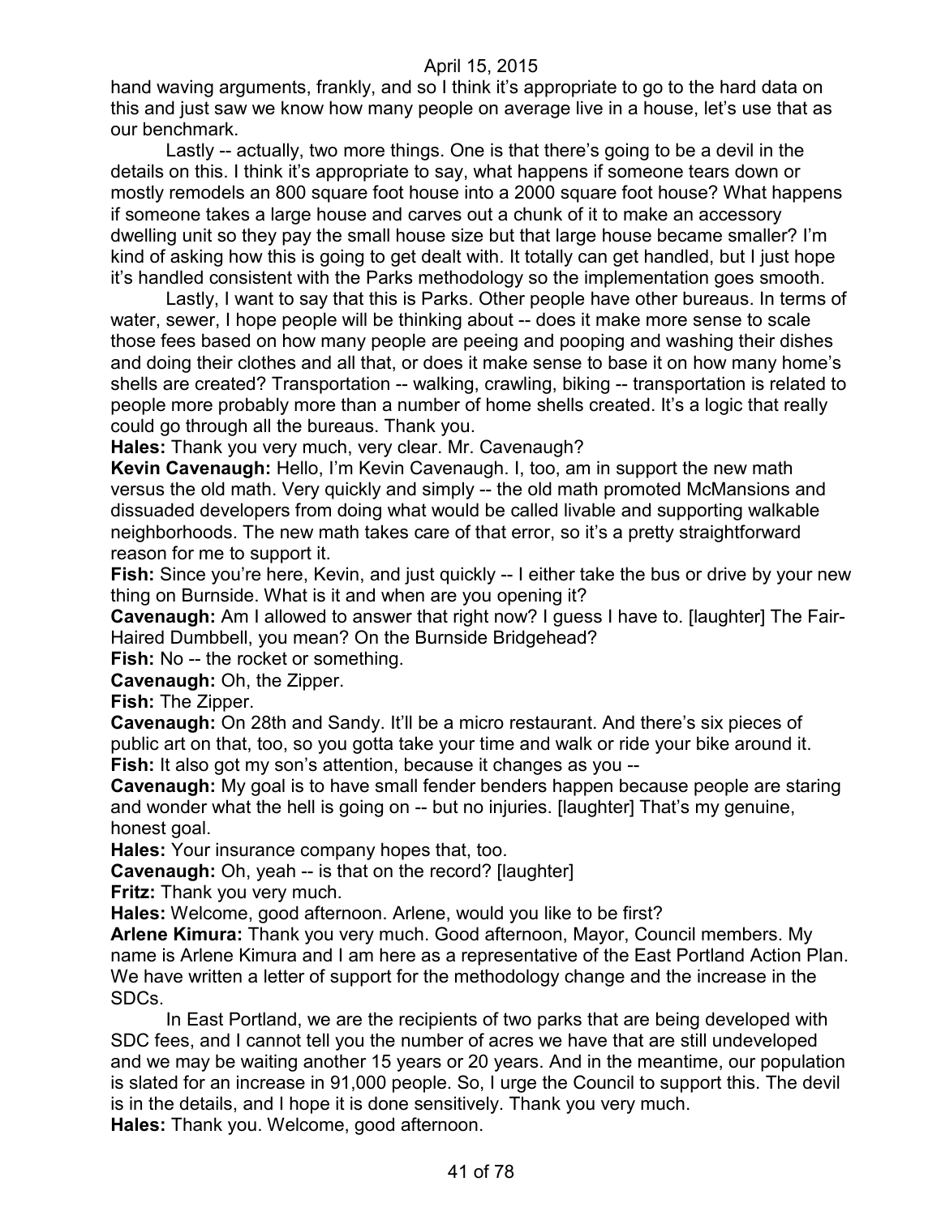hand waving arguments, frankly, and so I think it's appropriate to go to the hard data on this and just saw we know how many people on average live in a house, let's use that as our benchmark.

Lastly -- actually, two more things. One is that there's going to be a devil in the details on this. I think it's appropriate to say, what happens if someone tears down or mostly remodels an 800 square foot house into a 2000 square foot house? What happens if someone takes a large house and carves out a chunk of it to make an accessory dwelling unit so they pay the small house size but that large house became smaller? I'm kind of asking how this is going to get dealt with. It totally can get handled, but I just hope it's handled consistent with the Parks methodology so the implementation goes smooth.

Lastly, I want to say that this is Parks. Other people have other bureaus. In terms of water, sewer, I hope people will be thinking about -- does it make more sense to scale those fees based on how many people are peeing and pooping and washing their dishes and doing their clothes and all that, or does it make sense to base it on how many home's shells are created? Transportation -- walking, crawling, biking -- transportation is related to people more probably more than a number of home shells created. It's a logic that really could go through all the bureaus. Thank you.

**Hales:** Thank you very much, very clear. Mr. Cavenaugh?

**Kevin Cavenaugh:** Hello, I'm Kevin Cavenaugh. I, too, am in support the new math versus the old math. Very quickly and simply -- the old math promoted McMansions and dissuaded developers from doing what would be called livable and supporting walkable neighborhoods. The new math takes care of that error, so it's a pretty straightforward reason for me to support it.

**Fish:** Since you're here, Kevin, and just quickly -- I either take the bus or drive by your new thing on Burnside. What is it and when are you opening it?

**Cavenaugh:** Am I allowed to answer that right now? I guess I have to. [laughter] The Fair-Haired Dumbbell, you mean? On the Burnside Bridgehead?

**Fish:** No -- the rocket or something.

**Cavenaugh:** Oh, the Zipper.

**Fish:** The Zipper.

**Cavenaugh:** On 28th and Sandy. It'll be a micro restaurant. And there's six pieces of public art on that, too, so you gotta take your time and walk or ride your bike around it.

**Fish:** It also got my son's attention, because it changes as you --

**Cavenaugh:** My goal is to have small fender benders happen because people are staring and wonder what the hell is going on -- but no injuries. [laughter] That's my genuine, honest goal.

**Hales:** Your insurance company hopes that, too.

**Cavenaugh:** Oh, yeah -- is that on the record? [laughter]

**Fritz:** Thank you very much.

**Hales:** Welcome, good afternoon. Arlene, would you like to be first?

**Arlene Kimura:** Thank you very much. Good afternoon, Mayor, Council members. My name is Arlene Kimura and I am here as a representative of the East Portland Action Plan. We have written a letter of support for the methodology change and the increase in the SDCs.

In East Portland, we are the recipients of two parks that are being developed with SDC fees, and I cannot tell you the number of acres we have that are still undeveloped and we may be waiting another 15 years or 20 years. And in the meantime, our population is slated for an increase in 91,000 people. So, I urge the Council to support this. The devil is in the details, and I hope it is done sensitively. Thank you very much.

**Hales:** Thank you. Welcome, good afternoon.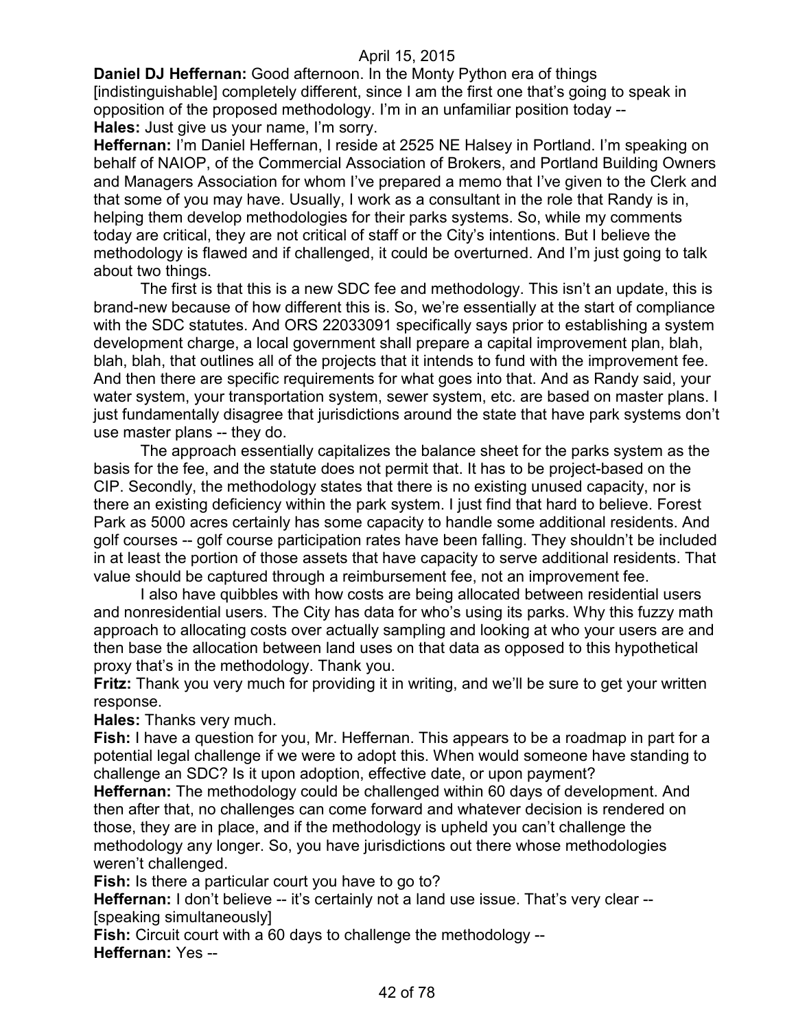**Daniel DJ Heffernan:** Good afternoon. In the Monty Python era of things [indistinguishable] completely different, since I am the first one that's going to speak in opposition of the proposed methodology. I'm in an unfamiliar position today --

**Hales:** Just give us your name, I'm sorry.

**Heffernan:** I'm Daniel Heffernan, I reside at 2525 NE Halsey in Portland. I'm speaking on behalf of NAIOP, of the Commercial Association of Brokers, and Portland Building Owners and Managers Association for whom I've prepared a memo that I've given to the Clerk and that some of you may have. Usually, I work as a consultant in the role that Randy is in, helping them develop methodologies for their parks systems. So, while my comments today are critical, they are not critical of staff or the City's intentions. But I believe the methodology is flawed and if challenged, it could be overturned. And I'm just going to talk about two things.

The first is that this is a new SDC fee and methodology. This isn't an update, this is brand-new because of how different this is. So, we're essentially at the start of compliance with the SDC statutes. And ORS 22033091 specifically says prior to establishing a system development charge, a local government shall prepare a capital improvement plan, blah, blah, blah, that outlines all of the projects that it intends to fund with the improvement fee. And then there are specific requirements for what goes into that. And as Randy said, your water system, your transportation system, sewer system, etc. are based on master plans. I just fundamentally disagree that jurisdictions around the state that have park systems don't use master plans -- they do.

The approach essentially capitalizes the balance sheet for the parks system as the basis for the fee, and the statute does not permit that. It has to be project-based on the CIP. Secondly, the methodology states that there is no existing unused capacity, nor is there an existing deficiency within the park system. I just find that hard to believe. Forest Park as 5000 acres certainly has some capacity to handle some additional residents. And golf courses -- golf course participation rates have been falling. They shouldn't be included in at least the portion of those assets that have capacity to serve additional residents. That value should be captured through a reimbursement fee, not an improvement fee.

I also have quibbles with how costs are being allocated between residential users and nonresidential users. The City has data for who's using its parks. Why this fuzzy math approach to allocating costs over actually sampling and looking at who your users are and then base the allocation between land uses on that data as opposed to this hypothetical proxy that's in the methodology. Thank you.

**Fritz:** Thank you very much for providing it in writing, and we'll be sure to get your written response.

**Hales:** Thanks very much.

**Fish:** I have a question for you, Mr. Heffernan. This appears to be a roadmap in part for a potential legal challenge if we were to adopt this. When would someone have standing to challenge an SDC? Is it upon adoption, effective date, or upon payment?

**Heffernan:** The methodology could be challenged within 60 days of development. And then after that, no challenges can come forward and whatever decision is rendered on those, they are in place, and if the methodology is upheld you can't challenge the methodology any longer. So, you have jurisdictions out there whose methodologies weren't challenged.

**Fish:** Is there a particular court you have to go to?

**Heffernan:** I don't believe -- it's certainly not a land use issue. That's very clear -- [speaking simultaneously]

**Fish:** Circuit court with a 60 days to challenge the methodology --

**Heffernan:** Yes --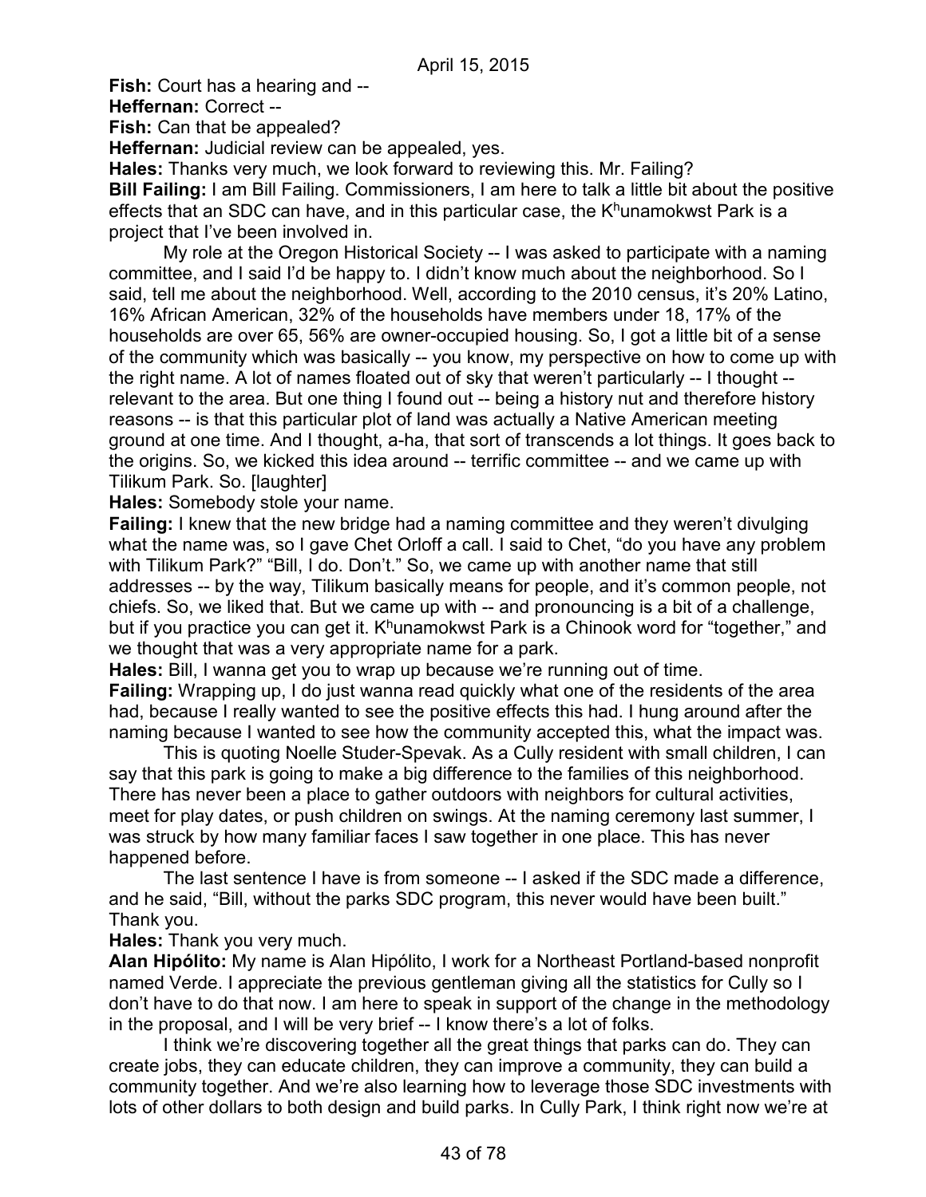**Fish:** Court has a hearing and --

**Heffernan:** Correct --

**Fish:** Can that be appealed?

**Heffernan:** Judicial review can be appealed, yes.

**Hales:** Thanks very much, we look forward to reviewing this. Mr. Failing?

**Bill Failing:** I am Bill Failing. Commissioners, I am here to talk a little bit about the positive effects that an SDC can have, and in this particular case, the K$^h$unamokwst Park is a project that I've been involved in.

My role at the Oregon Historical Society -- I was asked to participate with a naming committee, and I said I'd be happy to. I didn't know much about the neighborhood. So I said, tell me about the neighborhood. Well, according to the 2010 census, it's 20% Latino, 16% African American, 32% of the households have members under 18, 17% of the households are over 65, 56% are owner-occupied housing. So, I got a little bit of a sense of the community which was basically -- you know, my perspective on how to come up with the right name. A lot of names floated out of sky that weren't particularly -- I thought -- relevant to the area. But one thing I found out -- being a history nut and therefore history reasons -- is that this particular plot of land was actually a Native American meeting ground at one time. And I thought, a-ha, that sort of transcends a lot things. It goes back to the origins. So, we kicked this idea around -- terrific committee -- and we came up with Tilikum Park. So. [laughter]

**Hales:** Somebody stole your name.

**Failing:** I knew that the new bridge had a naming committee and they weren't divulging what the name was, so I gave Chet Orloff a call. I said to Chet, "do you have any problem with Tilikum Park?" "Bill, I do. Don't." So, we came up with another name that still addresses -- by the way, Tilikum basically means for people, and it's common people, not chiefs. So, we liked that. But we came up with -- and pronouncing is a bit of a challenge, but if you practice you can get it. K$^h$unamokwst Park is a Chinook word for "together," and we thought that was a very appropriate name for a park.

**Hales:** Bill, I wanna get you to wrap up because we're running out of time.

**Failing:** Wrapping up, I do just wanna read quickly what one of the residents of the area had, because I really wanted to see the positive effects this had. I hung around after the naming because I wanted to see how the community accepted this, what the impact was.

This is quoting Noelle Studer-Spevak. As a Cully resident with small children, I can say that this park is going to make a big difference to the families of this neighborhood. There has never been a place to gather outdoors with neighbors for cultural activities, meet for play dates, or push children on swings. At the naming ceremony last summer, I was struck by how many familiar faces I saw together in one place. This has never happened before.

The last sentence I have is from someone -- I asked if the SDC made a difference, and he said, "Bill, without the parks SDC program, this never would have been built." Thank you.

**Hales:** Thank you very much.

**Alan Hipólito:** My name is Alan Hipólito, I work for a Northeast Portland-based nonprofit named Verde. I appreciate the previous gentleman giving all the statistics for Cully so I don't have to do that now. I am here to speak in support of the change in the methodology in the proposal, and I will be very brief -- I know there's a lot of folks.

I think we're discovering together all the great things that parks can do. They can create jobs, they can educate children, they can improve a community, they can build a community together. And we're also learning how to leverage those SDC investments with lots of other dollars to both design and build parks. In Cully Park, I think right now we're at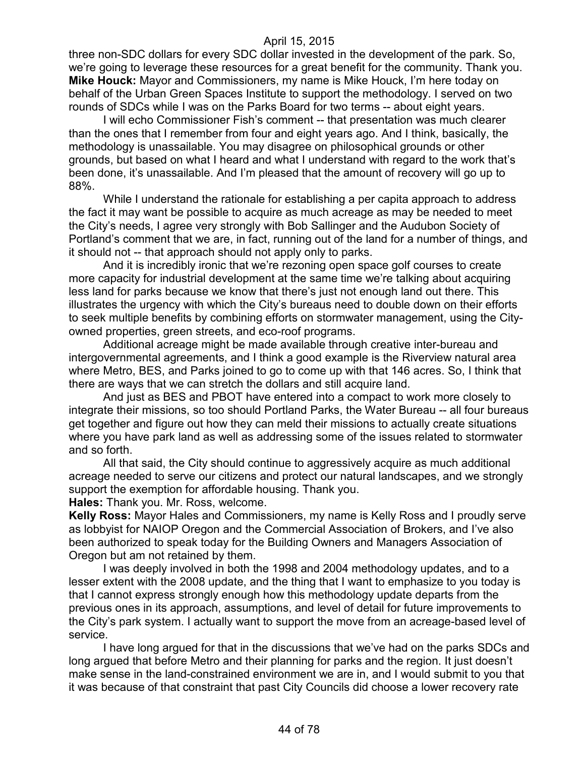three non-SDC dollars for every SDC dollar invested in the development of the park. So, we're going to leverage these resources for a great benefit for the community. Thank you.

**Mike Houck:** Mayor and Commissioners, my name is Mike Houck, I'm here today on behalf of the Urban Green Spaces Institute to support the methodology. I served on two rounds of SDCs while I was on the Parks Board for two terms -- about eight years.

I will echo Commissioner Fish's comment -- that presentation was much clearer than the ones that I remember from four and eight years ago. And I think, basically, the methodology is unassailable. You may disagree on philosophical grounds or other grounds, but based on what I heard and what I understand with regard to the work that's been done, it's unassailable. And I'm pleased that the amount of recovery will go up to 88%.

While I understand the rationale for establishing a per capita approach to address the fact it may want be possible to acquire as much acreage as may be needed to meet the City's needs, I agree very strongly with Bob Sallinger and the Audubon Society of Portland's comment that we are, in fact, running out of the land for a number of things, and it should not -- that approach should not apply only to parks.

And it is incredibly ironic that we're rezoning open space golf courses to create more capacity for industrial development at the same time we're talking about acquiring less land for parks because we know that there's just not enough land out there. This illustrates the urgency with which the City's bureaus need to double down on their efforts to seek multiple benefits by combining efforts on stormwater management, using the City-owned properties, green streets, and eco-roof programs.

Additional acreage might be made available through creative inter-bureau and intergovernmental agreements, and I think a good example is the Riverview natural area where Metro, BES, and Parks joined to go to come up with that 146 acres. So, I think that there are ways that we can stretch the dollars and still acquire land.

And just as BES and PBOT have entered into a compact to work more closely to integrate their missions, so too should Portland Parks, the Water Bureau -- all four bureaus get together and figure out how they can meld their missions to actually create situations where you have park land as well as addressing some of the issues related to stormwater and so forth.

All that said, the City should continue to aggressively acquire as much additional acreage needed to serve our citizens and protect our natural landscapes, and we strongly support the exemption for affordable housing. Thank you.

**Hales:** Thank you. Mr. Ross, welcome.

**Kelly Ross:** Mayor Hales and Commissioners, my name is Kelly Ross and I proudly serve as lobbyist for NAIOP Oregon and the Commercial Association of Brokers, and I've also been authorized to speak today for the Building Owners and Managers Association of Oregon but am not retained by them.

I was deeply involved in both the 1998 and 2004 methodology updates, and to a lesser extent with the 2008 update, and the thing that I want to emphasize to you today is that I cannot express strongly enough how this methodology update departs from the previous ones in its approach, assumptions, and level of detail for future improvements to the City's park system. I actually want to support the move from an acreage-based level of service.

I have long argued for that in the discussions that we've had on the parks SDCs and long argued that before Metro and their planning for parks and the region. It just doesn't make sense in the land-constrained environment we are in, and I would submit to you that it was because of that constraint that past City Councils did choose a lower recovery rate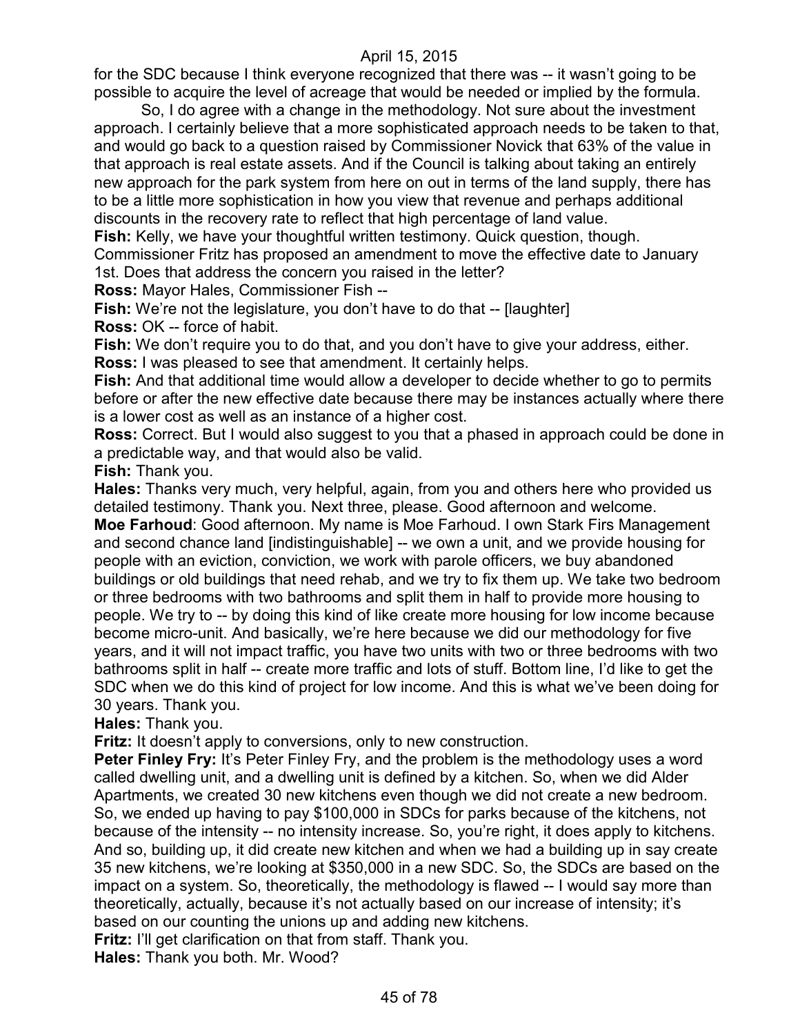for the SDC because I think everyone recognized that there was -- it wasn't going to be possible to acquire the level of acreage that would be needed or implied by the formula.

So, I do agree with a change in the methodology. Not sure about the investment approach. I certainly believe that a more sophisticated approach needs to be taken to that, and would go back to a question raised by Commissioner Novick that 63% of the value in that approach is real estate assets. And if the Council is talking about taking an entirely new approach for the park system from here on out in terms of the land supply, there has to be a little more sophistication in how you view that revenue and perhaps additional discounts in the recovery rate to reflect that high percentage of land value.

**Fish:** Kelly, we have your thoughtful written testimony. Quick question, though. Commissioner Fritz has proposed an amendment to move the effective date to January 1st. Does that address the concern you raised in the letter?

**Ross:** Mayor Hales, Commissioner Fish --

**Fish:** We're not the legislature, you don't have to do that -- [laughter]

**Ross:** OK -- force of habit.

**Fish:** We don't require you to do that, and you don't have to give your address, either.

**Ross:** I was pleased to see that amendment. It certainly helps.

**Fish:** And that additional time would allow a developer to decide whether to go to permits before or after the new effective date because there may be instances actually where there is a lower cost as well as an instance of a higher cost.

**Ross:** Correct. But I would also suggest to you that a phased in approach could be done in a predictable way, and that would also be valid.

**Fish:** Thank you.

**Hales:** Thanks very much, very helpful, again, from you and others here who provided us detailed testimony. Thank you. Next three, please. Good afternoon and welcome.

**Moe Farhoud**: Good afternoon. My name is Moe Farhoud. I own Stark Firs Management and second chance land [indistinguishable] -- we own a unit, and we provide housing for people with an eviction, conviction, we work with parole officers, we buy abandoned buildings or old buildings that need rehab, and we try to fix them up. We take two bedroom or three bedrooms with two bathrooms and split them in half to provide more housing to people. We try to -- by doing this kind of like create more housing for low income because become micro-unit. And basically, we're here because we did our methodology for five years, and it will not impact traffic, you have two units with two or three bedrooms with two bathrooms split in half -- create more traffic and lots of stuff. Bottom line, I'd like to get the SDC when we do this kind of project for low income. And this is what we've been doing for 30 years. Thank you.

**Hales:** Thank you.

**Fritz:** It doesn't apply to conversions, only to new construction.

**Peter Finley Fry:** It's Peter Finley Fry, and the problem is the methodology uses a word called dwelling unit, and a dwelling unit is defined by a kitchen. So, when we did Alder Apartments, we created 30 new kitchens even though we did not create a new bedroom. So, we ended up having to pay $100,000 in SDCs for parks because of the kitchens, not because of the intensity -- no intensity increase. So, you're right, it does apply to kitchens. And so, building up, it did create new kitchen and when we had a building up in say create 35 new kitchens, we're looking at $350,000 in a new SDC. So, the SDCs are based on the impact on a system. So, theoretically, the methodology is flawed -- I would say more than theoretically, actually, because it's not actually based on our increase of intensity; it's based on our counting the unions up and adding new kitchens.

**Fritz:** I'll get clarification on that from staff. Thank you.

**Hales:** Thank you both. Mr. Wood?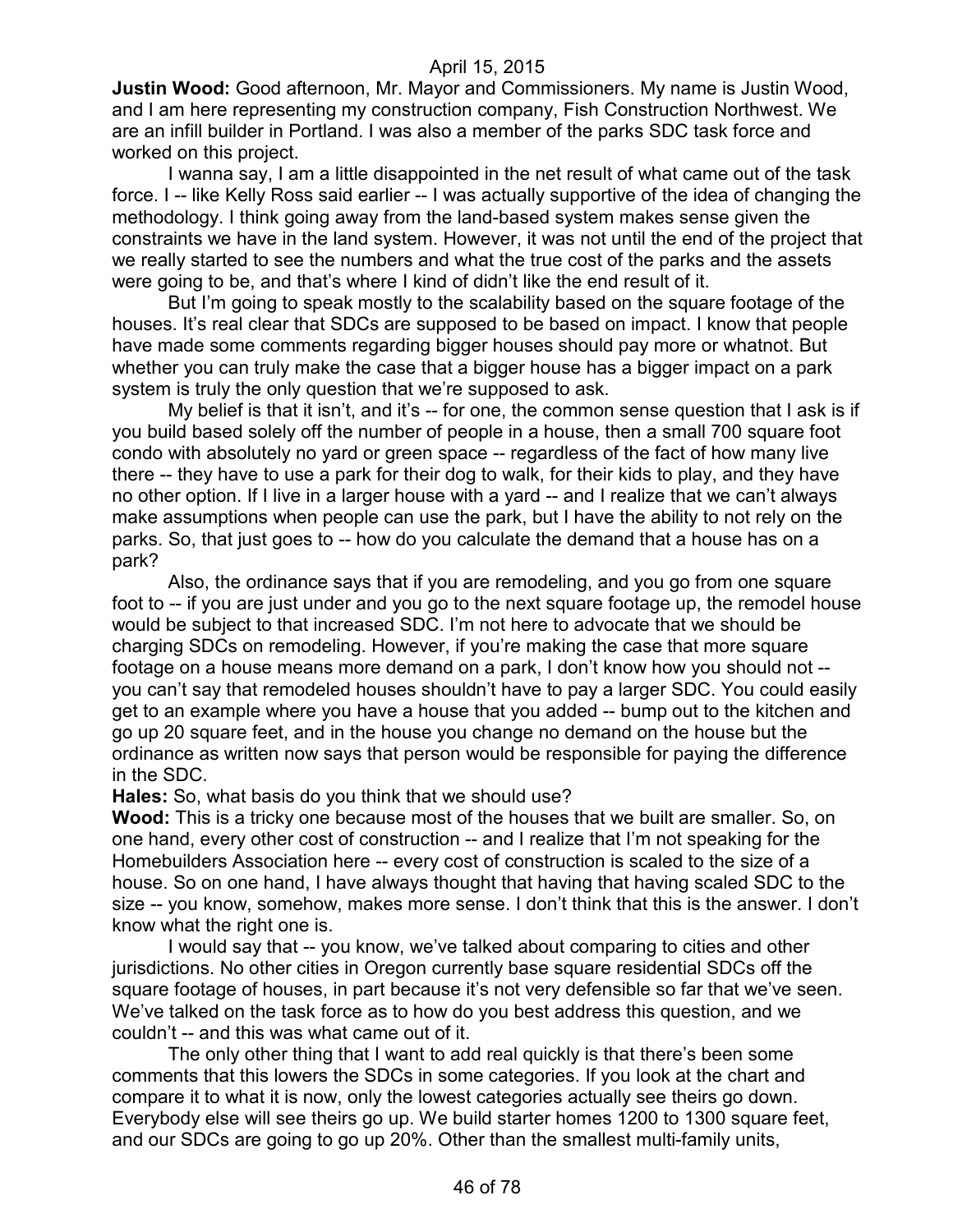**Justin Wood:** Good afternoon, Mr. Mayor and Commissioners. My name is Justin Wood, and I am here representing my construction company, Fish Construction Northwest. We are an infill builder in Portland. I was also a member of the parks SDC task force and worked on this project.

I wanna say, I am a little disappointed in the net result of what came out of the task force. I -- like Kelly Ross said earlier -- I was actually supportive of the idea of changing the methodology. I think going away from the land-based system makes sense given the constraints we have in the land system. However, it was not until the end of the project that we really started to see the numbers and what the true cost of the parks and the assets were going to be, and that's where I kind of didn't like the end result of it.

But I'm going to speak mostly to the scalability based on the square footage of the houses. It's real clear that SDCs are supposed to be based on impact. I know that people have made some comments regarding bigger houses should pay more or whatnot. But whether you can truly make the case that a bigger house has a bigger impact on a park system is truly the only question that we're supposed to ask.

My belief is that it isn't, and it's -- for one, the common sense question that I ask is if you build based solely off the number of people in a house, then a small 700 square foot condo with absolutely no yard or green space -- regardless of the fact of how many live there -- they have to use a park for their dog to walk, for their kids to play, and they have no other option. If I live in a larger house with a yard -- and I realize that we can't always make assumptions when people can use the park, but I have the ability to not rely on the parks. So, that just goes to -- how do you calculate the demand that a house has on a park?

Also, the ordinance says that if you are remodeling, and you go from one square foot to -- if you are just under and you go to the next square footage up, the remodel house would be subject to that increased SDC. I'm not here to advocate that we should be charging SDCs on remodeling. However, if you're making the case that more square footage on a house means more demand on a park, I don't know how you should not -- you can't say that remodeled houses shouldn't have to pay a larger SDC. You could easily get to an example where you have a house that you added -- bump out to the kitchen and go up 20 square feet, and in the house you change no demand on the house but the ordinance as written now says that person would be responsible for paying the difference in the SDC.

**Hales:** So, what basis do you think that we should use?

**Wood:** This is a tricky one because most of the houses that we built are smaller. So, on one hand, every other cost of construction -- and I realize that I'm not speaking for the Homebuilders Association here -- every cost of construction is scaled to the size of a house. So on one hand, I have always thought that having that having scaled SDC to the size -- you know, somehow, makes more sense. I don't think that this is the answer. I don't know what the right one is.

I would say that -- you know, we've talked about comparing to cities and other jurisdictions. No other cities in Oregon currently base square residential SDCs off the square footage of houses, in part because it's not very defensible so far that we've seen. We've talked on the task force as to how do you best address this question, and we couldn't -- and this was what came out of it.

The only other thing that I want to add real quickly is that there's been some comments that this lowers the SDCs in some categories. If you look at the chart and compare it to what it is now, only the lowest categories actually see theirs go down. Everybody else will see theirs go up. We build starter homes 1200 to 1300 square feet, and our SDCs are going to go up 20%. Other than the smallest multi-family units,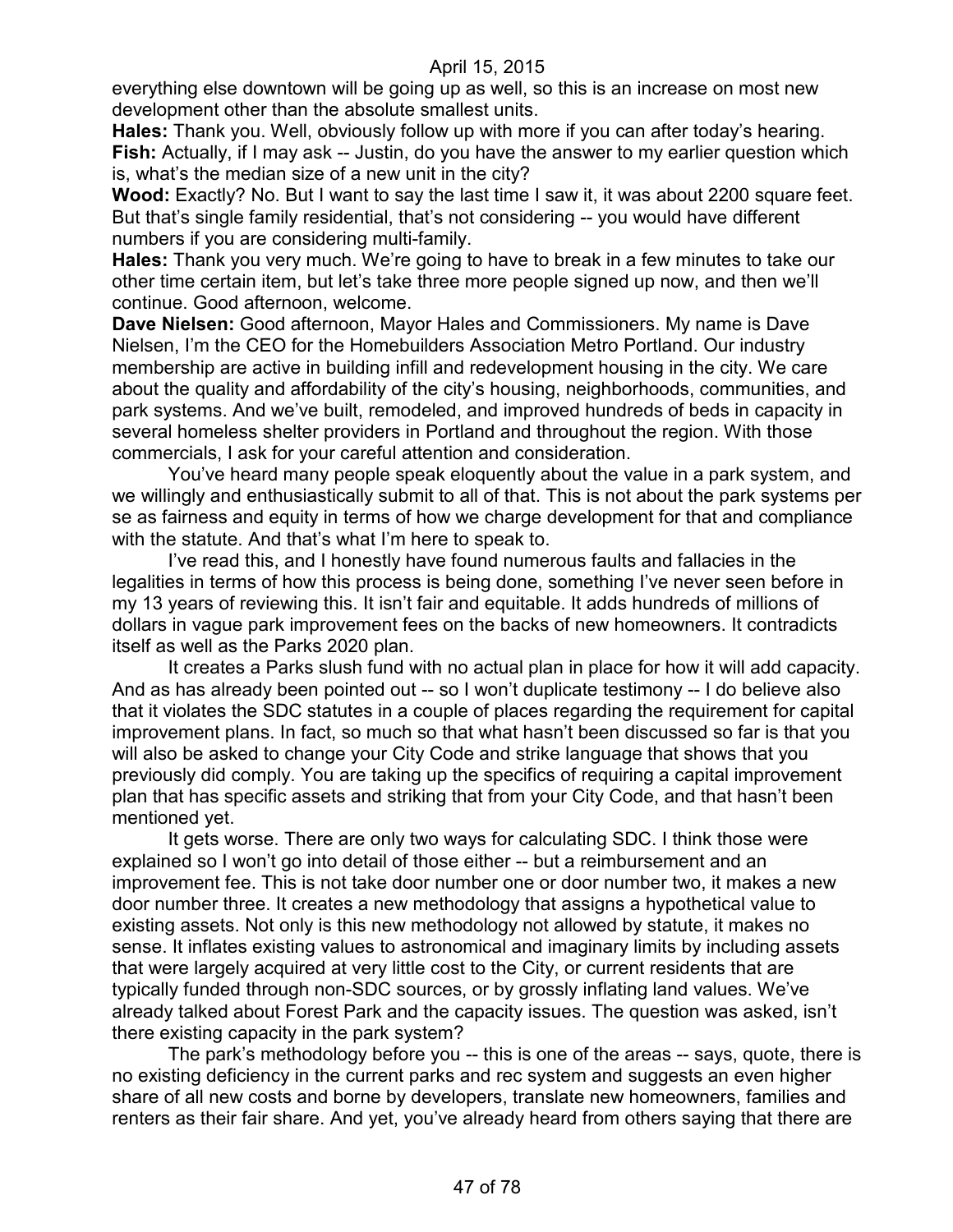everything else downtown will be going up as well, so this is an increase on most new development other than the absolute smallest units.

**Hales:** Thank you. Well, obviously follow up with more if you can after today's hearing.

**Fish:** Actually, if I may ask -- Justin, do you have the answer to my earlier question which is, what's the median size of a new unit in the city?

**Wood:** Exactly? No. But I want to say the last time I saw it, it was about 2200 square feet. But that's single family residential, that's not considering -- you would have different numbers if you are considering multi-family.

**Hales:** Thank you very much. We're going to have to break in a few minutes to take our other time certain item, but let's take three more people signed up now, and then we'll continue. Good afternoon, welcome.

**Dave Nielsen:** Good afternoon, Mayor Hales and Commissioners. My name is Dave Nielsen, I'm the CEO for the Homebuilders Association Metro Portland. Our industry membership are active in building infill and redevelopment housing in the city. We care about the quality and affordability of the city's housing, neighborhoods, communities, and park systems. And we've built, remodeled, and improved hundreds of beds in capacity in several homeless shelter providers in Portland and throughout the region. With those commercials, I ask for your careful attention and consideration.

You've heard many people speak eloquently about the value in a park system, and we willingly and enthusiastically submit to all of that. This is not about the park systems per se as fairness and equity in terms of how we charge development for that and compliance with the statute. And that's what I'm here to speak to.

I've read this, and I honestly have found numerous faults and fallacies in the legalities in terms of how this process is being done, something I've never seen before in my 13 years of reviewing this. It isn't fair and equitable. It adds hundreds of millions of dollars in vague park improvement fees on the backs of new homeowners. It contradicts itself as well as the Parks 2020 plan.

It creates a Parks slush fund with no actual plan in place for how it will add capacity. And as has already been pointed out -- so I won't duplicate testimony -- I do believe also that it violates the SDC statutes in a couple of places regarding the requirement for capital improvement plans. In fact, so much so that what hasn't been discussed so far is that you will also be asked to change your City Code and strike language that shows that you previously did comply. You are taking up the specifics of requiring a capital improvement plan that has specific assets and striking that from your City Code, and that hasn't been mentioned yet.

It gets worse. There are only two ways for calculating SDC. I think those were explained so I won't go into detail of those either -- but a reimbursement and an improvement fee. This is not take door number one or door number two, it makes a new door number three. It creates a new methodology that assigns a hypothetical value to existing assets. Not only is this new methodology not allowed by statute, it makes no sense. It inflates existing values to astronomical and imaginary limits by including assets that were largely acquired at very little cost to the City, or current residents that are typically funded through non-SDC sources, or by grossly inflating land values. We've already talked about Forest Park and the capacity issues. The question was asked, isn't there existing capacity in the park system?

The park's methodology before you -- this is one of the areas -- says, quote, there is no existing deficiency in the current parks and rec system and suggests an even higher share of all new costs and borne by developers, translate new homeowners, families and renters as their fair share. And yet, you've already heard from others saying that there are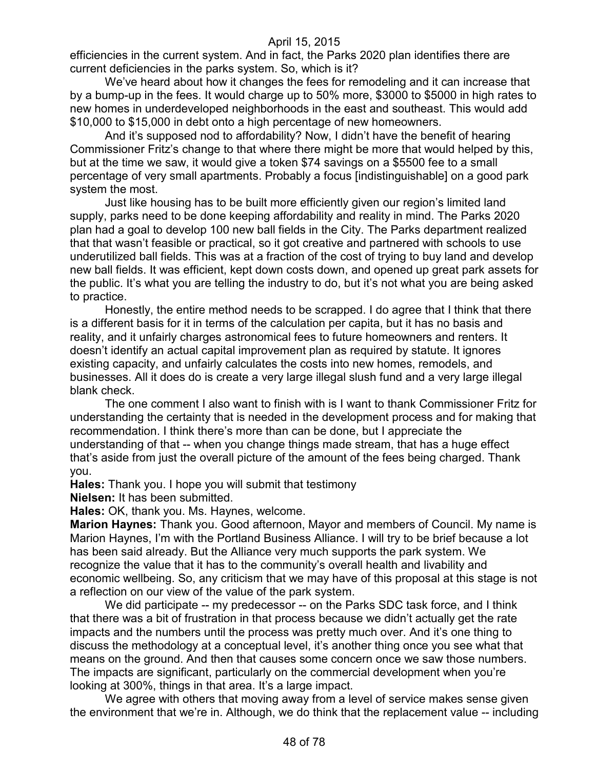efficiencies in the current system. And in fact, the Parks 2020 plan identifies there are current deficiencies in the parks system. So, which is it?

We've heard about how it changes the fees for remodeling and it can increase that by a bump-up in the fees. It would charge up to 50% more, $3000 to $5000 in high rates to new homes in underdeveloped neighborhoods in the east and southeast. This would add $10,000 to $15,000 in debt onto a high percentage of new homeowners.

And it's supposed nod to affordability? Now, I didn't have the benefit of hearing Commissioner Fritz's change to that where there might be more that would helped by this, but at the time we saw, it would give a token $74 savings on a $5500 fee to a small percentage of very small apartments. Probably a focus [indistinguishable] on a good park system the most.

Just like housing has to be built more efficiently given our region's limited land supply, parks need to be done keeping affordability and reality in mind. The Parks 2020 plan had a goal to develop 100 new ball fields in the City. The Parks department realized that that wasn't feasible or practical, so it got creative and partnered with schools to use underutilized ball fields. This was at a fraction of the cost of trying to buy land and develop new ball fields. It was efficient, kept down costs down, and opened up great park assets for the public. It's what you are telling the industry to do, but it's not what you are being asked to practice.

Honestly, the entire method needs to be scrapped. I do agree that I think that there is a different basis for it in terms of the calculation per capita, but it has no basis and reality, and it unfairly charges astronomical fees to future homeowners and renters. It doesn't identify an actual capital improvement plan as required by statute. It ignores existing capacity, and unfairly calculates the costs into new homes, remodels, and businesses. All it does do is create a very large illegal slush fund and a very large illegal blank check.

The one comment I also want to finish with is I want to thank Commissioner Fritz for understanding the certainty that is needed in the development process and for making that recommendation. I think there's more than can be done, but I appreciate the understanding of that -- when you change things made stream, that has a huge effect that's aside from just the overall picture of the amount of the fees being charged. Thank you.

**Hales:** Thank you. I hope you will submit that testimony

**Nielsen:** It has been submitted.

**Hales:** OK, thank you. Ms. Haynes, welcome.

**Marion Haynes:** Thank you. Good afternoon, Mayor and members of Council. My name is Marion Haynes, I'm with the Portland Business Alliance. I will try to be brief because a lot has been said already. But the Alliance very much supports the park system. We recognize the value that it has to the community's overall health and livability and economic wellbeing. So, any criticism that we may have of this proposal at this stage is not a reflection on our view of the value of the park system.

We did participate -- my predecessor -- on the Parks SDC task force, and I think that there was a bit of frustration in that process because we didn't actually get the rate impacts and the numbers until the process was pretty much over. And it's one thing to discuss the methodology at a conceptual level, it's another thing once you see what that means on the ground. And then that causes some concern once we saw those numbers. The impacts are significant, particularly on the commercial development when you're looking at 300%, things in that area. It's a large impact.

We agree with others that moving away from a level of service makes sense given the environment that we're in. Although, we do think that the replacement value -- including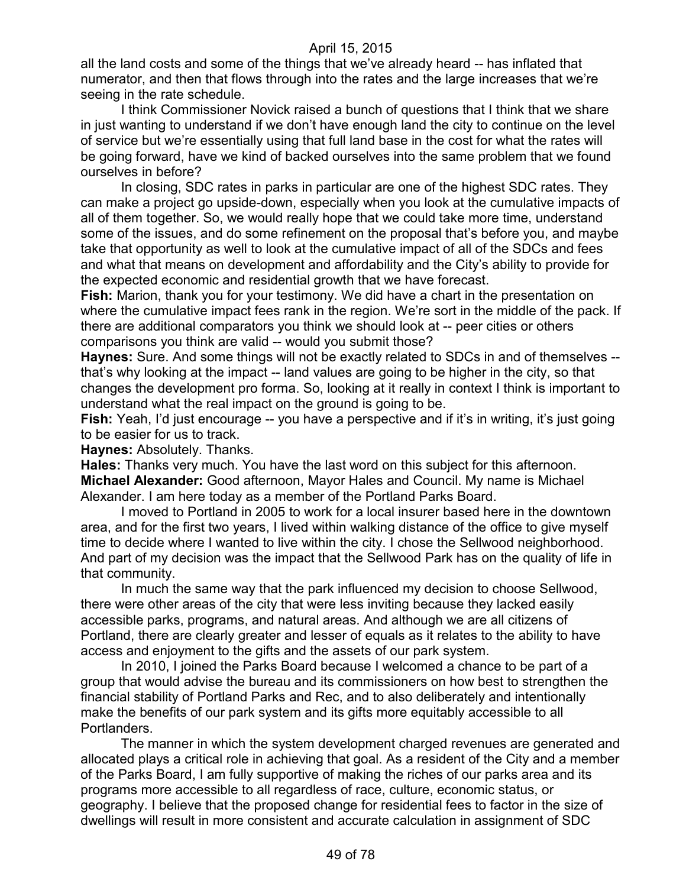all the land costs and some of the things that we've already heard -- has inflated that numerator, and then that flows through into the rates and the large increases that we're seeing in the rate schedule.

I think Commissioner Novick raised a bunch of questions that I think that we share in just wanting to understand if we don't have enough land the city to continue on the level of service but we're essentially using that full land base in the cost for what the rates will be going forward, have we kind of backed ourselves into the same problem that we found ourselves in before?

In closing, SDC rates in parks in particular are one of the highest SDC rates. They can make a project go upside-down, especially when you look at the cumulative impacts of all of them together. So, we would really hope that we could take more time, understand some of the issues, and do some refinement on the proposal that's before you, and maybe take that opportunity as well to look at the cumulative impact of all of the SDCs and fees and what that means on development and affordability and the City's ability to provide for the expected economic and residential growth that we have forecast.

**Fish:** Marion, thank you for your testimony. We did have a chart in the presentation on where the cumulative impact fees rank in the region. We're sort in the middle of the pack. If there are additional comparators you think we should look at -- peer cities or others comparisons you think are valid -- would you submit those?

**Haynes:** Sure. And some things will not be exactly related to SDCs in and of themselves -- that's why looking at the impact -- land values are going to be higher in the city, so that changes the development pro forma. So, looking at it really in context I think is important to understand what the real impact on the ground is going to be.

**Fish:** Yeah, I'd just encourage -- you have a perspective and if it's in writing, it's just going to be easier for us to track.

**Haynes:** Absolutely. Thanks.

**Hales:** Thanks very much. You have the last word on this subject for this afternoon.

**Michael Alexander:** Good afternoon, Mayor Hales and Council. My name is Michael Alexander. I am here today as a member of the Portland Parks Board.

I moved to Portland in 2005 to work for a local insurer based here in the downtown area, and for the first two years, I lived within walking distance of the office to give myself time to decide where I wanted to live within the city. I chose the Sellwood neighborhood. And part of my decision was the impact that the Sellwood Park has on the quality of life in that community.

In much the same way that the park influenced my decision to choose Sellwood, there were other areas of the city that were less inviting because they lacked easily accessible parks, programs, and natural areas. And although we are all citizens of Portland, there are clearly greater and lesser of equals as it relates to the ability to have access and enjoyment to the gifts and the assets of our park system.

In 2010, I joined the Parks Board because I welcomed a chance to be part of a group that would advise the bureau and its commissioners on how best to strengthen the financial stability of Portland Parks and Rec, and to also deliberately and intentionally make the benefits of our park system and its gifts more equitably accessible to all Portlanders.

The manner in which the system development charged revenues are generated and allocated plays a critical role in achieving that goal. As a resident of the City and a member of the Parks Board, I am fully supportive of making the riches of our parks area and its programs more accessible to all regardless of race, culture, economic status, or geography. I believe that the proposed change for residential fees to factor in the size of dwellings will result in more consistent and accurate calculation in assignment of SDC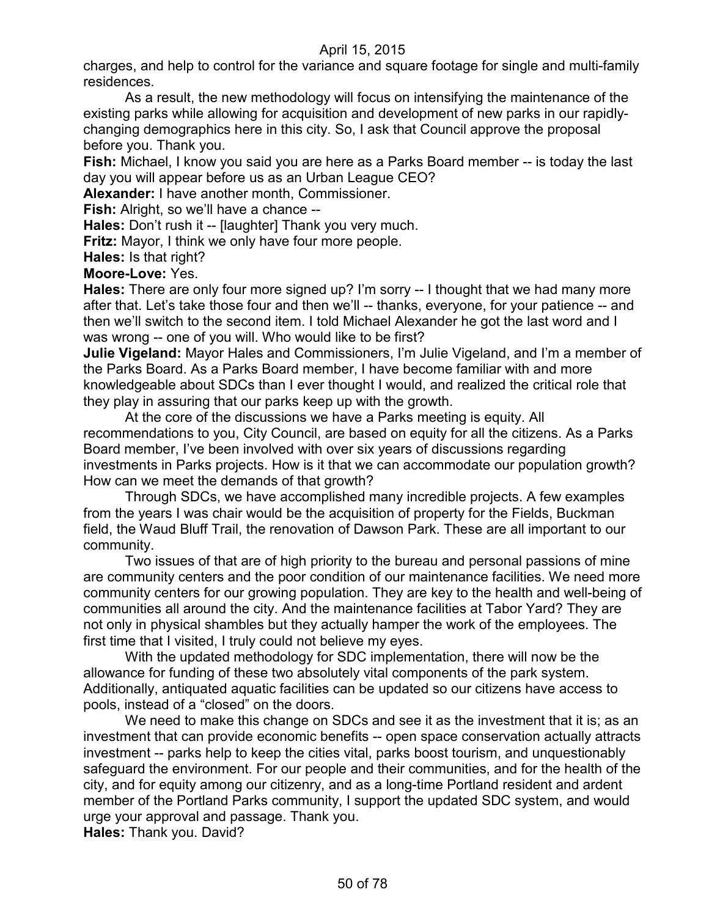charges, and help to control for the variance and square footage for single and multi-family residences.

As a result, the new methodology will focus on intensifying the maintenance of the existing parks while allowing for acquisition and development of new parks in our rapidly-changing demographics here in this city. So, I ask that Council approve the proposal before you. Thank you.

**Fish:** Michael, I know you said you are here as a Parks Board member -- is today the last day you will appear before us as an Urban League CEO?

**Alexander:** I have another month, Commissioner.

**Fish:** Alright, so we'll have a chance --

**Hales:** Don't rush it -- [laughter] Thank you very much.

**Fritz:** Mayor, I think we only have four more people.

**Hales:** Is that right?

**Moore-Love:** Yes.

**Hales:** There are only four more signed up? I'm sorry -- I thought that we had many more after that. Let's take those four and then we'll -- thanks, everyone, for your patience -- and then we'll switch to the second item. I told Michael Alexander he got the last word and I was wrong -- one of you will. Who would like to be first?

**Julie Vigeland:** Mayor Hales and Commissioners, I'm Julie Vigeland, and I'm a member of the Parks Board. As a Parks Board member, I have become familiar with and more knowledgeable about SDCs than I ever thought I would, and realized the critical role that they play in assuring that our parks keep up with the growth.

At the core of the discussions we have a Parks meeting is equity. All recommendations to you, City Council, are based on equity for all the citizens. As a Parks Board member, I've been involved with over six years of discussions regarding investments in Parks projects. How is it that we can accommodate our population growth? How can we meet the demands of that growth?

Through SDCs, we have accomplished many incredible projects. A few examples from the years I was chair would be the acquisition of property for the Fields, Buckman field, the Waud Bluff Trail, the renovation of Dawson Park. These are all important to our community.

Two issues of that are of high priority to the bureau and personal passions of mine are community centers and the poor condition of our maintenance facilities. We need more community centers for our growing population. They are key to the health and well-being of communities all around the city. And the maintenance facilities at Tabor Yard? They are not only in physical shambles but they actually hamper the work of the employees. The first time that I visited, I truly could not believe my eyes.

With the updated methodology for SDC implementation, there will now be the allowance for funding of these two absolutely vital components of the park system. Additionally, antiquated aquatic facilities can be updated so our citizens have access to pools, instead of a "closed" on the doors.

We need to make this change on SDCs and see it as the investment that it is; as an investment that can provide economic benefits -- open space conservation actually attracts investment -- parks help to keep the cities vital, parks boost tourism, and unquestionably safeguard the environment. For our people and their communities, and for the health of the city, and for equity among our citizenry, and as a long-time Portland resident and ardent member of the Portland Parks community, I support the updated SDC system, and would urge your approval and passage. Thank you.

**Hales:** Thank you. David?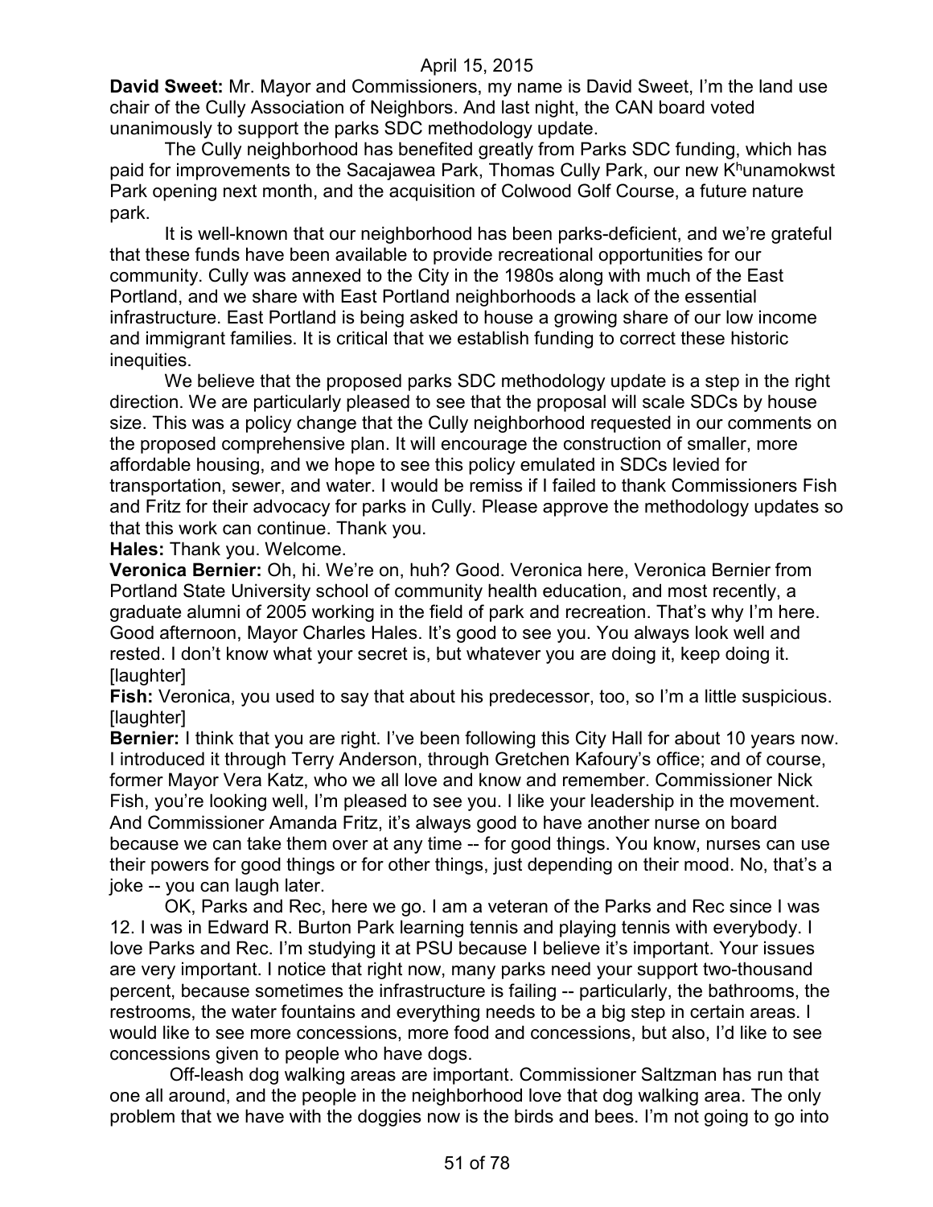**David Sweet:** Mr. Mayor and Commissioners, my name is David Sweet, I'm the land use chair of the Cully Association of Neighbors. And last night, the CAN board voted unanimously to support the parks SDC methodology update.

The Cully neighborhood has benefited greatly from Parks SDC funding, which has paid for improvements to the Sacajawea Park, Thomas Cully Park, our new K$^h$unamokwst Park opening next month, and the acquisition of Colwood Golf Course, a future nature park.

It is well-known that our neighborhood has been parks-deficient, and we're grateful that these funds have been available to provide recreational opportunities for our community. Cully was annexed to the City in the 1980s along with much of the East Portland, and we share with East Portland neighborhoods a lack of the essential infrastructure. East Portland is being asked to house a growing share of our low income and immigrant families. It is critical that we establish funding to correct these historic inequities.

We believe that the proposed parks SDC methodology update is a step in the right direction. We are particularly pleased to see that the proposal will scale SDCs by house size. This was a policy change that the Cully neighborhood requested in our comments on the proposed comprehensive plan. It will encourage the construction of smaller, more affordable housing, and we hope to see this policy emulated in SDCs levied for transportation, sewer, and water. I would be remiss if I failed to thank Commissioners Fish and Fritz for their advocacy for parks in Cully. Please approve the methodology updates so that this work can continue. Thank you.

**Hales:** Thank you. Welcome.

**Veronica Bernier:** Oh, hi. We're on, huh? Good. Veronica here, Veronica Bernier from Portland State University school of community health education, and most recently, a graduate alumni of 2005 working in the field of park and recreation. That's why I'm here. Good afternoon, Mayor Charles Hales. It's good to see you. You always look well and rested. I don't know what your secret is, but whatever you are doing it, keep doing it. [laughter]

**Fish:** Veronica, you used to say that about his predecessor, too, so I'm a little suspicious. [laughter]

**Bernier:** I think that you are right. I've been following this City Hall for about 10 years now. I introduced it through Terry Anderson, through Gretchen Kafoury's office; and of course, former Mayor Vera Katz, who we all love and know and remember. Commissioner Nick Fish, you're looking well, I'm pleased to see you. I like your leadership in the movement. And Commissioner Amanda Fritz, it's always good to have another nurse on board because we can take them over at any time -- for good things. You know, nurses can use their powers for good things or for other things, just depending on their mood. No, that's a joke -- you can laugh later.

OK, Parks and Rec, here we go. I am a veteran of the Parks and Rec since I was 12. I was in Edward R. Burton Park learning tennis and playing tennis with everybody. I love Parks and Rec. I'm studying it at PSU because I believe it's important. Your issues are very important. I notice that right now, many parks need your support two-thousand percent, because sometimes the infrastructure is failing -- particularly, the bathrooms, the restrooms, the water fountains and everything needs to be a big step in certain areas. I would like to see more concessions, more food and concessions, but also, I'd like to see concessions given to people who have dogs.

Off-leash dog walking areas are important. Commissioner Saltzman has run that one all around, and the people in the neighborhood love that dog walking area. The only problem that we have with the doggies now is the birds and bees. I'm not going to go into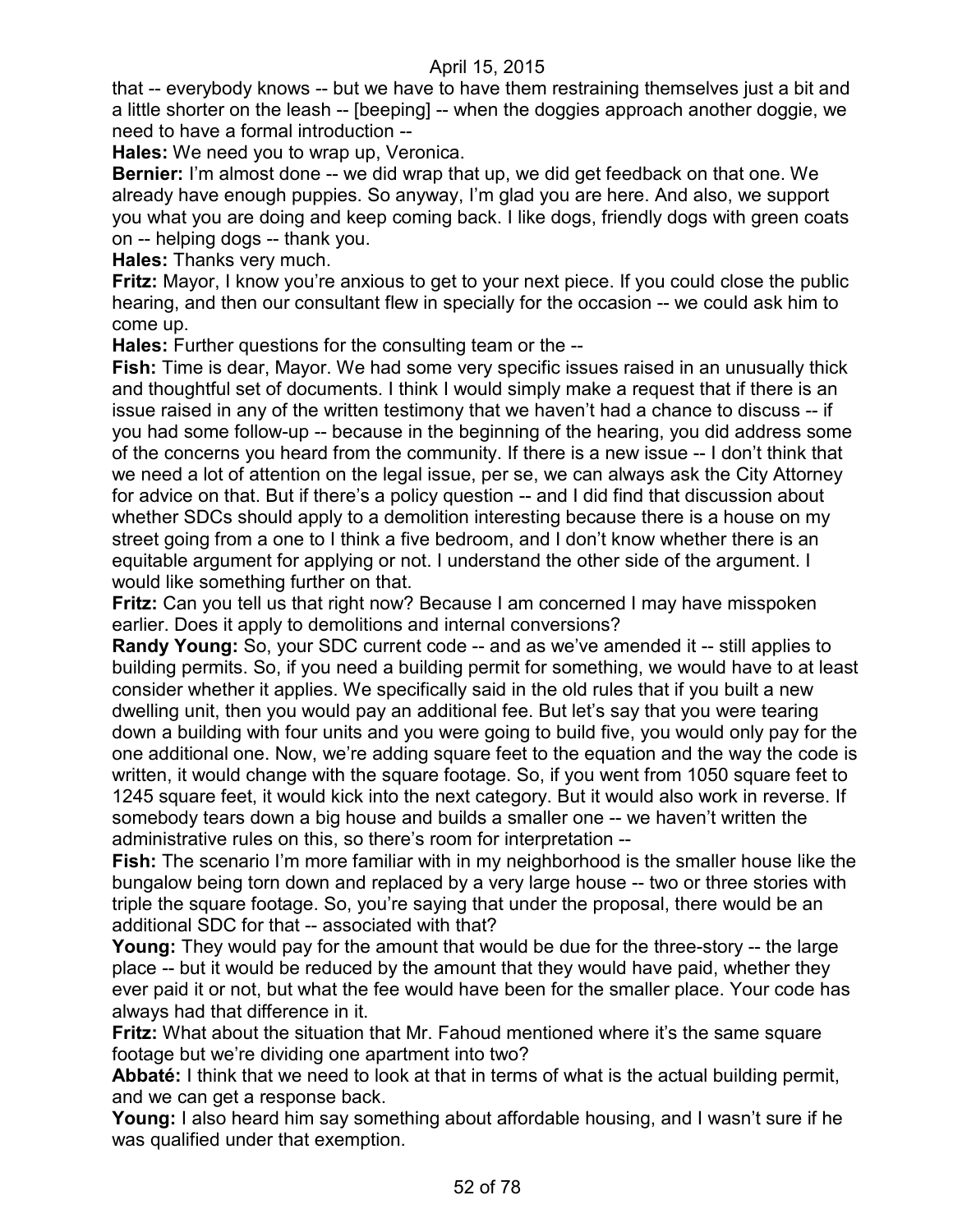that -- everybody knows -- but we have to have them restraining themselves just a bit and a little shorter on the leash -- [beeping] -- when the doggies approach another doggie, we need to have a formal introduction --

**Hales:** We need you to wrap up, Veronica.

**Bernier:** I'm almost done -- we did wrap that up, we did get feedback on that one. We already have enough puppies. So anyway, I'm glad you are here. And also, we support you what you are doing and keep coming back. I like dogs, friendly dogs with green coats on -- helping dogs -- thank you.

**Hales:** Thanks very much.

**Fritz:** Mayor, I know you're anxious to get to your next piece. If you could close the public hearing, and then our consultant flew in specially for the occasion -- we could ask him to come up.

**Hales:** Further questions for the consulting team or the --

**Fish:** Time is dear, Mayor. We had some very specific issues raised in an unusually thick and thoughtful set of documents. I think I would simply make a request that if there is an issue raised in any of the written testimony that we haven't had a chance to discuss -- if you had some follow-up -- because in the beginning of the hearing, you did address some of the concerns you heard from the community. If there is a new issue -- I don't think that we need a lot of attention on the legal issue, per se, we can always ask the City Attorney for advice on that. But if there's a policy question -- and I did find that discussion about whether SDCs should apply to a demolition interesting because there is a house on my street going from a one to I think a five bedroom, and I don't know whether there is an equitable argument for applying or not. I understand the other side of the argument. I would like something further on that.

**Fritz:** Can you tell us that right now? Because I am concerned I may have misspoken earlier. Does it apply to demolitions and internal conversions?

**Randy Young:** So, your SDC current code -- and as we've amended it -- still applies to building permits. So, if you need a building permit for something, we would have to at least consider whether it applies. We specifically said in the old rules that if you built a new dwelling unit, then you would pay an additional fee. But let's say that you were tearing down a building with four units and you were going to build five, you would only pay for the one additional one. Now, we're adding square feet to the equation and the way the code is written, it would change with the square footage. So, if you went from 1050 square feet to 1245 square feet, it would kick into the next category. But it would also work in reverse. If somebody tears down a big house and builds a smaller one -- we haven't written the administrative rules on this, so there's room for interpretation --

**Fish:** The scenario I'm more familiar with in my neighborhood is the smaller house like the bungalow being torn down and replaced by a very large house -- two or three stories with triple the square footage. So, you're saying that under the proposal, there would be an additional SDC for that -- associated with that?

**Young:** They would pay for the amount that would be due for the three-story -- the large place -- but it would be reduced by the amount that they would have paid, whether they ever paid it or not, but what the fee would have been for the smaller place. Your code has always had that difference in it.

**Fritz:** What about the situation that Mr. Fahoud mentioned where it's the same square footage but we're dividing one apartment into two?

**Abbaté:** I think that we need to look at that in terms of what is the actual building permit, and we can get a response back.

**Young:** I also heard him say something about affordable housing, and I wasn't sure if he was qualified under that exemption.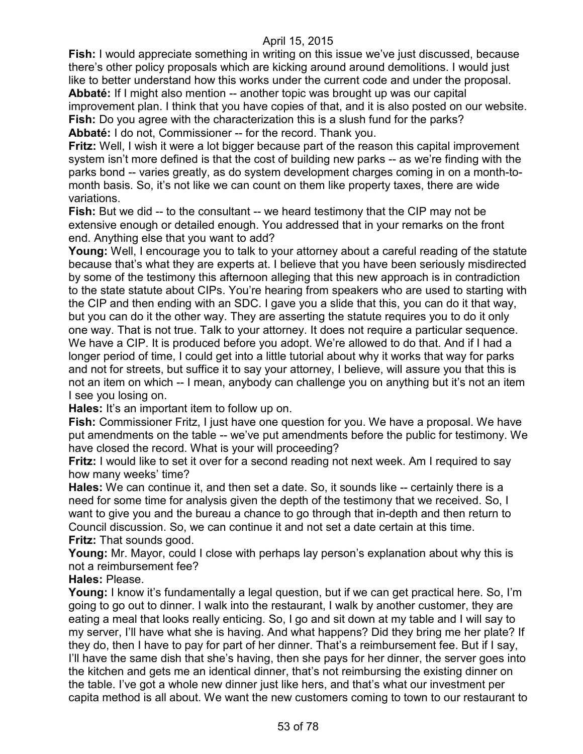**Fish:** I would appreciate something in writing on this issue we've just discussed, because there's other policy proposals which are kicking around around demolitions. I would just like to better understand how this works under the current code and under the proposal.

**Abbaté:** If I might also mention -- another topic was brought up was our capital improvement plan. I think that you have copies of that, and it is also posted on our website.

**Fish:** Do you agree with the characterization this is a slush fund for the parks?

**Abbaté:** I do not, Commissioner -- for the record. Thank you.

**Fritz:** Well, I wish it were a lot bigger because part of the reason this capital improvement system isn't more defined is that the cost of building new parks -- as we're finding with the parks bond -- varies greatly, as do system development charges coming in on a month-to-month basis. So, it's not like we can count on them like property taxes, there are wide variations.

**Fish:** But we did -- to the consultant -- we heard testimony that the CIP may not be extensive enough or detailed enough. You addressed that in your remarks on the front end. Anything else that you want to add?

**Young:** Well, I encourage you to talk to your attorney about a careful reading of the statute because that's what they are experts at. I believe that you have been seriously misdirected by some of the testimony this afternoon alleging that this new approach is in contradiction to the state statute about CIPs. You're hearing from speakers who are used to starting with the CIP and then ending with an SDC. I gave you a slide that this, you can do it that way, but you can do it the other way. They are asserting the statute requires you to do it only one way. That is not true. Talk to your attorney. It does not require a particular sequence. We have a CIP. It is produced before you adopt. We're allowed to do that. And if I had a longer period of time, I could get into a little tutorial about why it works that way for parks and not for streets, but suffice it to say your attorney, I believe, will assure you that this is not an item on which -- I mean, anybody can challenge you on anything but it's not an item I see you losing on.

**Hales:** It's an important item to follow up on.

**Fish:** Commissioner Fritz, I just have one question for you. We have a proposal. We have put amendments on the table -- we've put amendments before the public for testimony. We have closed the record. What is your will proceeding?

**Fritz:** I would like to set it over for a second reading not next week. Am I required to say how many weeks' time?

**Hales:** We can continue it, and then set a date. So, it sounds like -- certainly there is a need for some time for analysis given the depth of the testimony that we received. So, I want to give you and the bureau a chance to go through that in-depth and then return to Council discussion. So, we can continue it and not set a date certain at this time.

**Fritz:** That sounds good.

**Young:** Mr. Mayor, could I close with perhaps lay person's explanation about why this is not a reimbursement fee?

**Hales:** Please.

**Young:** I know it's fundamentally a legal question, but if we can get practical here. So, I'm going to go out to dinner. I walk into the restaurant, I walk by another customer, they are eating a meal that looks really enticing. So, I go and sit down at my table and I will say to my server, I'll have what she is having. And what happens? Did they bring me her plate? If they do, then I have to pay for part of her dinner. That's a reimbursement fee. But if I say, I'll have the same dish that she's having, then she pays for her dinner, the server goes into the kitchen and gets me an identical dinner, that's not reimbursing the existing dinner on the table. I've got a whole new dinner just like hers, and that's what our investment per capita method is all about. We want the new customers coming to town to our restaurant to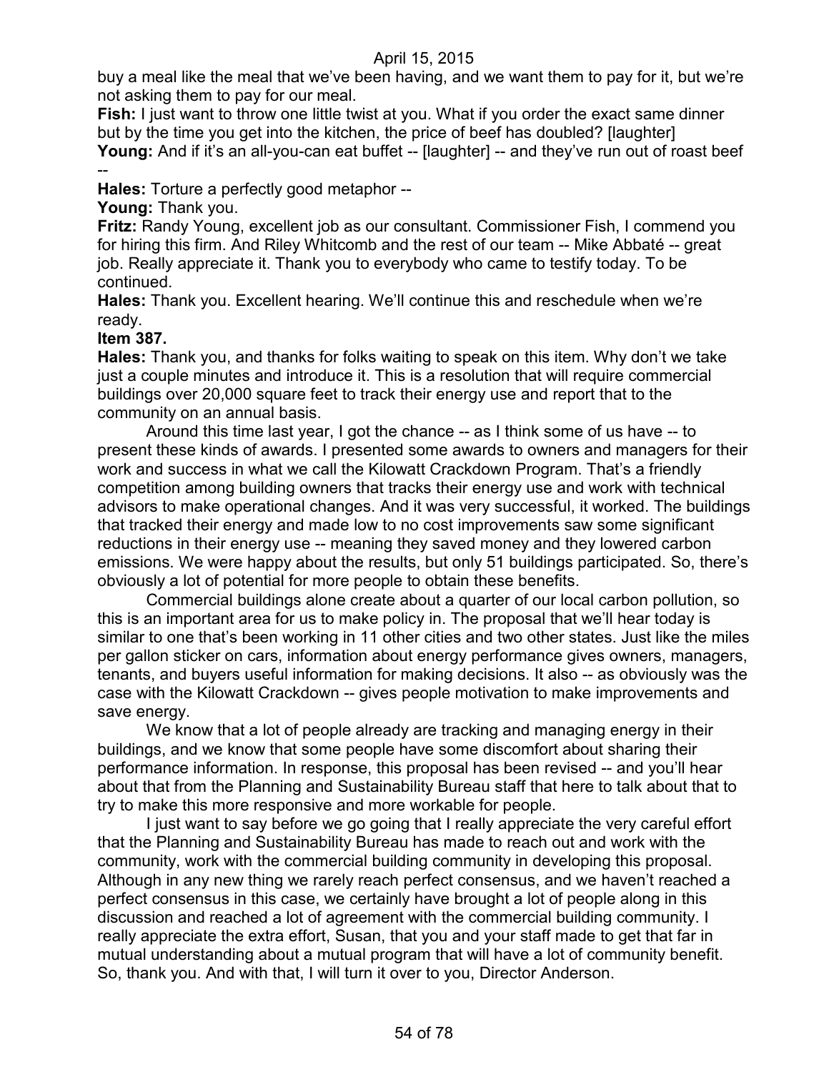buy a meal like the meal that we've been having, and we want them to pay for it, but we're not asking them to pay for our meal.

**Fish:** I just want to throw one little twist at you. What if you order the exact same dinner but by the time you get into the kitchen, the price of beef has doubled? [laughter]

**Young:** And if it's an all-you-can eat buffet -- [laughter] -- and they've run out of roast beef --

**Hales:** Torture a perfectly good metaphor --

**Young:** Thank you.

**Fritz:** Randy Young, excellent job as our consultant. Commissioner Fish, I commend you for hiring this firm. And Riley Whitcomb and the rest of our team -- Mike Abbaté -- great job. Really appreciate it. Thank you to everybody who came to testify today. To be continued.

**Hales:** Thank you. Excellent hearing. We'll continue this and reschedule when we're ready.

**Item 387.**

**Hales:** Thank you, and thanks for folks waiting to speak on this item. Why don't we take just a couple minutes and introduce it. This is a resolution that will require commercial buildings over 20,000 square feet to track their energy use and report that to the community on an annual basis.

Around this time last year, I got the chance -- as I think some of us have -- to present these kinds of awards. I presented some awards to owners and managers for their work and success in what we call the Kilowatt Crackdown Program. That's a friendly competition among building owners that tracks their energy use and work with technical advisors to make operational changes. And it was very successful, it worked. The buildings that tracked their energy and made low to no cost improvements saw some significant reductions in their energy use -- meaning they saved money and they lowered carbon emissions. We were happy about the results, but only 51 buildings participated. So, there's obviously a lot of potential for more people to obtain these benefits.

Commercial buildings alone create about a quarter of our local carbon pollution, so this is an important area for us to make policy in. The proposal that we'll hear today is similar to one that's been working in 11 other cities and two other states. Just like the miles per gallon sticker on cars, information about energy performance gives owners, managers, tenants, and buyers useful information for making decisions. It also -- as obviously was the case with the Kilowatt Crackdown -- gives people motivation to make improvements and save energy.

We know that a lot of people already are tracking and managing energy in their buildings, and we know that some people have some discomfort about sharing their performance information. In response, this proposal has been revised -- and you'll hear about that from the Planning and Sustainability Bureau staff that here to talk about that to try to make this more responsive and more workable for people.

I just want to say before we go going that I really appreciate the very careful effort that the Planning and Sustainability Bureau has made to reach out and work with the community, work with the commercial building community in developing this proposal. Although in any new thing we rarely reach perfect consensus, and we haven't reached a perfect consensus in this case, we certainly have brought a lot of people along in this discussion and reached a lot of agreement with the commercial building community. I really appreciate the extra effort, Susan, that you and your staff made to get that far in mutual understanding about a mutual program that will have a lot of community benefit. So, thank you. And with that, I will turn it over to you, Director Anderson.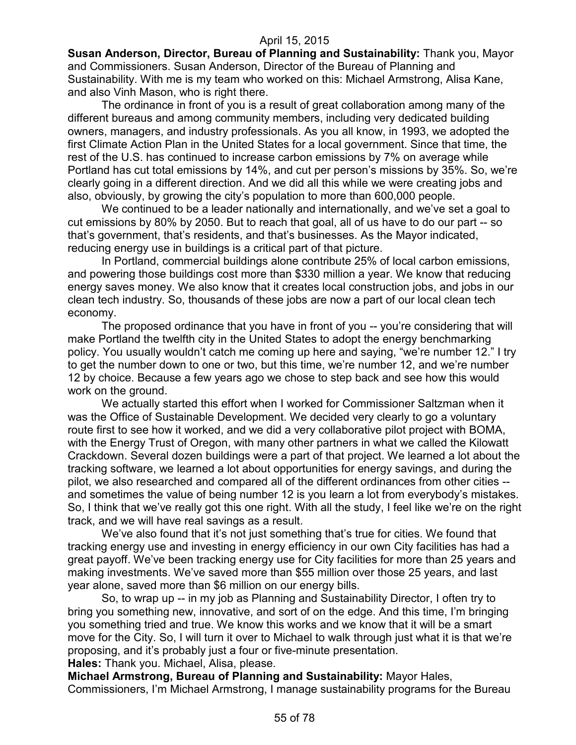**Susan Anderson, Director, Bureau of Planning and Sustainability:** Thank you, Mayor and Commissioners. Susan Anderson, Director of the Bureau of Planning and Sustainability. With me is my team who worked on this: Michael Armstrong, Alisa Kane, and also Vinh Mason, who is right there.

The ordinance in front of you is a result of great collaboration among many of the different bureaus and among community members, including very dedicated building owners, managers, and industry professionals. As you all know, in 1993, we adopted the first Climate Action Plan in the United States for a local government. Since that time, the rest of the U.S. has continued to increase carbon emissions by 7% on average while Portland has cut total emissions by 14%, and cut per person's missions by 35%. So, we're clearly going in a different direction. And we did all this while we were creating jobs and also, obviously, by growing the city's population to more than 600,000 people.

We continued to be a leader nationally and internationally, and we've set a goal to cut emissions by 80% by 2050. But to reach that goal, all of us have to do our part -- so that's government, that's residents, and that's businesses. As the Mayor indicated, reducing energy use in buildings is a critical part of that picture.

In Portland, commercial buildings alone contribute 25% of local carbon emissions, and powering those buildings cost more than $330 million a year. We know that reducing energy saves money. We also know that it creates local construction jobs, and jobs in our clean tech industry. So, thousands of these jobs are now a part of our local clean tech economy.

The proposed ordinance that you have in front of you -- you're considering that will make Portland the twelfth city in the United States to adopt the energy benchmarking policy. You usually wouldn't catch me coming up here and saying, "we're number 12." I try to get the number down to one or two, but this time, we're number 12, and we're number 12 by choice. Because a few years ago we chose to step back and see how this would work on the ground.

We actually started this effort when I worked for Commissioner Saltzman when it was the Office of Sustainable Development. We decided very clearly to go a voluntary route first to see how it worked, and we did a very collaborative pilot project with BOMA, with the Energy Trust of Oregon, with many other partners in what we called the Kilowatt Crackdown. Several dozen buildings were a part of that project. We learned a lot about the tracking software, we learned a lot about opportunities for energy savings, and during the pilot, we also researched and compared all of the different ordinances from other cities -- and sometimes the value of being number 12 is you learn a lot from everybody's mistakes. So, I think that we've really got this one right. With all the study, I feel like we're on the right track, and we will have real savings as a result.

We've also found that it's not just something that's true for cities. We found that tracking energy use and investing in energy efficiency in our own City facilities has had a great payoff. We've been tracking energy use for City facilities for more than 25 years and making investments. We've saved more than $55 million over those 25 years, and last year alone, saved more than $6 million on our energy bills.

So, to wrap up -- in my job as Planning and Sustainability Director, I often try to bring you something new, innovative, and sort of on the edge. And this time, I'm bringing you something tried and true. We know this works and we know that it will be a smart move for the City. So, I will turn it over to Michael to walk through just what it is that we're proposing, and it's probably just a four or five-minute presentation.

**Hales:** Thank you. Michael, Alisa, please.

**Michael Armstrong, Bureau of Planning and Sustainability:** Mayor Hales, Commissioners, I'm Michael Armstrong, I manage sustainability programs for the Bureau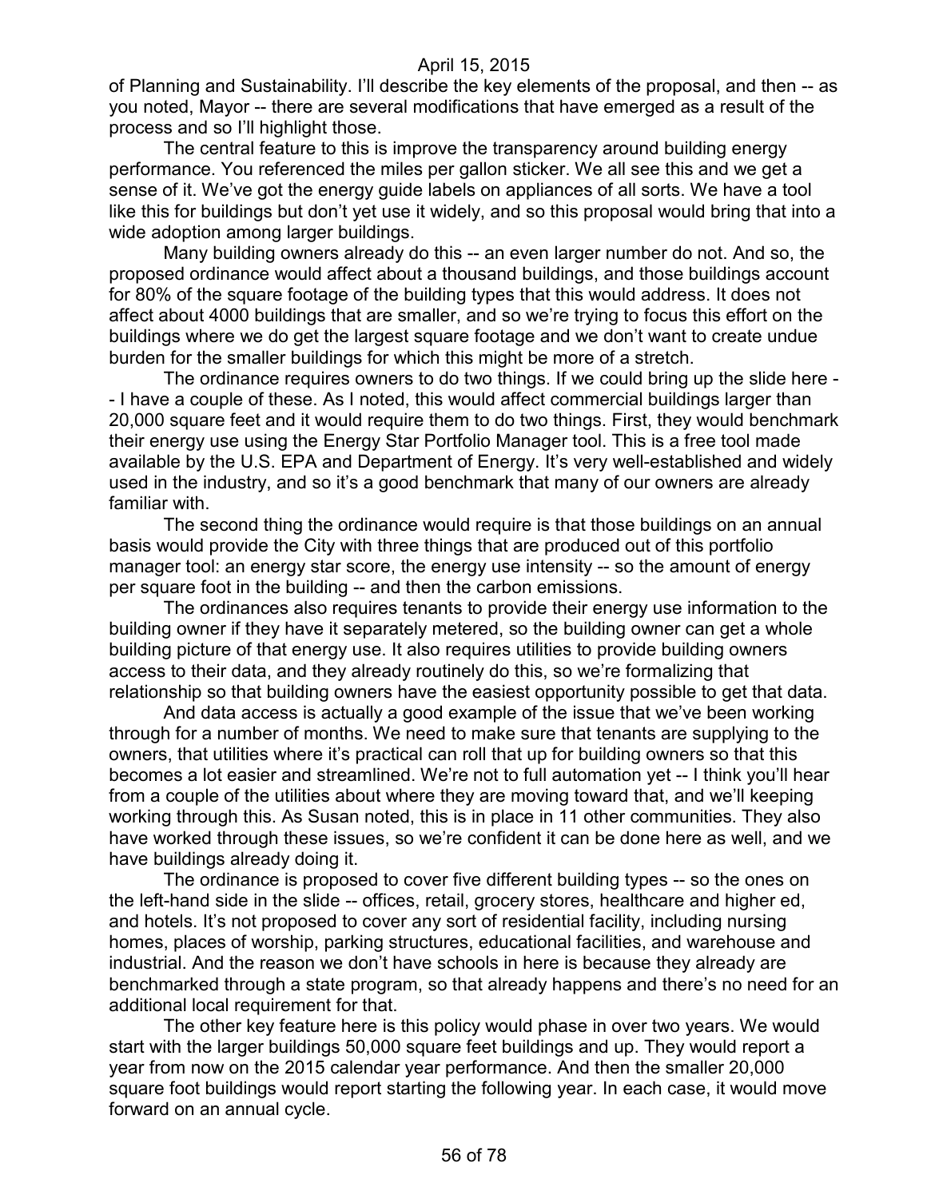of Planning and Sustainability. I'll describe the key elements of the proposal, and then -- as you noted, Mayor -- there are several modifications that have emerged as a result of the process and so I'll highlight those.

The central feature to this is improve the transparency around building energy performance. You referenced the miles per gallon sticker. We all see this and we get a sense of it. We've got the energy guide labels on appliances of all sorts. We have a tool like this for buildings but don't yet use it widely, and so this proposal would bring that into a wide adoption among larger buildings.

Many building owners already do this -- an even larger number do not. And so, the proposed ordinance would affect about a thousand buildings, and those buildings account for 80% of the square footage of the building types that this would address. It does not affect about 4000 buildings that are smaller, and so we're trying to focus this effort on the buildings where we do get the largest square footage and we don't want to create undue burden for the smaller buildings for which this might be more of a stretch.

The ordinance requires owners to do two things. If we could bring up the slide here - - I have a couple of these. As I noted, this would affect commercial buildings larger than 20,000 square feet and it would require them to do two things. First, they would benchmark their energy use using the Energy Star Portfolio Manager tool. This is a free tool made available by the U.S. EPA and Department of Energy. It's very well-established and widely used in the industry, and so it's a good benchmark that many of our owners are already familiar with.

The second thing the ordinance would require is that those buildings on an annual basis would provide the City with three things that are produced out of this portfolio manager tool: an energy star score, the energy use intensity -- so the amount of energy per square foot in the building -- and then the carbon emissions.

The ordinances also requires tenants to provide their energy use information to the building owner if they have it separately metered, so the building owner can get a whole building picture of that energy use. It also requires utilities to provide building owners access to their data, and they already routinely do this, so we're formalizing that relationship so that building owners have the easiest opportunity possible to get that data.

And data access is actually a good example of the issue that we've been working through for a number of months. We need to make sure that tenants are supplying to the owners, that utilities where it's practical can roll that up for building owners so that this becomes a lot easier and streamlined. We're not to full automation yet -- I think you'll hear from a couple of the utilities about where they are moving toward that, and we'll keeping working through this. As Susan noted, this is in place in 11 other communities. They also have worked through these issues, so we're confident it can be done here as well, and we have buildings already doing it.

The ordinance is proposed to cover five different building types -- so the ones on the left-hand side in the slide -- offices, retail, grocery stores, healthcare and higher ed, and hotels. It's not proposed to cover any sort of residential facility, including nursing homes, places of worship, parking structures, educational facilities, and warehouse and industrial. And the reason we don't have schools in here is because they already are benchmarked through a state program, so that already happens and there's no need for an additional local requirement for that.

The other key feature here is this policy would phase in over two years. We would start with the larger buildings 50,000 square feet buildings and up. They would report a year from now on the 2015 calendar year performance. And then the smaller 20,000 square foot buildings would report starting the following year. In each case, it would move forward on an annual cycle.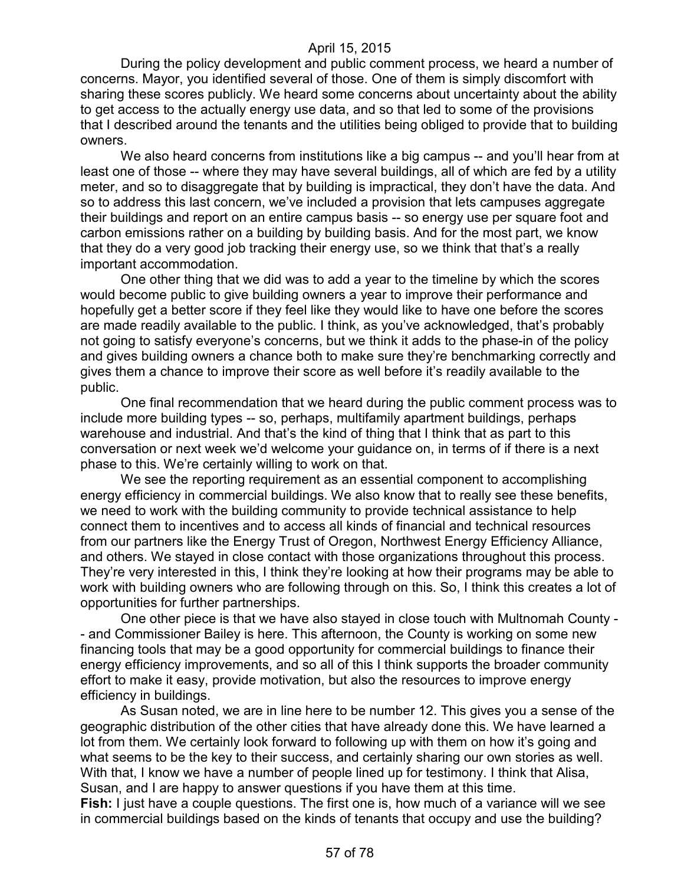During the policy development and public comment process, we heard a number of concerns. Mayor, you identified several of those. One of them is simply discomfort with sharing these scores publicly. We heard some concerns about uncertainty about the ability to get access to the actually energy use data, and so that led to some of the provisions that I described around the tenants and the utilities being obliged to provide that to building owners.

We also heard concerns from institutions like a big campus -- and you'll hear from at least one of those -- where they may have several buildings, all of which are fed by a utility meter, and so to disaggregate that by building is impractical, they don't have the data. And so to address this last concern, we've included a provision that lets campuses aggregate their buildings and report on an entire campus basis -- so energy use per square foot and carbon emissions rather on a building by building basis. And for the most part, we know that they do a very good job tracking their energy use, so we think that that's a really important accommodation.

One other thing that we did was to add a year to the timeline by which the scores would become public to give building owners a year to improve their performance and hopefully get a better score if they feel like they would like to have one before the scores are made readily available to the public. I think, as you've acknowledged, that's probably not going to satisfy everyone's concerns, but we think it adds to the phase-in of the policy and gives building owners a chance both to make sure they're benchmarking correctly and gives them a chance to improve their score as well before it's readily available to the public.

One final recommendation that we heard during the public comment process was to include more building types -- so, perhaps, multifamily apartment buildings, perhaps warehouse and industrial. And that's the kind of thing that I think that as part to this conversation or next week we'd welcome your guidance on, in terms of if there is a next phase to this. We're certainly willing to work on that.

We see the reporting requirement as an essential component to accomplishing energy efficiency in commercial buildings. We also know that to really see these benefits, we need to work with the building community to provide technical assistance to help connect them to incentives and to access all kinds of financial and technical resources from our partners like the Energy Trust of Oregon, Northwest Energy Efficiency Alliance, and others. We stayed in close contact with those organizations throughout this process. They're very interested in this, I think they're looking at how their programs may be able to work with building owners who are following through on this. So, I think this creates a lot of opportunities for further partnerships.

One other piece is that we have also stayed in close touch with Multnomah County -- and Commissioner Bailey is here. This afternoon, the County is working on some new financing tools that may be a good opportunity for commercial buildings to finance their energy efficiency improvements, and so all of this I think supports the broader community effort to make it easy, provide motivation, but also the resources to improve energy efficiency in buildings.

As Susan noted, we are in line here to be number 12. This gives you a sense of the geographic distribution of the other cities that have already done this. We have learned a lot from them. We certainly look forward to following up with them on how it's going and what seems to be the key to their success, and certainly sharing our own stories as well. With that, I know we have a number of people lined up for testimony. I think that Alisa, Susan, and I are happy to answer questions if you have them at this time.

**Fish:** I just have a couple questions. The first one is, how much of a variance will we see in commercial buildings based on the kinds of tenants that occupy and use the building?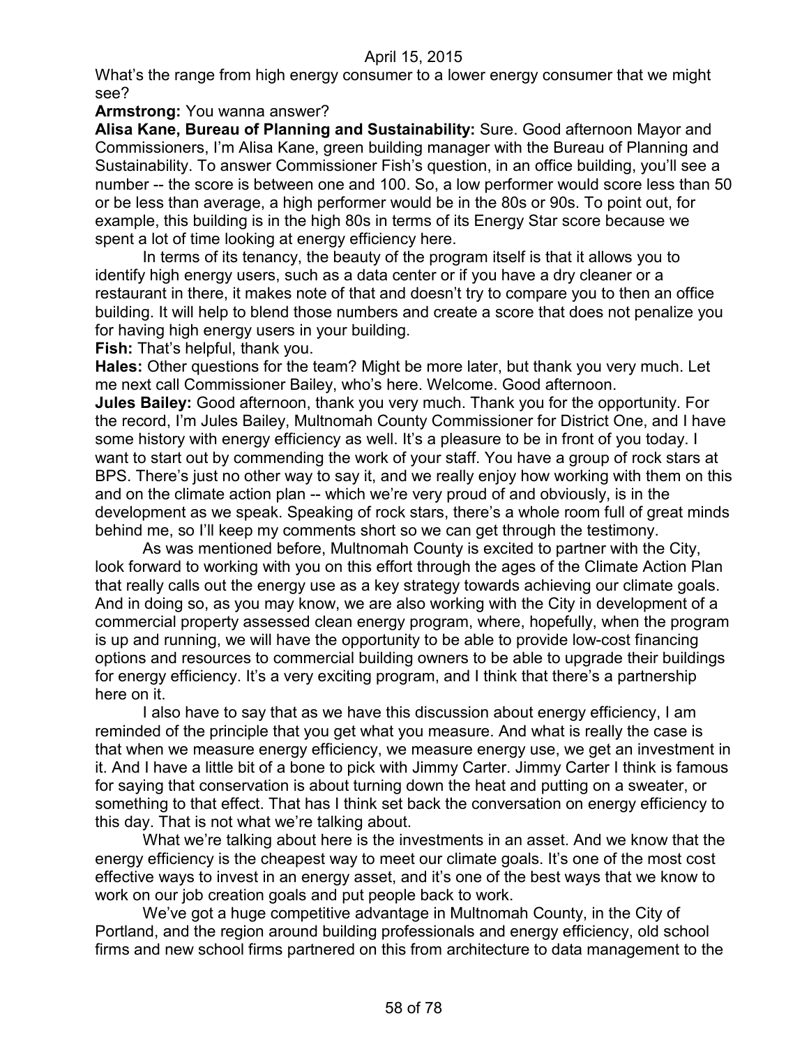What's the range from high energy consumer to a lower energy consumer that we might see?

**Armstrong:** You wanna answer?

**Alisa Kane, Bureau of Planning and Sustainability:** Sure. Good afternoon Mayor and Commissioners, I'm Alisa Kane, green building manager with the Bureau of Planning and Sustainability. To answer Commissioner Fish's question, in an office building, you'll see a number -- the score is between one and 100. So, a low performer would score less than 50 or be less than average, a high performer would be in the 80s or 90s. To point out, for example, this building is in the high 80s in terms of its Energy Star score because we spent a lot of time looking at energy efficiency here.

In terms of its tenancy, the beauty of the program itself is that it allows you to identify high energy users, such as a data center or if you have a dry cleaner or a restaurant in there, it makes note of that and doesn't try to compare you to then an office building. It will help to blend those numbers and create a score that does not penalize you for having high energy users in your building.

**Fish:** That's helpful, thank you.

**Hales:** Other questions for the team? Might be more later, but thank you very much. Let me next call Commissioner Bailey, who's here. Welcome. Good afternoon.

**Jules Bailey:** Good afternoon, thank you very much. Thank you for the opportunity. For the record, I'm Jules Bailey, Multnomah County Commissioner for District One, and I have some history with energy efficiency as well. It's a pleasure to be in front of you today. I want to start out by commending the work of your staff. You have a group of rock stars at BPS. There's just no other way to say it, and we really enjoy how working with them on this and on the climate action plan -- which we're very proud of and obviously, is in the development as we speak. Speaking of rock stars, there's a whole room full of great minds behind me, so I'll keep my comments short so we can get through the testimony.

As was mentioned before, Multnomah County is excited to partner with the City, look forward to working with you on this effort through the ages of the Climate Action Plan that really calls out the energy use as a key strategy towards achieving our climate goals. And in doing so, as you may know, we are also working with the City in development of a commercial property assessed clean energy program, where, hopefully, when the program is up and running, we will have the opportunity to be able to provide low-cost financing options and resources to commercial building owners to be able to upgrade their buildings for energy efficiency. It's a very exciting program, and I think that there's a partnership here on it.

I also have to say that as we have this discussion about energy efficiency, I am reminded of the principle that you get what you measure. And what is really the case is that when we measure energy efficiency, we measure energy use, we get an investment in it. And I have a little bit of a bone to pick with Jimmy Carter. Jimmy Carter I think is famous for saying that conservation is about turning down the heat and putting on a sweater, or something to that effect. That has I think set back the conversation on energy efficiency to this day. That is not what we're talking about.

What we're talking about here is the investments in an asset. And we know that the energy efficiency is the cheapest way to meet our climate goals. It's one of the most cost effective ways to invest in an energy asset, and it's one of the best ways that we know to work on our job creation goals and put people back to work.

We've got a huge competitive advantage in Multnomah County, in the City of Portland, and the region around building professionals and energy efficiency, old school firms and new school firms partnered on this from architecture to data management to the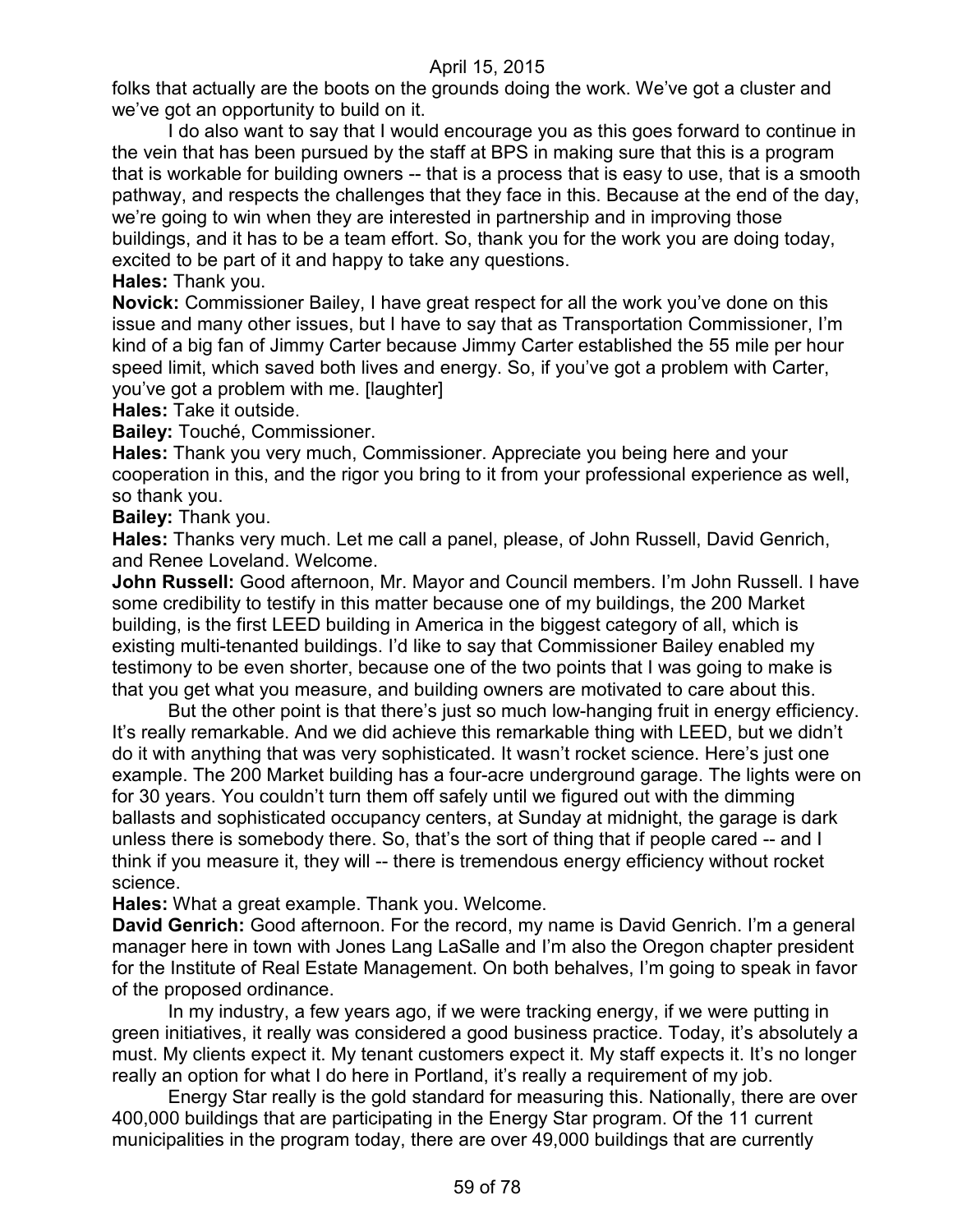folks that actually are the boots on the grounds doing the work. We've got a cluster and we've got an opportunity to build on it.

I do also want to say that I would encourage you as this goes forward to continue in the vein that has been pursued by the staff at BPS in making sure that this is a program that is workable for building owners -- that is a process that is easy to use, that is a smooth pathway, and respects the challenges that they face in this. Because at the end of the day, we're going to win when they are interested in partnership and in improving those buildings, and it has to be a team effort. So, thank you for the work you are doing today, excited to be part of it and happy to take any questions.

**Hales:** Thank you.

**Novick:** Commissioner Bailey, I have great respect for all the work you've done on this issue and many other issues, but I have to say that as Transportation Commissioner, I'm kind of a big fan of Jimmy Carter because Jimmy Carter established the 55 mile per hour speed limit, which saved both lives and energy. So, if you've got a problem with Carter, you've got a problem with me. [laughter]

**Hales:** Take it outside.

**Bailey:** Touché, Commissioner.

**Hales:** Thank you very much, Commissioner. Appreciate you being here and your cooperation in this, and the rigor you bring to it from your professional experience as well, so thank you.

**Bailey:** Thank you.

**Hales:** Thanks very much. Let me call a panel, please, of John Russell, David Genrich, and Renee Loveland. Welcome.

**John Russell:** Good afternoon, Mr. Mayor and Council members. I'm John Russell. I have some credibility to testify in this matter because one of my buildings, the 200 Market building, is the first LEED building in America in the biggest category of all, which is existing multi-tenanted buildings. I'd like to say that Commissioner Bailey enabled my testimony to be even shorter, because one of the two points that I was going to make is that you get what you measure, and building owners are motivated to care about this.

But the other point is that there's just so much low-hanging fruit in energy efficiency. It's really remarkable. And we did achieve this remarkable thing with LEED, but we didn't do it with anything that was very sophisticated. It wasn't rocket science. Here's just one example. The 200 Market building has a four-acre underground garage. The lights were on for 30 years. You couldn't turn them off safely until we figured out with the dimming ballasts and sophisticated occupancy centers, at Sunday at midnight, the garage is dark unless there is somebody there. So, that's the sort of thing that if people cared -- and I think if you measure it, they will -- there is tremendous energy efficiency without rocket science.

**Hales:** What a great example. Thank you. Welcome.

**David Genrich:** Good afternoon. For the record, my name is David Genrich. I'm a general manager here in town with Jones Lang LaSalle and I'm also the Oregon chapter president for the Institute of Real Estate Management. On both behalves, I'm going to speak in favor of the proposed ordinance.

In my industry, a few years ago, if we were tracking energy, if we were putting in green initiatives, it really was considered a good business practice. Today, it's absolutely a must. My clients expect it. My tenant customers expect it. My staff expects it. It's no longer really an option for what I do here in Portland, it's really a requirement of my job.

Energy Star really is the gold standard for measuring this. Nationally, there are over 400,000 buildings that are participating in the Energy Star program. Of the 11 current municipalities in the program today, there are over 49,000 buildings that are currently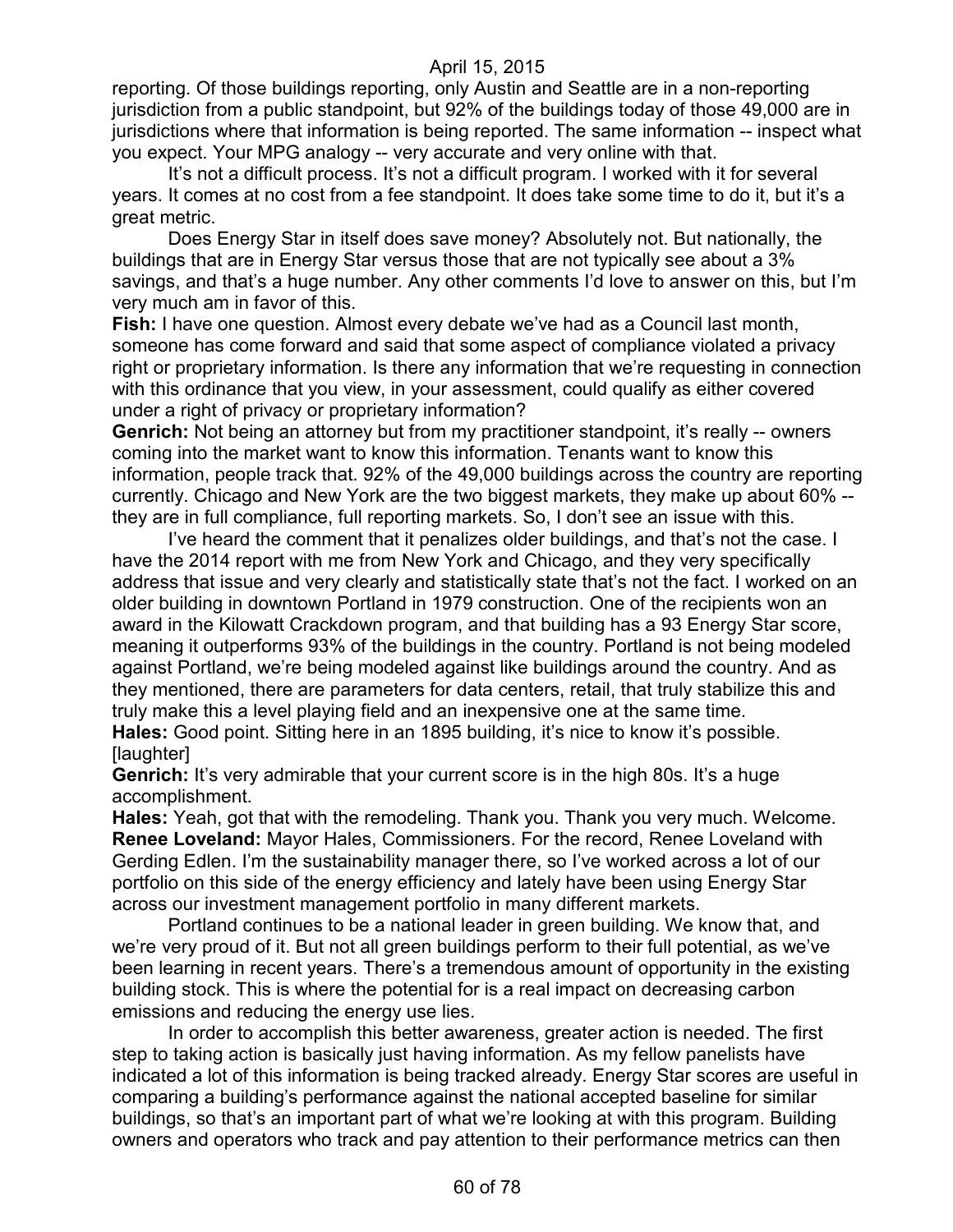reporting. Of those buildings reporting, only Austin and Seattle are in a non-reporting jurisdiction from a public standpoint, but 92% of the buildings today of those 49,000 are in jurisdictions where that information is being reported. The same information -- inspect what you expect. Your MPG analogy -- very accurate and very online with that.

It's not a difficult process. It's not a difficult program. I worked with it for several years. It comes at no cost from a fee standpoint. It does take some time to do it, but it's a great metric.

Does Energy Star in itself does save money? Absolutely not. But nationally, the buildings that are in Energy Star versus those that are not typically see about a 3% savings, and that's a huge number. Any other comments I'd love to answer on this, but I'm very much am in favor of this.

**Fish:** I have one question. Almost every debate we've had as a Council last month, someone has come forward and said that some aspect of compliance violated a privacy right or proprietary information. Is there any information that we're requesting in connection with this ordinance that you view, in your assessment, could qualify as either covered under a right of privacy or proprietary information?

**Genrich:** Not being an attorney but from my practitioner standpoint, it's really -- owners coming into the market want to know this information. Tenants want to know this information, people track that. 92% of the 49,000 buildings across the country are reporting currently. Chicago and New York are the two biggest markets, they make up about 60% -- they are in full compliance, full reporting markets. So, I don't see an issue with this.

I've heard the comment that it penalizes older buildings, and that's not the case. I have the 2014 report with me from New York and Chicago, and they very specifically address that issue and very clearly and statistically state that's not the fact. I worked on an older building in downtown Portland in 1979 construction. One of the recipients won an award in the Kilowatt Crackdown program, and that building has a 93 Energy Star score, meaning it outperforms 93% of the buildings in the country. Portland is not being modeled against Portland, we're being modeled against like buildings around the country. And as they mentioned, there are parameters for data centers, retail, that truly stabilize this and truly make this a level playing field and an inexpensive one at the same time.

**Hales:** Good point. Sitting here in an 1895 building, it's nice to know it's possible. [laughter]

**Genrich:** It's very admirable that your current score is in the high 80s. It's a huge accomplishment.

**Hales:** Yeah, got that with the remodeling. Thank you. Thank you very much. Welcome.

**Renee Loveland:** Mayor Hales, Commissioners. For the record, Renee Loveland with Gerding Edlen. I'm the sustainability manager there, so I've worked across a lot of our portfolio on this side of the energy efficiency and lately have been using Energy Star across our investment management portfolio in many different markets.

Portland continues to be a national leader in green building. We know that, and we're very proud of it. But not all green buildings perform to their full potential, as we've been learning in recent years. There's a tremendous amount of opportunity in the existing building stock. This is where the potential for is a real impact on decreasing carbon emissions and reducing the energy use lies.

In order to accomplish this better awareness, greater action is needed. The first step to taking action is basically just having information. As my fellow panelists have indicated a lot of this information is being tracked already. Energy Star scores are useful in comparing a building's performance against the national accepted baseline for similar buildings, so that's an important part of what we're looking at with this program. Building owners and operators who track and pay attention to their performance metrics can then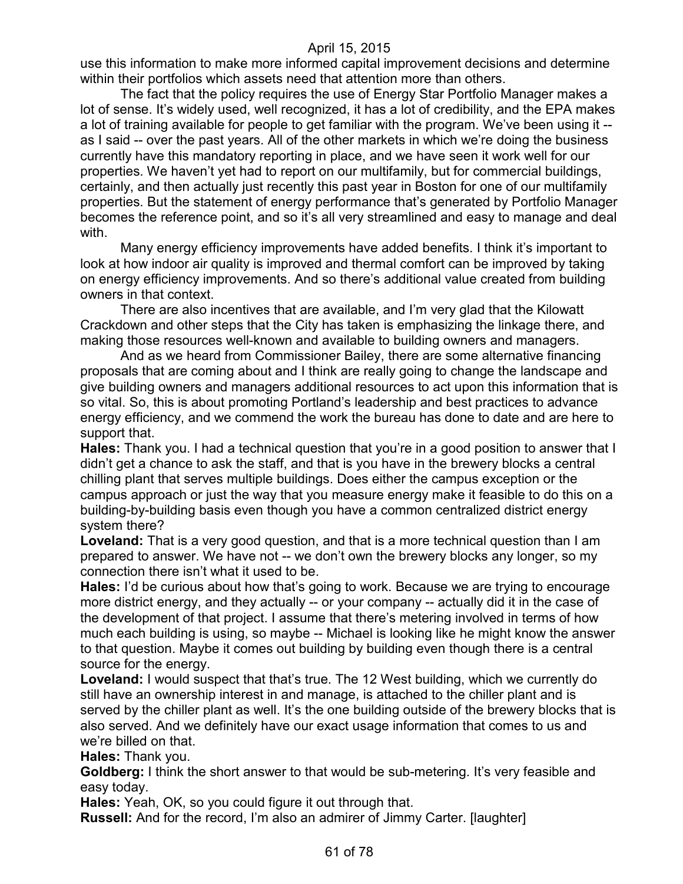use this information to make more informed capital improvement decisions and determine within their portfolios which assets need that attention more than others.

The fact that the policy requires the use of Energy Star Portfolio Manager makes a lot of sense. It's widely used, well recognized, it has a lot of credibility, and the EPA makes a lot of training available for people to get familiar with the program. We've been using it -- as I said -- over the past years. All of the other markets in which we're doing the business currently have this mandatory reporting in place, and we have seen it work well for our properties. We haven't yet had to report on our multifamily, but for commercial buildings, certainly, and then actually just recently this past year in Boston for one of our multifamily properties. But the statement of energy performance that's generated by Portfolio Manager becomes the reference point, and so it's all very streamlined and easy to manage and deal with.

Many energy efficiency improvements have added benefits. I think it's important to look at how indoor air quality is improved and thermal comfort can be improved by taking on energy efficiency improvements. And so there's additional value created from building owners in that context.

There are also incentives that are available, and I'm very glad that the Kilowatt Crackdown and other steps that the City has taken is emphasizing the linkage there, and making those resources well-known and available to building owners and managers.

And as we heard from Commissioner Bailey, there are some alternative financing proposals that are coming about and I think are really going to change the landscape and give building owners and managers additional resources to act upon this information that is so vital. So, this is about promoting Portland's leadership and best practices to advance energy efficiency, and we commend the work the bureau has done to date and are here to support that.

**Hales:** Thank you. I had a technical question that you're in a good position to answer that I didn't get a chance to ask the staff, and that is you have in the brewery blocks a central chilling plant that serves multiple buildings. Does either the campus exception or the campus approach or just the way that you measure energy make it feasible to do this on a building-by-building basis even though you have a common centralized district energy system there?

**Loveland:** That is a very good question, and that is a more technical question than I am prepared to answer. We have not -- we don't own the brewery blocks any longer, so my connection there isn't what it used to be.

**Hales:** I'd be curious about how that's going to work. Because we are trying to encourage more district energy, and they actually -- or your company -- actually did it in the case of the development of that project. I assume that there's metering involved in terms of how much each building is using, so maybe -- Michael is looking like he might know the answer to that question. Maybe it comes out building by building even though there is a central source for the energy.

**Loveland:** I would suspect that that's true. The 12 West building, which we currently do still have an ownership interest in and manage, is attached to the chiller plant and is served by the chiller plant as well. It's the one building outside of the brewery blocks that is also served. And we definitely have our exact usage information that comes to us and we're billed on that.

**Hales:** Thank you.

**Goldberg:** I think the short answer to that would be sub-metering. It's very feasible and easy today.

**Hales:** Yeah, OK, so you could figure it out through that.

**Russell:** And for the record, I'm also an admirer of Jimmy Carter. [laughter]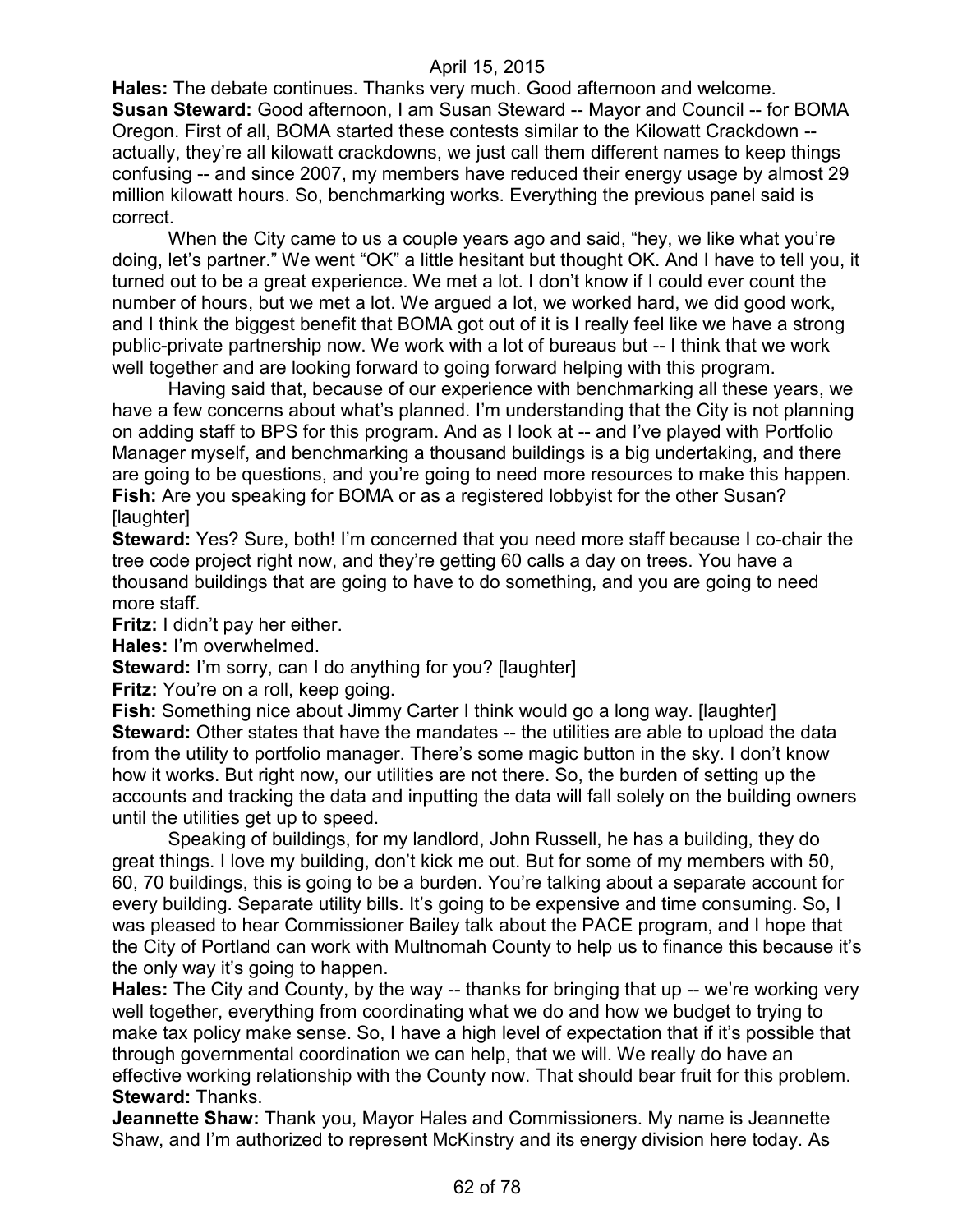**Hales:** The debate continues. Thanks very much. Good afternoon and welcome.

**Susan Steward:** Good afternoon, I am Susan Steward -- Mayor and Council -- for BOMA Oregon. First of all, BOMA started these contests similar to the Kilowatt Crackdown -- actually, they're all kilowatt crackdowns, we just call them different names to keep things confusing -- and since 2007, my members have reduced their energy usage by almost 29 million kilowatt hours. So, benchmarking works. Everything the previous panel said is correct.

When the City came to us a couple years ago and said, "hey, we like what you're doing, let's partner." We went "OK" a little hesitant but thought OK. And I have to tell you, it turned out to be a great experience. We met a lot. I don't know if I could ever count the number of hours, but we met a lot. We argued a lot, we worked hard, we did good work, and I think the biggest benefit that BOMA got out of it is I really feel like we have a strong public-private partnership now. We work with a lot of bureaus but -- I think that we work well together and are looking forward to going forward helping with this program.

Having said that, because of our experience with benchmarking all these years, we have a few concerns about what's planned. I'm understanding that the City is not planning on adding staff to BPS for this program. And as I look at -- and I've played with Portfolio Manager myself, and benchmarking a thousand buildings is a big undertaking, and there are going to be questions, and you're going to need more resources to make this happen.

**Fish:** Are you speaking for BOMA or as a registered lobbyist for the other Susan? [laughter]

**Steward:** Yes? Sure, both! I'm concerned that you need more staff because I co-chair the tree code project right now, and they're getting 60 calls a day on trees. You have a thousand buildings that are going to have to do something, and you are going to need more staff.

**Fritz:** I didn't pay her either.

**Hales:** I'm overwhelmed.

**Steward:** I'm sorry, can I do anything for you? [laughter]

**Fritz:** You're on a roll, keep going.

**Fish:** Something nice about Jimmy Carter I think would go a long way. [laughter]

**Steward:** Other states that have the mandates -- the utilities are able to upload the data from the utility to portfolio manager. There's some magic button in the sky. I don't know how it works. But right now, our utilities are not there. So, the burden of setting up the accounts and tracking the data and inputting the data will fall solely on the building owners until the utilities get up to speed.

Speaking of buildings, for my landlord, John Russell, he has a building, they do great things. I love my building, don't kick me out. But for some of my members with 50, 60, 70 buildings, this is going to be a burden. You're talking about a separate account for every building. Separate utility bills. It's going to be expensive and time consuming. So, I was pleased to hear Commissioner Bailey talk about the PACE program, and I hope that the City of Portland can work with Multnomah County to help us to finance this because it's the only way it's going to happen.

**Hales:** The City and County, by the way -- thanks for bringing that up -- we're working very well together, everything from coordinating what we do and how we budget to trying to make tax policy make sense. So, I have a high level of expectation that if it's possible that through governmental coordination we can help, that we will. We really do have an effective working relationship with the County now. That should bear fruit for this problem.

**Steward:** Thanks.

**Jeannette Shaw:** Thank you, Mayor Hales and Commissioners. My name is Jeannette Shaw, and I'm authorized to represent McKinstry and its energy division here today. As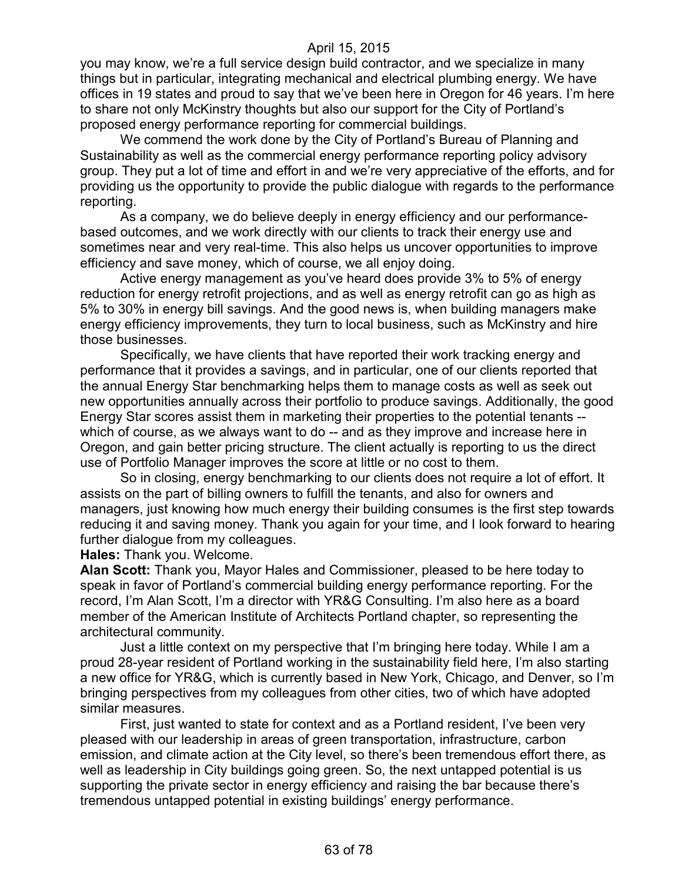you may know, we're a full service design build contractor, and we specialize in many things but in particular, integrating mechanical and electrical plumbing energy. We have offices in 19 states and proud to say that we've been here in Oregon for 46 years. I'm here to share not only McKinstry thoughts but also our support for the City of Portland's proposed energy performance reporting for commercial buildings.

We commend the work done by the City of Portland's Bureau of Planning and Sustainability as well as the commercial energy performance reporting policy advisory group. They put a lot of time and effort in and we're very appreciative of the efforts, and for providing us the opportunity to provide the public dialogue with regards to the performance reporting.

As a company, we do believe deeply in energy efficiency and our performance-based outcomes, and we work directly with our clients to track their energy use and sometimes near and very real-time. This also helps us uncover opportunities to improve efficiency and save money, which of course, we all enjoy doing.

Active energy management as you've heard does provide 3% to 5% of energy reduction for energy retrofit projections, and as well as energy retrofit can go as high as 5% to 30% in energy bill savings. And the good news is, when building managers make energy efficiency improvements, they turn to local business, such as McKinstry and hire those businesses.

Specifically, we have clients that have reported their work tracking energy and performance that it provides a savings, and in particular, one of our clients reported that the annual Energy Star benchmarking helps them to manage costs as well as seek out new opportunities annually across their portfolio to produce savings. Additionally, the good Energy Star scores assist them in marketing their properties to the potential tenants -- which of course, as we always want to do -- and as they improve and increase here in Oregon, and gain better pricing structure. The client actually is reporting to us the direct use of Portfolio Manager improves the score at little or no cost to them.

So in closing, energy benchmarking to our clients does not require a lot of effort. It assists on the part of billing owners to fulfill the tenants, and also for owners and managers, just knowing how much energy their building consumes is the first step towards reducing it and saving money. Thank you again for your time, and I look forward to hearing further dialogue from my colleagues.

**Hales:** Thank you. Welcome.

**Alan Scott:** Thank you, Mayor Hales and Commissioner, pleased to be here today to speak in favor of Portland's commercial building energy performance reporting. For the record, I'm Alan Scott, I'm a director with YR&G Consulting. I'm also here as a board member of the American Institute of Architects Portland chapter, so representing the architectural community.

Just a little context on my perspective that I'm bringing here today. While I am a proud 28-year resident of Portland working in the sustainability field here, I'm also starting a new office for YR&G, which is currently based in New York, Chicago, and Denver, so I'm bringing perspectives from my colleagues from other cities, two of which have adopted similar measures.

First, just wanted to state for context and as a Portland resident, I've been very pleased with our leadership in areas of green transportation, infrastructure, carbon emission, and climate action at the City level, so there's been tremendous effort there, as well as leadership in City buildings going green. So, the next untapped potential is us supporting the private sector in energy efficiency and raising the bar because there's tremendous untapped potential in existing buildings' energy performance.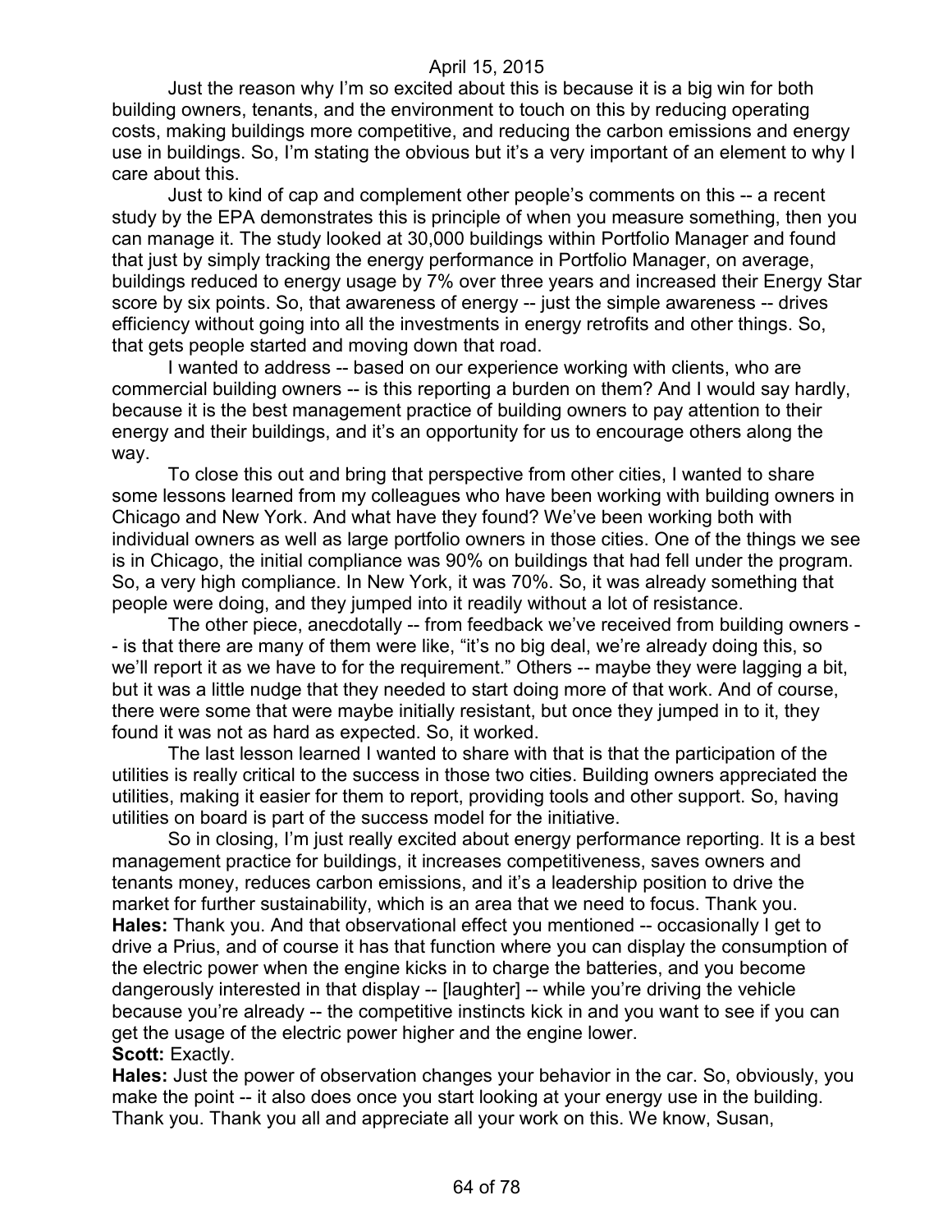Just the reason why I'm so excited about this is because it is a big win for both building owners, tenants, and the environment to touch on this by reducing operating costs, making buildings more competitive, and reducing the carbon emissions and energy use in buildings. So, I'm stating the obvious but it's a very important of an element to why I care about this.

Just to kind of cap and complement other people's comments on this -- a recent study by the EPA demonstrates this is principle of when you measure something, then you can manage it. The study looked at 30,000 buildings within Portfolio Manager and found that just by simply tracking the energy performance in Portfolio Manager, on average, buildings reduced to energy usage by 7% over three years and increased their Energy Star score by six points. So, that awareness of energy -- just the simple awareness -- drives efficiency without going into all the investments in energy retrofits and other things. So, that gets people started and moving down that road.

I wanted to address -- based on our experience working with clients, who are commercial building owners -- is this reporting a burden on them? And I would say hardly, because it is the best management practice of building owners to pay attention to their energy and their buildings, and it's an opportunity for us to encourage others along the way.

To close this out and bring that perspective from other cities, I wanted to share some lessons learned from my colleagues who have been working with building owners in Chicago and New York. And what have they found? We've been working both with individual owners as well as large portfolio owners in those cities. One of the things we see is in Chicago, the initial compliance was 90% on buildings that had fell under the program. So, a very high compliance. In New York, it was 70%. So, it was already something that people were doing, and they jumped into it readily without a lot of resistance.

The other piece, anecdotally -- from feedback we've received from building owners -- is that there are many of them were like, "it's no big deal, we're already doing this, so we'll report it as we have to for the requirement." Others -- maybe they were lagging a bit, but it was a little nudge that they needed to start doing more of that work. And of course, there were some that were maybe initially resistant, but once they jumped in to it, they found it was not as hard as expected. So, it worked.

The last lesson learned I wanted to share with that is that the participation of the utilities is really critical to the success in those two cities. Building owners appreciated the utilities, making it easier for them to report, providing tools and other support. So, having utilities on board is part of the success model for the initiative.

So in closing, I'm just really excited about energy performance reporting. It is a best management practice for buildings, it increases competitiveness, saves owners and tenants money, reduces carbon emissions, and it's a leadership position to drive the market for further sustainability, which is an area that we need to focus. Thank you.

**Hales:** Thank you. And that observational effect you mentioned -- occasionally I get to drive a Prius, and of course it has that function where you can display the consumption of the electric power when the engine kicks in to charge the batteries, and you become dangerously interested in that display -- [laughter] -- while you're driving the vehicle because you're already -- the competitive instincts kick in and you want to see if you can get the usage of the electric power higher and the engine lower.

**Scott:** Exactly.

**Hales:** Just the power of observation changes your behavior in the car. So, obviously, you make the point -- it also does once you start looking at your energy use in the building. Thank you. Thank you all and appreciate all your work on this. We know, Susan,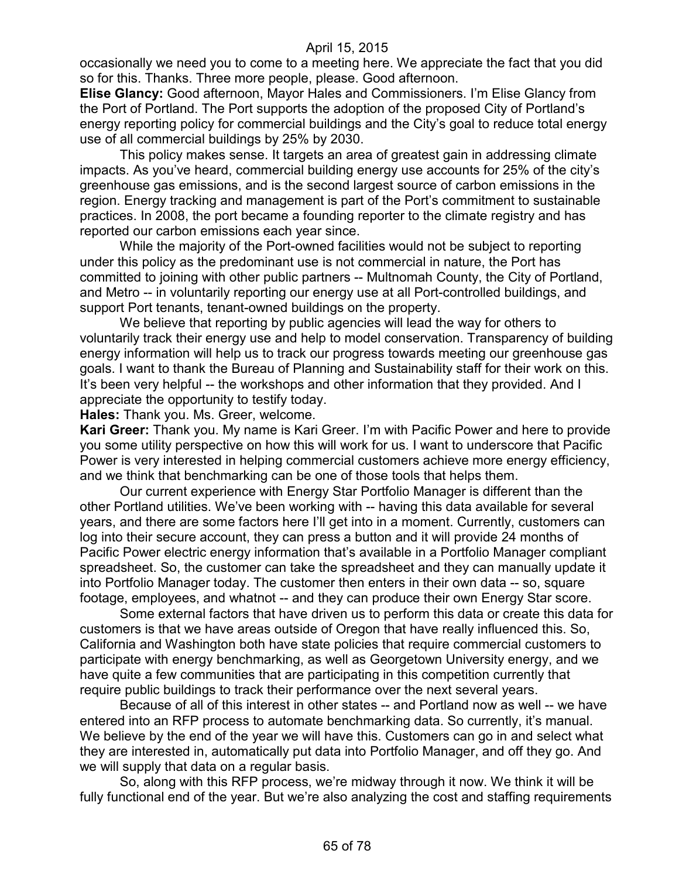occasionally we need you to come to a meeting here. We appreciate the fact that you did so for this. Thanks. Three more people, please. Good afternoon.

**Elise Glancy:** Good afternoon, Mayor Hales and Commissioners. I'm Elise Glancy from the Port of Portland. The Port supports the adoption of the proposed City of Portland's energy reporting policy for commercial buildings and the City's goal to reduce total energy use of all commercial buildings by 25% by 2030.

This policy makes sense. It targets an area of greatest gain in addressing climate impacts. As you've heard, commercial building energy use accounts for 25% of the city's greenhouse gas emissions, and is the second largest source of carbon emissions in the region. Energy tracking and management is part of the Port's commitment to sustainable practices. In 2008, the port became a founding reporter to the climate registry and has reported our carbon emissions each year since.

While the majority of the Port-owned facilities would not be subject to reporting under this policy as the predominant use is not commercial in nature, the Port has committed to joining with other public partners -- Multnomah County, the City of Portland, and Metro -- in voluntarily reporting our energy use at all Port-controlled buildings, and support Port tenants, tenant-owned buildings on the property.

We believe that reporting by public agencies will lead the way for others to voluntarily track their energy use and help to model conservation. Transparency of building energy information will help us to track our progress towards meeting our greenhouse gas goals. I want to thank the Bureau of Planning and Sustainability staff for their work on this. It's been very helpful -- the workshops and other information that they provided. And I appreciate the opportunity to testify today.

**Hales:** Thank you. Ms. Greer, welcome.

**Kari Greer:** Thank you. My name is Kari Greer. I'm with Pacific Power and here to provide you some utility perspective on how this will work for us. I want to underscore that Pacific Power is very interested in helping commercial customers achieve more energy efficiency, and we think that benchmarking can be one of those tools that helps them.

Our current experience with Energy Star Portfolio Manager is different than the other Portland utilities. We've been working with -- having this data available for several years, and there are some factors here I'll get into in a moment. Currently, customers can log into their secure account, they can press a button and it will provide 24 months of Pacific Power electric energy information that's available in a Portfolio Manager compliant spreadsheet. So, the customer can take the spreadsheet and they can manually update it into Portfolio Manager today. The customer then enters in their own data -- so, square footage, employees, and whatnot -- and they can produce their own Energy Star score.

Some external factors that have driven us to perform this data or create this data for customers is that we have areas outside of Oregon that have really influenced this. So, California and Washington both have state policies that require commercial customers to participate with energy benchmarking, as well as Georgetown University energy, and we have quite a few communities that are participating in this competition currently that require public buildings to track their performance over the next several years.

Because of all of this interest in other states -- and Portland now as well -- we have entered into an RFP process to automate benchmarking data. So currently, it's manual. We believe by the end of the year we will have this. Customers can go in and select what they are interested in, automatically put data into Portfolio Manager, and off they go. And we will supply that data on a regular basis.

So, along with this RFP process, we're midway through it now. We think it will be fully functional end of the year. But we're also analyzing the cost and staffing requirements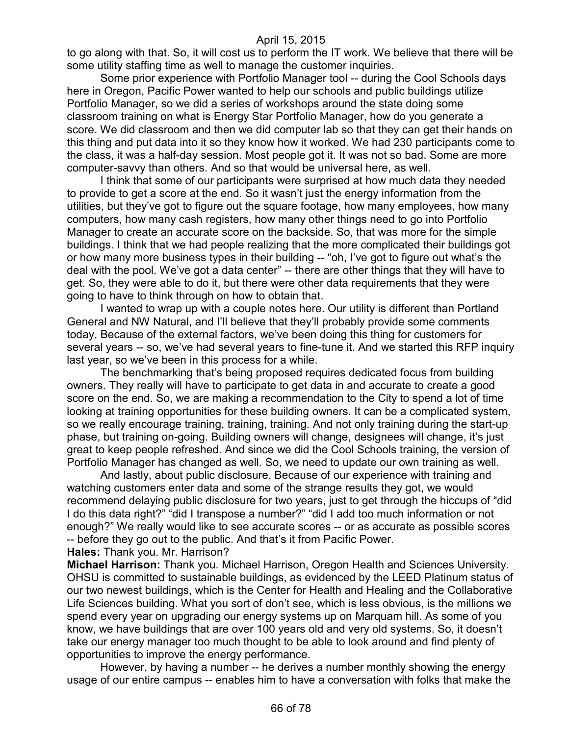to go along with that. So, it will cost us to perform the IT work. We believe that there will be some utility staffing time as well to manage the customer inquiries.

Some prior experience with Portfolio Manager tool -- during the Cool Schools days here in Oregon, Pacific Power wanted to help our schools and public buildings utilize Portfolio Manager, so we did a series of workshops around the state doing some classroom training on what is Energy Star Portfolio Manager, how do you generate a score. We did classroom and then we did computer lab so that they can get their hands on this thing and put data into it so they know how it worked. We had 230 participants come to the class, it was a half-day session. Most people got it. It was not so bad. Some are more computer-savvy than others. And so that would be universal here, as well.

I think that some of our participants were surprised at how much data they needed to provide to get a score at the end. So it wasn't just the energy information from the utilities, but they've got to figure out the square footage, how many employees, how many computers, how many cash registers, how many other things need to go into Portfolio Manager to create an accurate score on the backside. So, that was more for the simple buildings. I think that we had people realizing that the more complicated their buildings got or how many more business types in their building -- "oh, I've got to figure out what's the deal with the pool. We've got a data center" -- there are other things that they will have to get. So, they were able to do it, but there were other data requirements that they were going to have to think through on how to obtain that.

I wanted to wrap up with a couple notes here. Our utility is different than Portland General and NW Natural, and I'll believe that they'll probably provide some comments today. Because of the external factors, we've been doing this thing for customers for several years -- so, we've had several years to fine-tune it. And we started this RFP inquiry last year, so we've been in this process for a while.

The benchmarking that's being proposed requires dedicated focus from building owners. They really will have to participate to get data in and accurate to create a good score on the end. So, we are making a recommendation to the City to spend a lot of time looking at training opportunities for these building owners. It can be a complicated system, so we really encourage training, training, training. And not only training during the start-up phase, but training on-going. Building owners will change, designees will change, it's just great to keep people refreshed. And since we did the Cool Schools training, the version of Portfolio Manager has changed as well. So, we need to update our own training as well.

And lastly, about public disclosure. Because of our experience with training and watching customers enter data and some of the strange results they got, we would recommend delaying public disclosure for two years, just to get through the hiccups of "did I do this data right?" "did I transpose a number?" "did I add too much information or not enough?" We really would like to see accurate scores -- or as accurate as possible scores -- before they go out to the public. And that's it from Pacific Power.

**Hales:** Thank you. Mr. Harrison?

**Michael Harrison:** Thank you. Michael Harrison, Oregon Health and Sciences University. OHSU is committed to sustainable buildings, as evidenced by the LEED Platinum status of our two newest buildings, which is the Center for Health and Healing and the Collaborative Life Sciences building. What you sort of don't see, which is less obvious, is the millions we spend every year on upgrading our energy systems up on Marquam hill. As some of you know, we have buildings that are over 100 years old and very old systems. So, it doesn't take our energy manager too much thought to be able to look around and find plenty of opportunities to improve the energy performance.

However, by having a number -- he derives a number monthly showing the energy usage of our entire campus -- enables him to have a conversation with folks that make the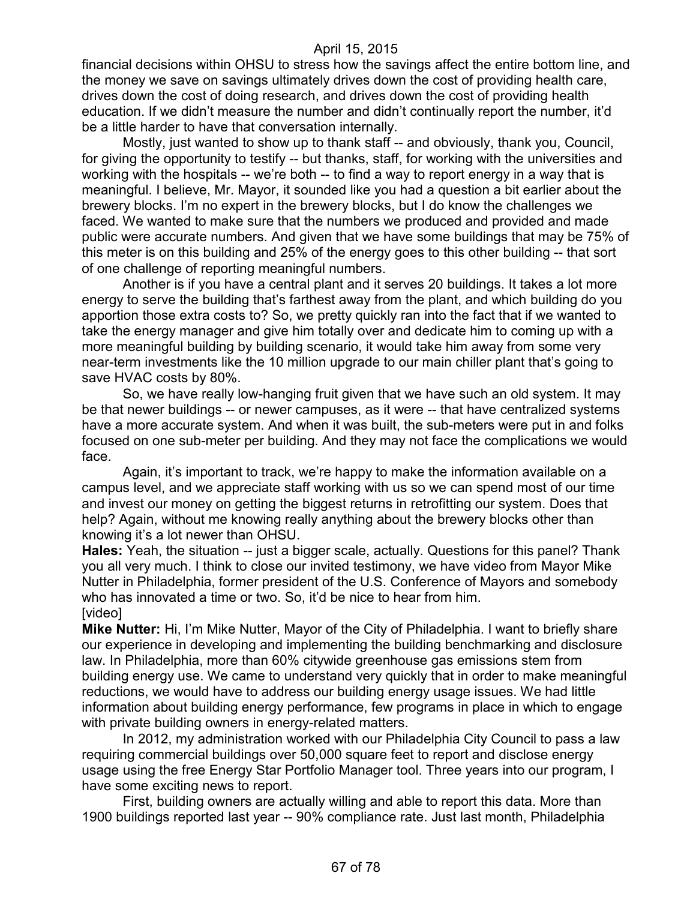financial decisions within OHSU to stress how the savings affect the entire bottom line, and the money we save on savings ultimately drives down the cost of providing health care, drives down the cost of doing research, and drives down the cost of providing health education. If we didn't measure the number and didn't continually report the number, it'd be a little harder to have that conversation internally.

Mostly, just wanted to show up to thank staff -- and obviously, thank you, Council, for giving the opportunity to testify -- but thanks, staff, for working with the universities and working with the hospitals -- we're both -- to find a way to report energy in a way that is meaningful. I believe, Mr. Mayor, it sounded like you had a question a bit earlier about the brewery blocks. I'm no expert in the brewery blocks, but I do know the challenges we faced. We wanted to make sure that the numbers we produced and provided and made public were accurate numbers. And given that we have some buildings that may be 75% of this meter is on this building and 25% of the energy goes to this other building -- that sort of one challenge of reporting meaningful numbers.

Another is if you have a central plant and it serves 20 buildings. It takes a lot more energy to serve the building that's farthest away from the plant, and which building do you apportion those extra costs to? So, we pretty quickly ran into the fact that if we wanted to take the energy manager and give him totally over and dedicate him to coming up with a more meaningful building by building scenario, it would take him away from some very near-term investments like the 10 million upgrade to our main chiller plant that's going to save HVAC costs by 80%.

So, we have really low-hanging fruit given that we have such an old system. It may be that newer buildings -- or newer campuses, as it were -- that have centralized systems have a more accurate system. And when it was built, the sub-meters were put in and folks focused on one sub-meter per building. And they may not face the complications we would face.

Again, it's important to track, we're happy to make the information available on a campus level, and we appreciate staff working with us so we can spend most of our time and invest our money on getting the biggest returns in retrofitting our system. Does that help? Again, without me knowing really anything about the brewery blocks other than knowing it's a lot newer than OHSU.

**Hales:** Yeah, the situation -- just a bigger scale, actually. Questions for this panel? Thank you all very much. I think to close our invited testimony, we have video from Mayor Mike Nutter in Philadelphia, former president of the U.S. Conference of Mayors and somebody who has innovated a time or two. So, it'd be nice to hear from him.

[video]

**Mike Nutter:** Hi, I'm Mike Nutter, Mayor of the City of Philadelphia. I want to briefly share our experience in developing and implementing the building benchmarking and disclosure law. In Philadelphia, more than 60% citywide greenhouse gas emissions stem from building energy use. We came to understand very quickly that in order to make meaningful reductions, we would have to address our building energy usage issues. We had little information about building energy performance, few programs in place in which to engage with private building owners in energy-related matters.

In 2012, my administration worked with our Philadelphia City Council to pass a law requiring commercial buildings over 50,000 square feet to report and disclose energy usage using the free Energy Star Portfolio Manager tool. Three years into our program, I have some exciting news to report.

First, building owners are actually willing and able to report this data. More than 1900 buildings reported last year -- 90% compliance rate. Just last month, Philadelphia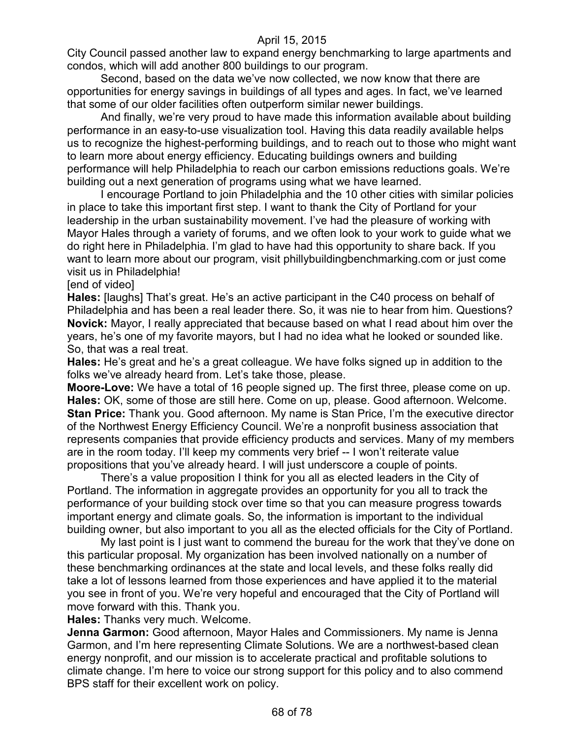City Council passed another law to expand energy benchmarking to large apartments and condos, which will add another 800 buildings to our program.

Second, based on the data we've now collected, we now know that there are opportunities for energy savings in buildings of all types and ages. In fact, we've learned that some of our older facilities often outperform similar newer buildings.

And finally, we're very proud to have made this information available about building performance in an easy-to-use visualization tool. Having this data readily available helps us to recognize the highest-performing buildings, and to reach out to those who might want to learn more about energy efficiency. Educating buildings owners and building performance will help Philadelphia to reach our carbon emissions reductions goals. We're building out a next generation of programs using what we have learned.

I encourage Portland to join Philadelphia and the 10 other cities with similar policies in place to take this important first step. I want to thank the City of Portland for your leadership in the urban sustainability movement. I've had the pleasure of working with Mayor Hales through a variety of forums, and we often look to your work to guide what we do right here in Philadelphia. I'm glad to have had this opportunity to share back. If you want to learn more about our program, visit phillybuildingbenchmarking.com or just come visit us in Philadelphia!

[end of video]

**Hales:** [laughs] That's great. He's an active participant in the C40 process on behalf of Philadelphia and has been a real leader there. So, it was nie to hear from him. Questions?

**Novick:** Mayor, I really appreciated that because based on what I read about him over the years, he's one of my favorite mayors, but I had no idea what he looked or sounded like. So, that was a real treat.

**Hales:** He's great and he's a great colleague. We have folks signed up in addition to the folks we've already heard from. Let's take those, please.

**Moore-Love:** We have a total of 16 people signed up. The first three, please come on up.

**Hales:** OK, some of those are still here. Come on up, please. Good afternoon. Welcome.

**Stan Price:** Thank you. Good afternoon. My name is Stan Price, I'm the executive director of the Northwest Energy Efficiency Council. We're a nonprofit business association that represents companies that provide efficiency products and services. Many of my members are in the room today. I'll keep my comments very brief -- I won't reiterate value propositions that you've already heard. I will just underscore a couple of points.

There's a value proposition I think for you all as elected leaders in the City of Portland. The information in aggregate provides an opportunity for you all to track the performance of your building stock over time so that you can measure progress towards important energy and climate goals. So, the information is important to the individual building owner, but also important to you all as the elected officials for the City of Portland.

My last point is I just want to commend the bureau for the work that they've done on this particular proposal. My organization has been involved nationally on a number of these benchmarking ordinances at the state and local levels, and these folks really did take a lot of lessons learned from those experiences and have applied it to the material you see in front of you. We're very hopeful and encouraged that the City of Portland will move forward with this. Thank you.

**Hales:** Thanks very much. Welcome.

**Jenna Garmon:** Good afternoon, Mayor Hales and Commissioners. My name is Jenna Garmon, and I'm here representing Climate Solutions. We are a northwest-based clean energy nonprofit, and our mission is to accelerate practical and profitable solutions to climate change. I'm here to voice our strong support for this policy and to also commend BPS staff for their excellent work on policy.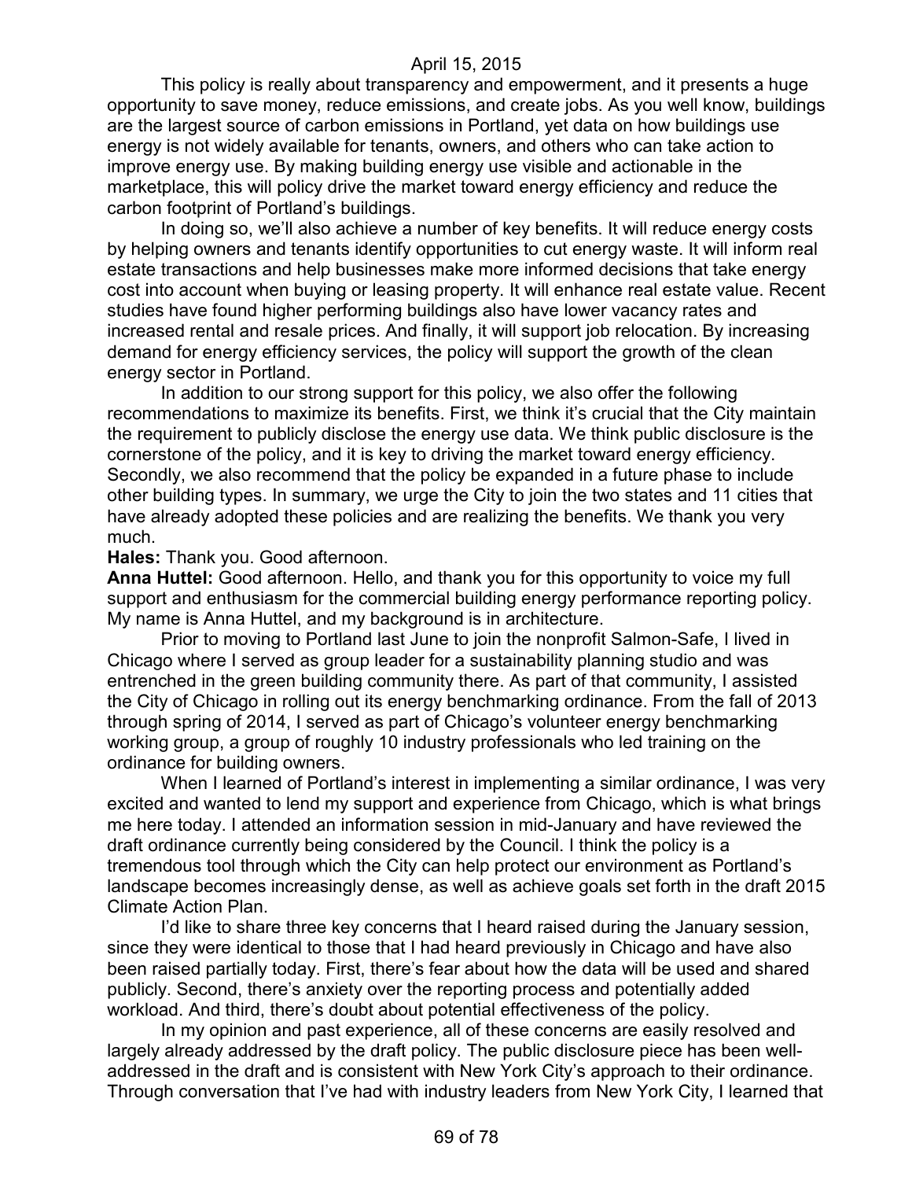This policy is really about transparency and empowerment, and it presents a huge opportunity to save money, reduce emissions, and create jobs. As you well know, buildings are the largest source of carbon emissions in Portland, yet data on how buildings use energy is not widely available for tenants, owners, and others who can take action to improve energy use. By making building energy use visible and actionable in the marketplace, this will policy drive the market toward energy efficiency and reduce the carbon footprint of Portland's buildings.

In doing so, we'll also achieve a number of key benefits. It will reduce energy costs by helping owners and tenants identify opportunities to cut energy waste. It will inform real estate transactions and help businesses make more informed decisions that take energy cost into account when buying or leasing property. It will enhance real estate value. Recent studies have found higher performing buildings also have lower vacancy rates and increased rental and resale prices. And finally, it will support job relocation. By increasing demand for energy efficiency services, the policy will support the growth of the clean energy sector in Portland.

In addition to our strong support for this policy, we also offer the following recommendations to maximize its benefits. First, we think it's crucial that the City maintain the requirement to publicly disclose the energy use data. We think public disclosure is the cornerstone of the policy, and it is key to driving the market toward energy efficiency. Secondly, we also recommend that the policy be expanded in a future phase to include other building types. In summary, we urge the City to join the two states and 11 cities that have already adopted these policies and are realizing the benefits. We thank you very much.

**Hales:** Thank you. Good afternoon.

**Anna Huttel:** Good afternoon. Hello, and thank you for this opportunity to voice my full support and enthusiasm for the commercial building energy performance reporting policy. My name is Anna Huttel, and my background is in architecture.

Prior to moving to Portland last June to join the nonprofit Salmon-Safe, I lived in Chicago where I served as group leader for a sustainability planning studio and was entrenched in the green building community there. As part of that community, I assisted the City of Chicago in rolling out its energy benchmarking ordinance. From the fall of 2013 through spring of 2014, I served as part of Chicago's volunteer energy benchmarking working group, a group of roughly 10 industry professionals who led training on the ordinance for building owners.

When I learned of Portland's interest in implementing a similar ordinance, I was very excited and wanted to lend my support and experience from Chicago, which is what brings me here today. I attended an information session in mid-January and have reviewed the draft ordinance currently being considered by the Council. I think the policy is a tremendous tool through which the City can help protect our environment as Portland's landscape becomes increasingly dense, as well as achieve goals set forth in the draft 2015 Climate Action Plan.

I'd like to share three key concerns that I heard raised during the January session, since they were identical to those that I had heard previously in Chicago and have also been raised partially today. First, there's fear about how the data will be used and shared publicly. Second, there's anxiety over the reporting process and potentially added workload. And third, there's doubt about potential effectiveness of the policy.

In my opinion and past experience, all of these concerns are easily resolved and largely already addressed by the draft policy. The public disclosure piece has been well-addressed in the draft and is consistent with New York City's approach to their ordinance. Through conversation that I've had with industry leaders from New York City, I learned that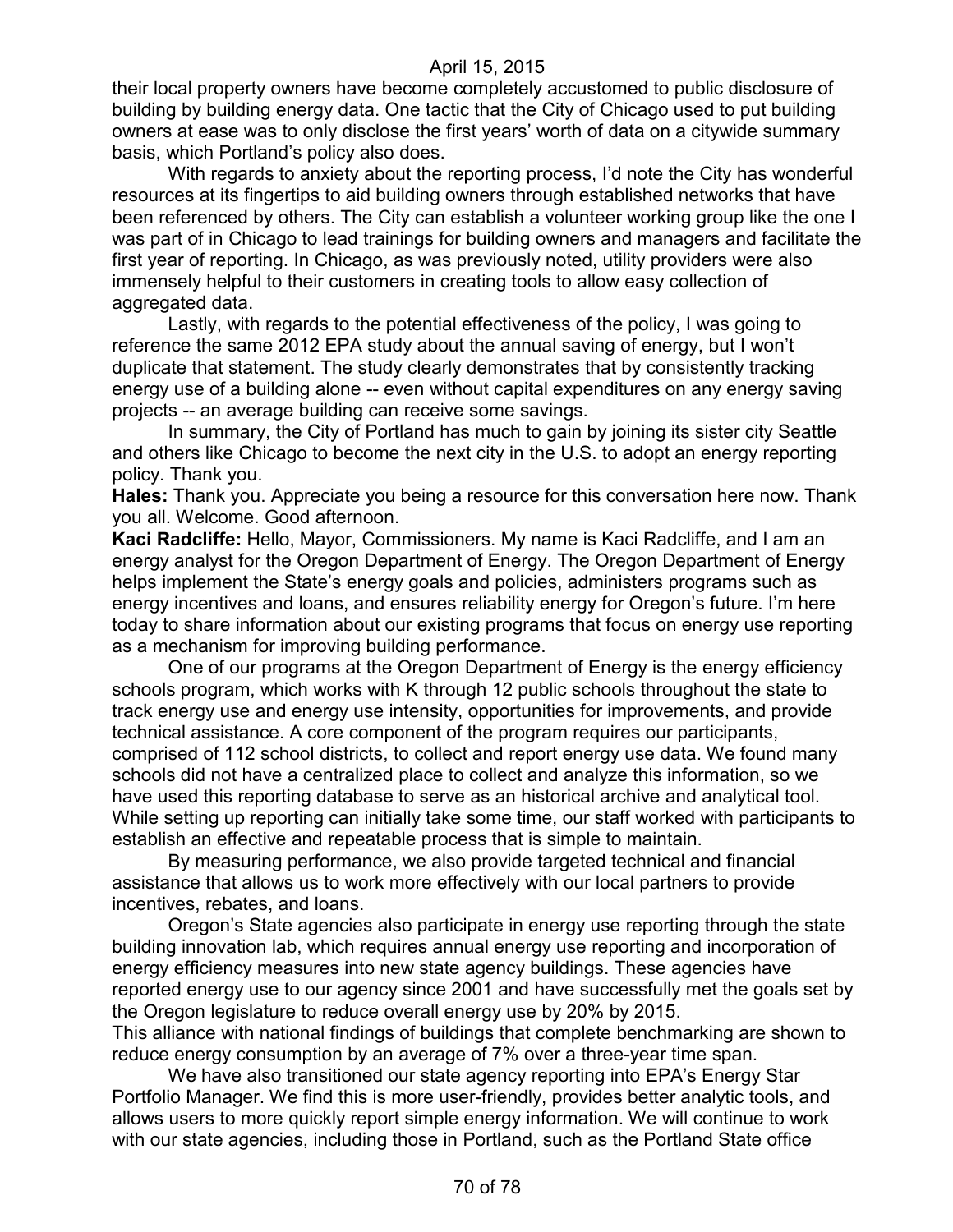their local property owners have become completely accustomed to public disclosure of building by building energy data. One tactic that the City of Chicago used to put building owners at ease was to only disclose the first years' worth of data on a citywide summary basis, which Portland's policy also does.

With regards to anxiety about the reporting process, I'd note the City has wonderful resources at its fingertips to aid building owners through established networks that have been referenced by others. The City can establish a volunteer working group like the one I was part of in Chicago to lead trainings for building owners and managers and facilitate the first year of reporting. In Chicago, as was previously noted, utility providers were also immensely helpful to their customers in creating tools to allow easy collection of aggregated data.

Lastly, with regards to the potential effectiveness of the policy, I was going to reference the same 2012 EPA study about the annual saving of energy, but I won't duplicate that statement. The study clearly demonstrates that by consistently tracking energy use of a building alone -- even without capital expenditures on any energy saving projects -- an average building can receive some savings.

In summary, the City of Portland has much to gain by joining its sister city Seattle and others like Chicago to become the next city in the U.S. to adopt an energy reporting policy. Thank you.

**Hales:** Thank you. Appreciate you being a resource for this conversation here now. Thank you all. Welcome. Good afternoon.

**Kaci Radcliffe:** Hello, Mayor, Commissioners. My name is Kaci Radcliffe, and I am an energy analyst for the Oregon Department of Energy. The Oregon Department of Energy helps implement the State's energy goals and policies, administers programs such as energy incentives and loans, and ensures reliability energy for Oregon's future. I'm here today to share information about our existing programs that focus on energy use reporting as a mechanism for improving building performance.

One of our programs at the Oregon Department of Energy is the energy efficiency schools program, which works with K through 12 public schools throughout the state to track energy use and energy use intensity, opportunities for improvements, and provide technical assistance. A core component of the program requires our participants, comprised of 112 school districts, to collect and report energy use data. We found many schools did not have a centralized place to collect and analyze this information, so we have used this reporting database to serve as an historical archive and analytical tool. While setting up reporting can initially take some time, our staff worked with participants to establish an effective and repeatable process that is simple to maintain.

By measuring performance, we also provide targeted technical and financial assistance that allows us to work more effectively with our local partners to provide incentives, rebates, and loans.

Oregon's State agencies also participate in energy use reporting through the state building innovation lab, which requires annual energy use reporting and incorporation of energy efficiency measures into new state agency buildings. These agencies have reported energy use to our agency since 2001 and have successfully met the goals set by the Oregon legislature to reduce overall energy use by 20% by 2015.
This alliance with national findings of buildings that complete benchmarking are shown to reduce energy consumption by an average of 7% over a three-year time span.

We have also transitioned our state agency reporting into EPA's Energy Star Portfolio Manager. We find this is more user-friendly, provides better analytic tools, and allows users to more quickly report simple energy information. We will continue to work with our state agencies, including those in Portland, such as the Portland State office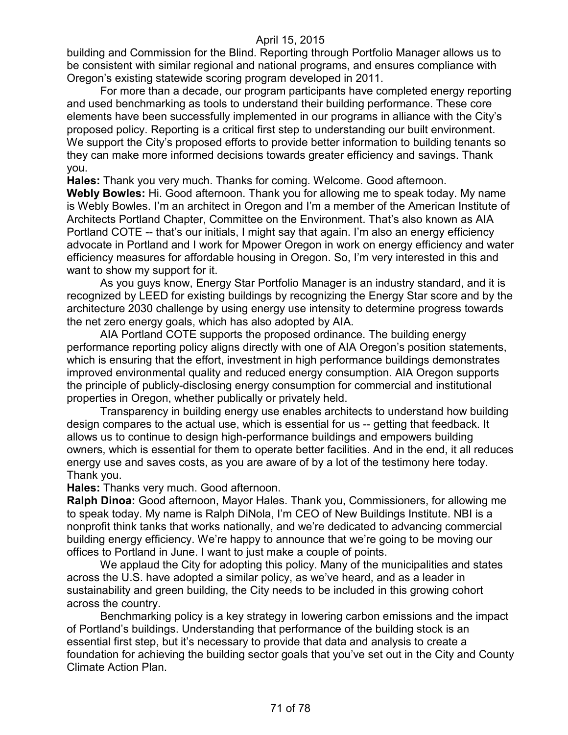building and Commission for the Blind. Reporting through Portfolio Manager allows us to be consistent with similar regional and national programs, and ensures compliance with Oregon's existing statewide scoring program developed in 2011.

For more than a decade, our program participants have completed energy reporting and used benchmarking as tools to understand their building performance. These core elements have been successfully implemented in our programs in alliance with the City's proposed policy. Reporting is a critical first step to understanding our built environment. We support the City's proposed efforts to provide better information to building tenants so they can make more informed decisions towards greater efficiency and savings. Thank you.

**Hales:** Thank you very much. Thanks for coming. Welcome. Good afternoon.

**Webly Bowles:** Hi. Good afternoon. Thank you for allowing me to speak today. My name is Webly Bowles. I'm an architect in Oregon and I'm a member of the American Institute of Architects Portland Chapter, Committee on the Environment. That's also known as AIA Portland COTE -- that's our initials, I might say that again. I'm also an energy efficiency advocate in Portland and I work for Mpower Oregon in work on energy efficiency and water efficiency measures for affordable housing in Oregon. So, I'm very interested in this and want to show my support for it.

As you guys know, Energy Star Portfolio Manager is an industry standard, and it is recognized by LEED for existing buildings by recognizing the Energy Star score and by the architecture 2030 challenge by using energy use intensity to determine progress towards the net zero energy goals, which has also adopted by AIA.

AIA Portland COTE supports the proposed ordinance. The building energy performance reporting policy aligns directly with one of AIA Oregon's position statements, which is ensuring that the effort, investment in high performance buildings demonstrates improved environmental quality and reduced energy consumption. AIA Oregon supports the principle of publicly-disclosing energy consumption for commercial and institutional properties in Oregon, whether publically or privately held.

Transparency in building energy use enables architects to understand how building design compares to the actual use, which is essential for us -- getting that feedback. It allows us to continue to design high-performance buildings and empowers building owners, which is essential for them to operate better facilities. And in the end, it all reduces energy use and saves costs, as you are aware of by a lot of the testimony here today. Thank you.

**Hales:** Thanks very much. Good afternoon.

**Ralph Dinoa:** Good afternoon, Mayor Hales. Thank you, Commissioners, for allowing me to speak today. My name is Ralph DiNola, I'm CEO of New Buildings Institute. NBI is a nonprofit think tanks that works nationally, and we're dedicated to advancing commercial building energy efficiency. We're happy to announce that we're going to be moving our offices to Portland in June. I want to just make a couple of points.

We applaud the City for adopting this policy. Many of the municipalities and states across the U.S. have adopted a similar policy, as we've heard, and as a leader in sustainability and green building, the City needs to be included in this growing cohort across the country.

Benchmarking policy is a key strategy in lowering carbon emissions and the impact of Portland's buildings. Understanding that performance of the building stock is an essential first step, but it's necessary to provide that data and analysis to create a foundation for achieving the building sector goals that you've set out in the City and County Climate Action Plan.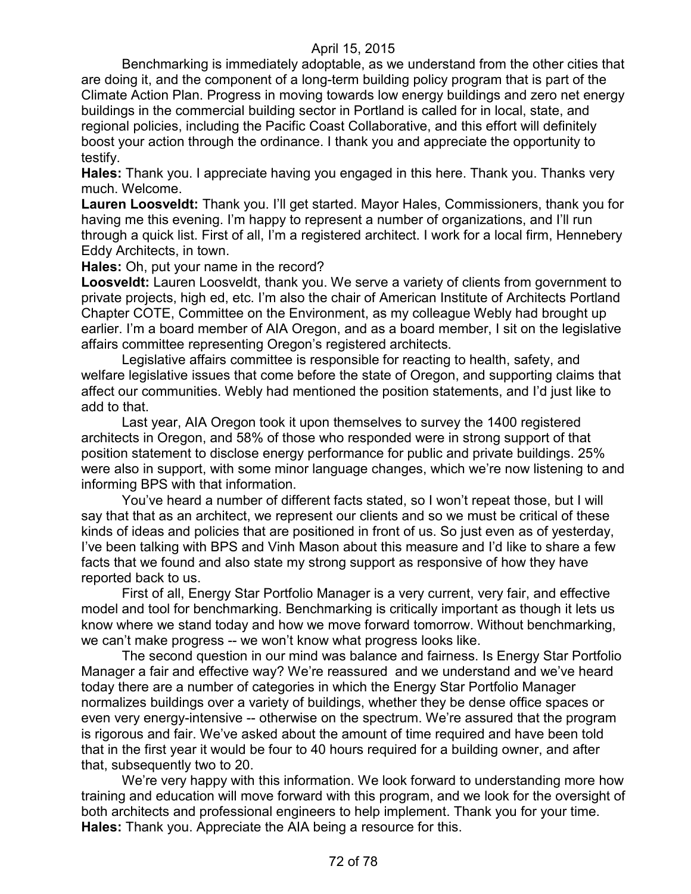Benchmarking is immediately adoptable, as we understand from the other cities that are doing it, and the component of a long-term building policy program that is part of the Climate Action Plan. Progress in moving towards low energy buildings and zero net energy buildings in the commercial building sector in Portland is called for in local, state, and regional policies, including the Pacific Coast Collaborative, and this effort will definitely boost your action through the ordinance. I thank you and appreciate the opportunity to testify.

**Hales:** Thank you. I appreciate having you engaged in this here. Thank you. Thanks very much. Welcome.

**Lauren Loosveldt:** Thank you. I'll get started. Mayor Hales, Commissioners, thank you for having me this evening. I'm happy to represent a number of organizations, and I'll run through a quick list. First of all, I'm a registered architect. I work for a local firm, Hennebery Eddy Architects, in town.

**Hales:** Oh, put your name in the record?

**Loosveldt:** Lauren Loosveldt, thank you. We serve a variety of clients from government to private projects, high ed, etc. I'm also the chair of American Institute of Architects Portland Chapter COTE, Committee on the Environment, as my colleague Webly had brought up earlier. I'm a board member of AIA Oregon, and as a board member, I sit on the legislative affairs committee representing Oregon's registered architects.

Legislative affairs committee is responsible for reacting to health, safety, and welfare legislative issues that come before the state of Oregon, and supporting claims that affect our communities. Webly had mentioned the position statements, and I'd just like to add to that.

Last year, AIA Oregon took it upon themselves to survey the 1400 registered architects in Oregon, and 58% of those who responded were in strong support of that position statement to disclose energy performance for public and private buildings. 25% were also in support, with some minor language changes, which we're now listening to and informing BPS with that information.

You've heard a number of different facts stated, so I won't repeat those, but I will say that that as an architect, we represent our clients and so we must be critical of these kinds of ideas and policies that are positioned in front of us. So just even as of yesterday, I've been talking with BPS and Vinh Mason about this measure and I'd like to share a few facts that we found and also state my strong support as responsive of how they have reported back to us.

First of all, Energy Star Portfolio Manager is a very current, very fair, and effective model and tool for benchmarking. Benchmarking is critically important as though it lets us know where we stand today and how we move forward tomorrow. Without benchmarking, we can't make progress -- we won't know what progress looks like.

The second question in our mind was balance and fairness. Is Energy Star Portfolio Manager a fair and effective way? We're reassured and we understand and we've heard today there are a number of categories in which the Energy Star Portfolio Manager normalizes buildings over a variety of buildings, whether they be dense office spaces or even very energy-intensive -- otherwise on the spectrum. We're assured that the program is rigorous and fair. We've asked about the amount of time required and have been told that in the first year it would be four to 40 hours required for a building owner, and after that, subsequently two to 20.

We're very happy with this information. We look forward to understanding more how training and education will move forward with this program, and we look for the oversight of both architects and professional engineers to help implement. Thank you for your time.

**Hales:** Thank you. Appreciate the AIA being a resource for this.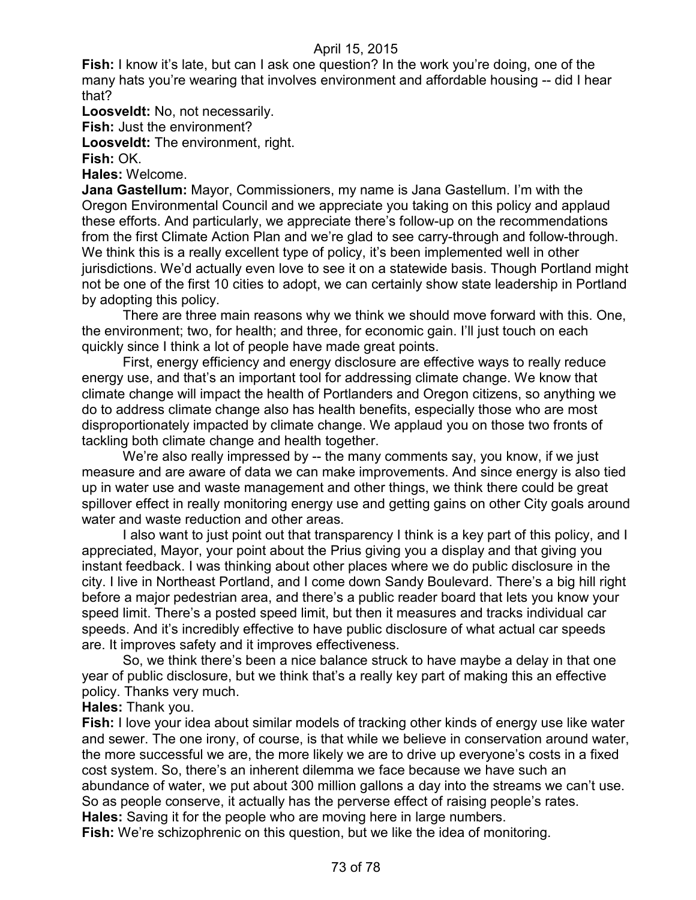**Fish:** I know it's late, but can I ask one question? In the work you're doing, one of the many hats you're wearing that involves environment and affordable housing -- did I hear that?

**Loosveldt:** No, not necessarily.

**Fish:** Just the environment?

**Loosveldt:** The environment, right.

**Fish:** OK.

**Hales:** Welcome.

**Jana Gastellum:** Mayor, Commissioners, my name is Jana Gastellum. I'm with the Oregon Environmental Council and we appreciate you taking on this policy and applaud these efforts. And particularly, we appreciate there's follow-up on the recommendations from the first Climate Action Plan and we're glad to see carry-through and follow-through. We think this is a really excellent type of policy, it's been implemented well in other jurisdictions. We'd actually even love to see it on a statewide basis. Though Portland might not be one of the first 10 cities to adopt, we can certainly show state leadership in Portland by adopting this policy.

There are three main reasons why we think we should move forward with this. One, the environment; two, for health; and three, for economic gain. I'll just touch on each quickly since I think a lot of people have made great points.

First, energy efficiency and energy disclosure are effective ways to really reduce energy use, and that's an important tool for addressing climate change. We know that climate change will impact the health of Portlanders and Oregon citizens, so anything we do to address climate change also has health benefits, especially those who are most disproportionately impacted by climate change. We applaud you on those two fronts of tackling both climate change and health together.

We're also really impressed by -- the many comments say, you know, if we just measure and are aware of data we can make improvements. And since energy is also tied up in water use and waste management and other things, we think there could be great spillover effect in really monitoring energy use and getting gains on other City goals around water and waste reduction and other areas.

I also want to just point out that transparency I think is a key part of this policy, and I appreciated, Mayor, your point about the Prius giving you a display and that giving you instant feedback. I was thinking about other places where we do public disclosure in the city. I live in Northeast Portland, and I come down Sandy Boulevard. There's a big hill right before a major pedestrian area, and there's a public reader board that lets you know your speed limit. There's a posted speed limit, but then it measures and tracks individual car speeds. And it's incredibly effective to have public disclosure of what actual car speeds are. It improves safety and it improves effectiveness.

So, we think there's been a nice balance struck to have maybe a delay in that one year of public disclosure, but we think that's a really key part of making this an effective policy. Thanks very much.

**Hales:** Thank you.

**Fish:** I love your idea about similar models of tracking other kinds of energy use like water and sewer. The one irony, of course, is that while we believe in conservation around water, the more successful we are, the more likely we are to drive up everyone's costs in a fixed cost system. So, there's an inherent dilemma we face because we have such an abundance of water, we put about 300 million gallons a day into the streams we can't use. So as people conserve, it actually has the perverse effect of raising people's rates.

**Hales:** Saving it for the people who are moving here in large numbers.

**Fish:** We're schizophrenic on this question, but we like the idea of monitoring.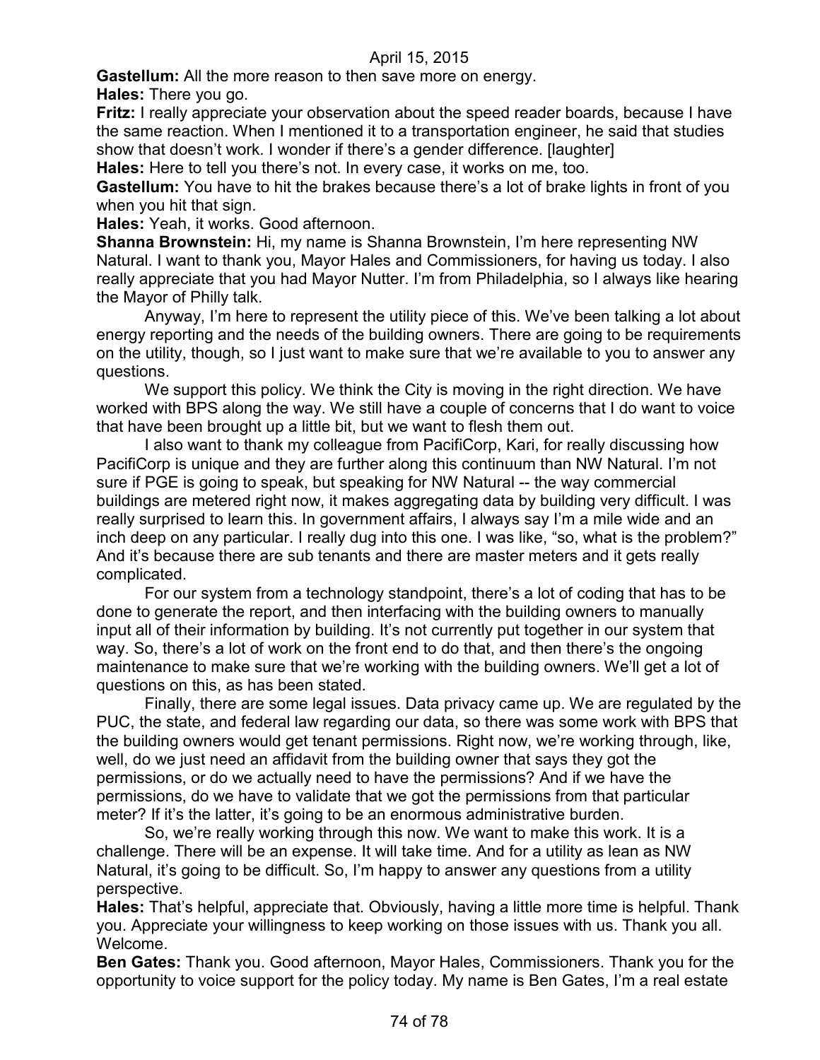**Gastellum:** All the more reason to then save more on energy.

**Hales:** There you go.

**Fritz:** I really appreciate your observation about the speed reader boards, because I have the same reaction. When I mentioned it to a transportation engineer, he said that studies show that doesn't work. I wonder if there's a gender difference. [laughter]

**Hales:** Here to tell you there's not. In every case, it works on me, too.

**Gastellum:** You have to hit the brakes because there's a lot of brake lights in front of you when you hit that sign.

**Hales:** Yeah, it works. Good afternoon.

**Shanna Brownstein:** Hi, my name is Shanna Brownstein, I'm here representing NW Natural. I want to thank you, Mayor Hales and Commissioners, for having us today. I also really appreciate that you had Mayor Nutter. I'm from Philadelphia, so I always like hearing the Mayor of Philly talk.

Anyway, I'm here to represent the utility piece of this. We've been talking a lot about energy reporting and the needs of the building owners. There are going to be requirements on the utility, though, so I just want to make sure that we're available to you to answer any questions.

We support this policy. We think the City is moving in the right direction. We have worked with BPS along the way. We still have a couple of concerns that I do want to voice that have been brought up a little bit, but we want to flesh them out.

I also want to thank my colleague from PacifiCorp, Kari, for really discussing how PacifiCorp is unique and they are further along this continuum than NW Natural. I'm not sure if PGE is going to speak, but speaking for NW Natural -- the way commercial buildings are metered right now, it makes aggregating data by building very difficult. I was really surprised to learn this. In government affairs, I always say I'm a mile wide and an inch deep on any particular. I really dug into this one. I was like, "so, what is the problem?" And it's because there are sub tenants and there are master meters and it gets really complicated.

For our system from a technology standpoint, there's a lot of coding that has to be done to generate the report, and then interfacing with the building owners to manually input all of their information by building. It's not currently put together in our system that way. So, there's a lot of work on the front end to do that, and then there's the ongoing maintenance to make sure that we're working with the building owners. We'll get a lot of questions on this, as has been stated.

Finally, there are some legal issues. Data privacy came up. We are regulated by the PUC, the state, and federal law regarding our data, so there was some work with BPS that the building owners would get tenant permissions. Right now, we're working through, like, well, do we just need an affidavit from the building owner that says they got the permissions, or do we actually need to have the permissions? And if we have the permissions, do we have to validate that we got the permissions from that particular meter? If it's the latter, it's going to be an enormous administrative burden.

So, we're really working through this now. We want to make this work. It is a challenge. There will be an expense. It will take time. And for a utility as lean as NW Natural, it's going to be difficult. So, I'm happy to answer any questions from a utility perspective.

**Hales:** That's helpful, appreciate that. Obviously, having a little more time is helpful. Thank you. Appreciate your willingness to keep working on those issues with us. Thank you all. Welcome.

**Ben Gates:** Thank you. Good afternoon, Mayor Hales, Commissioners. Thank you for the opportunity to voice support for the policy today. My name is Ben Gates, I'm a real estate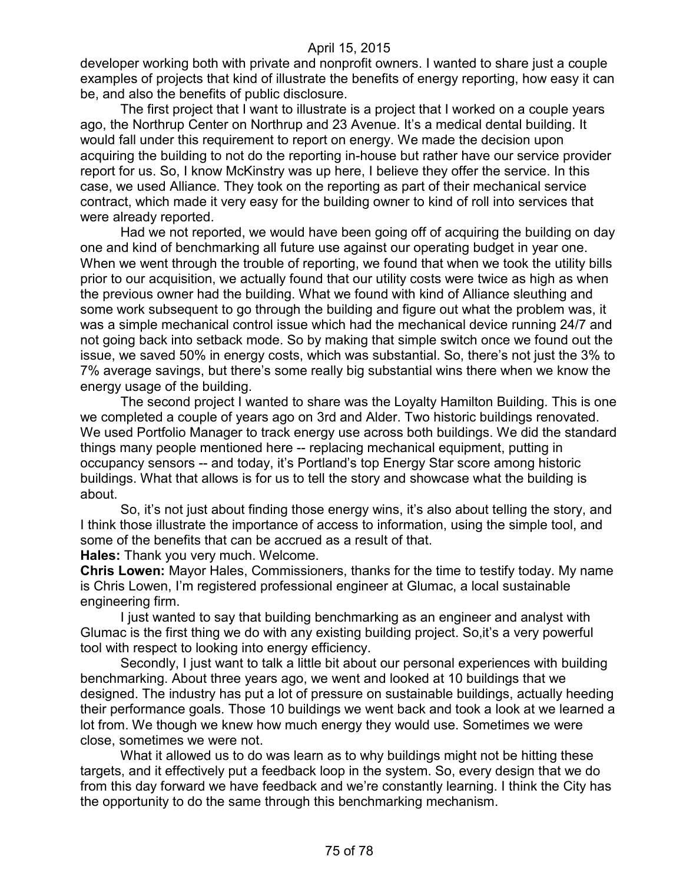developer working both with private and nonprofit owners. I wanted to share just a couple examples of projects that kind of illustrate the benefits of energy reporting, how easy it can be, and also the benefits of public disclosure.

The first project that I want to illustrate is a project that I worked on a couple years ago, the Northrup Center on Northrup and 23 Avenue. It's a medical dental building. It would fall under this requirement to report on energy. We made the decision upon acquiring the building to not do the reporting in-house but rather have our service provider report for us. So, I know McKinstry was up here, I believe they offer the service. In this case, we used Alliance. They took on the reporting as part of their mechanical service contract, which made it very easy for the building owner to kind of roll into services that were already reported.

Had we not reported, we would have been going off of acquiring the building on day one and kind of benchmarking all future use against our operating budget in year one. When we went through the trouble of reporting, we found that when we took the utility bills prior to our acquisition, we actually found that our utility costs were twice as high as when the previous owner had the building. What we found with kind of Alliance sleuthing and some work subsequent to go through the building and figure out what the problem was, it was a simple mechanical control issue which had the mechanical device running 24/7 and not going back into setback mode. So by making that simple switch once we found out the issue, we saved 50% in energy costs, which was substantial. So, there's not just the 3% to 7% average savings, but there's some really big substantial wins there when we know the energy usage of the building.

The second project I wanted to share was the Loyalty Hamilton Building. This is one we completed a couple of years ago on 3rd and Alder. Two historic buildings renovated. We used Portfolio Manager to track energy use across both buildings. We did the standard things many people mentioned here -- replacing mechanical equipment, putting in occupancy sensors -- and today, it's Portland's top Energy Star score among historic buildings. What that allows is for us to tell the story and showcase what the building is about.

So, it's not just about finding those energy wins, it's also about telling the story, and I think those illustrate the importance of access to information, using the simple tool, and some of the benefits that can be accrued as a result of that.

**Hales:** Thank you very much. Welcome.

**Chris Lowen:** Mayor Hales, Commissioners, thanks for the time to testify today. My name is Chris Lowen, I'm registered professional engineer at Glumac, a local sustainable engineering firm.

I just wanted to say that building benchmarking as an engineer and analyst with Glumac is the first thing we do with any existing building project. So,it's a very powerful tool with respect to looking into energy efficiency.

Secondly, I just want to talk a little bit about our personal experiences with building benchmarking. About three years ago, we went and looked at 10 buildings that we designed. The industry has put a lot of pressure on sustainable buildings, actually heeding their performance goals. Those 10 buildings we went back and took a look at we learned a lot from. We though we knew how much energy they would use. Sometimes we were close, sometimes we were not.

What it allowed us to do was learn as to why buildings might not be hitting these targets, and it effectively put a feedback loop in the system. So, every design that we do from this day forward we have feedback and we're constantly learning. I think the City has the opportunity to do the same through this benchmarking mechanism.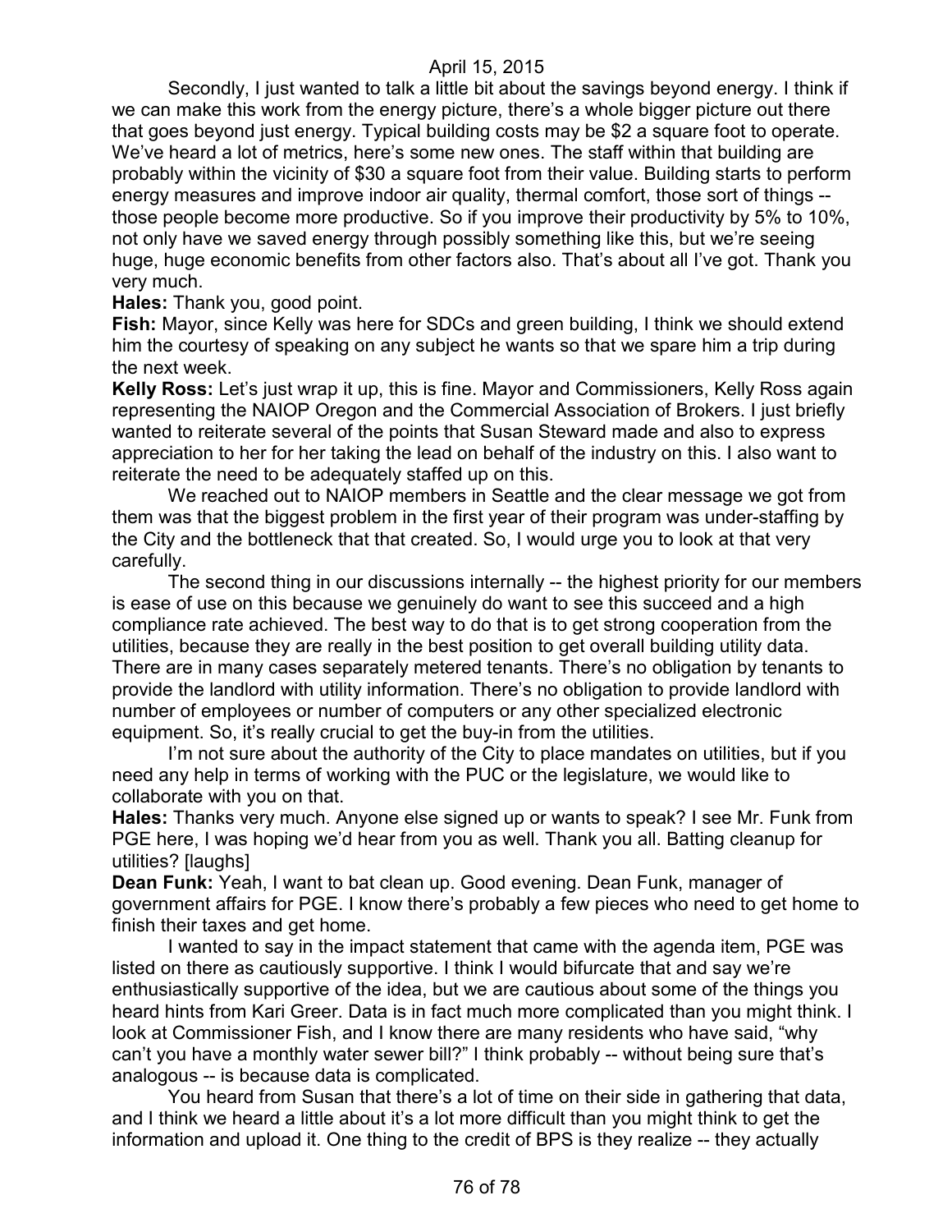Secondly, I just wanted to talk a little bit about the savings beyond energy. I think if we can make this work from the energy picture, there's a whole bigger picture out there that goes beyond just energy. Typical building costs may be $2 a square foot to operate. We've heard a lot of metrics, here's some new ones. The staff within that building are probably within the vicinity of $30 a square foot from their value. Building starts to perform energy measures and improve indoor air quality, thermal comfort, those sort of things -- those people become more productive. So if you improve their productivity by 5% to 10%, not only have we saved energy through possibly something like this, but we're seeing huge, huge economic benefits from other factors also. That's about all I've got. Thank you very much.

**Hales:** Thank you, good point.

**Fish:** Mayor, since Kelly was here for SDCs and green building, I think we should extend him the courtesy of speaking on any subject he wants so that we spare him a trip during the next week.

**Kelly Ross:** Let's just wrap it up, this is fine. Mayor and Commissioners, Kelly Ross again representing the NAIOP Oregon and the Commercial Association of Brokers. I just briefly wanted to reiterate several of the points that Susan Steward made and also to express appreciation to her for her taking the lead on behalf of the industry on this. I also want to reiterate the need to be adequately staffed up on this.

We reached out to NAIOP members in Seattle and the clear message we got from them was that the biggest problem in the first year of their program was under-staffing by the City and the bottleneck that that created. So, I would urge you to look at that very carefully.

The second thing in our discussions internally -- the highest priority for our members is ease of use on this because we genuinely do want to see this succeed and a high compliance rate achieved. The best way to do that is to get strong cooperation from the utilities, because they are really in the best position to get overall building utility data. There are in many cases separately metered tenants. There's no obligation by tenants to provide the landlord with utility information. There's no obligation to provide landlord with number of employees or number of computers or any other specialized electronic equipment. So, it's really crucial to get the buy-in from the utilities.

I'm not sure about the authority of the City to place mandates on utilities, but if you need any help in terms of working with the PUC or the legislature, we would like to collaborate with you on that.

**Hales:** Thanks very much. Anyone else signed up or wants to speak? I see Mr. Funk from PGE here, I was hoping we'd hear from you as well. Thank you all. Batting cleanup for utilities? [laughs]

**Dean Funk:** Yeah, I want to bat clean up. Good evening. Dean Funk, manager of government affairs for PGE. I know there's probably a few pieces who need to get home to finish their taxes and get home.

I wanted to say in the impact statement that came with the agenda item, PGE was listed on there as cautiously supportive. I think I would bifurcate that and say we're enthusiastically supportive of the idea, but we are cautious about some of the things you heard hints from Kari Greer. Data is in fact much more complicated than you might think. I look at Commissioner Fish, and I know there are many residents who have said, "why can't you have a monthly water sewer bill?" I think probably -- without being sure that's analogous -- is because data is complicated.

You heard from Susan that there's a lot of time on their side in gathering that data, and I think we heard a little about it's a lot more difficult than you might think to get the information and upload it. One thing to the credit of BPS is they realize -- they actually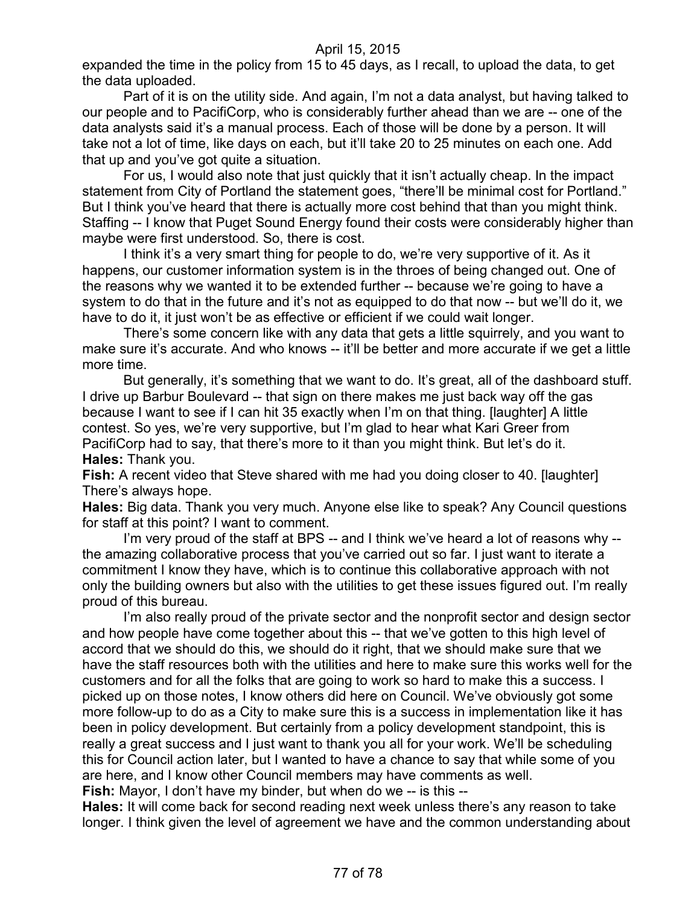expanded the time in the policy from 15 to 45 days, as I recall, to upload the data, to get the data uploaded.

Part of it is on the utility side. And again, I'm not a data analyst, but having talked to our people and to PacifiCorp, who is considerably further ahead than we are -- one of the data analysts said it's a manual process. Each of those will be done by a person. It will take not a lot of time, like days on each, but it'll take 20 to 25 minutes on each one. Add that up and you've got quite a situation.

For us, I would also note that just quickly that it isn't actually cheap. In the impact statement from City of Portland the statement goes, "there'll be minimal cost for Portland." But I think you've heard that there is actually more cost behind that than you might think. Staffing -- I know that Puget Sound Energy found their costs were considerably higher than maybe were first understood. So, there is cost.

I think it's a very smart thing for people to do, we're very supportive of it. As it happens, our customer information system is in the throes of being changed out. One of the reasons why we wanted it to be extended further -- because we're going to have a system to do that in the future and it's not as equipped to do that now -- but we'll do it, we have to do it, it just won't be as effective or efficient if we could wait longer.

There's some concern like with any data that gets a little squirrely, and you want to make sure it's accurate. And who knows -- it'll be better and more accurate if we get a little more time.

But generally, it's something that we want to do. It's great, all of the dashboard stuff. I drive up Barbur Boulevard -- that sign on there makes me just back way off the gas because I want to see if I can hit 35 exactly when I'm on that thing. [laughter] A little contest. So yes, we're very supportive, but I'm glad to hear what Kari Greer from PacifiCorp had to say, that there's more to it than you might think. But let's do it.

**Hales:** Thank you.

**Fish:** A recent video that Steve shared with me had you doing closer to 40. [laughter] There's always hope.

**Hales:** Big data. Thank you very much. Anyone else like to speak? Any Council questions for staff at this point? I want to comment.

I'm very proud of the staff at BPS -- and I think we've heard a lot of reasons why -- the amazing collaborative process that you've carried out so far. I just want to iterate a commitment I know they have, which is to continue this collaborative approach with not only the building owners but also with the utilities to get these issues figured out. I'm really proud of this bureau.

I'm also really proud of the private sector and the nonprofit sector and design sector and how people have come together about this -- that we've gotten to this high level of accord that we should do this, we should do it right, that we should make sure that we have the staff resources both with the utilities and here to make sure this works well for the customers and for all the folks that are going to work so hard to make this a success. I picked up on those notes, I know others did here on Council. We've obviously got some more follow-up to do as a City to make sure this is a success in implementation like it has been in policy development. But certainly from a policy development standpoint, this is really a great success and I just want to thank you all for your work. We'll be scheduling this for Council action later, but I wanted to have a chance to say that while some of you are here, and I know other Council members may have comments as well.

**Fish:** Mayor, I don't have my binder, but when do we -- is this --

**Hales:** It will come back for second reading next week unless there's any reason to take longer. I think given the level of agreement we have and the common understanding about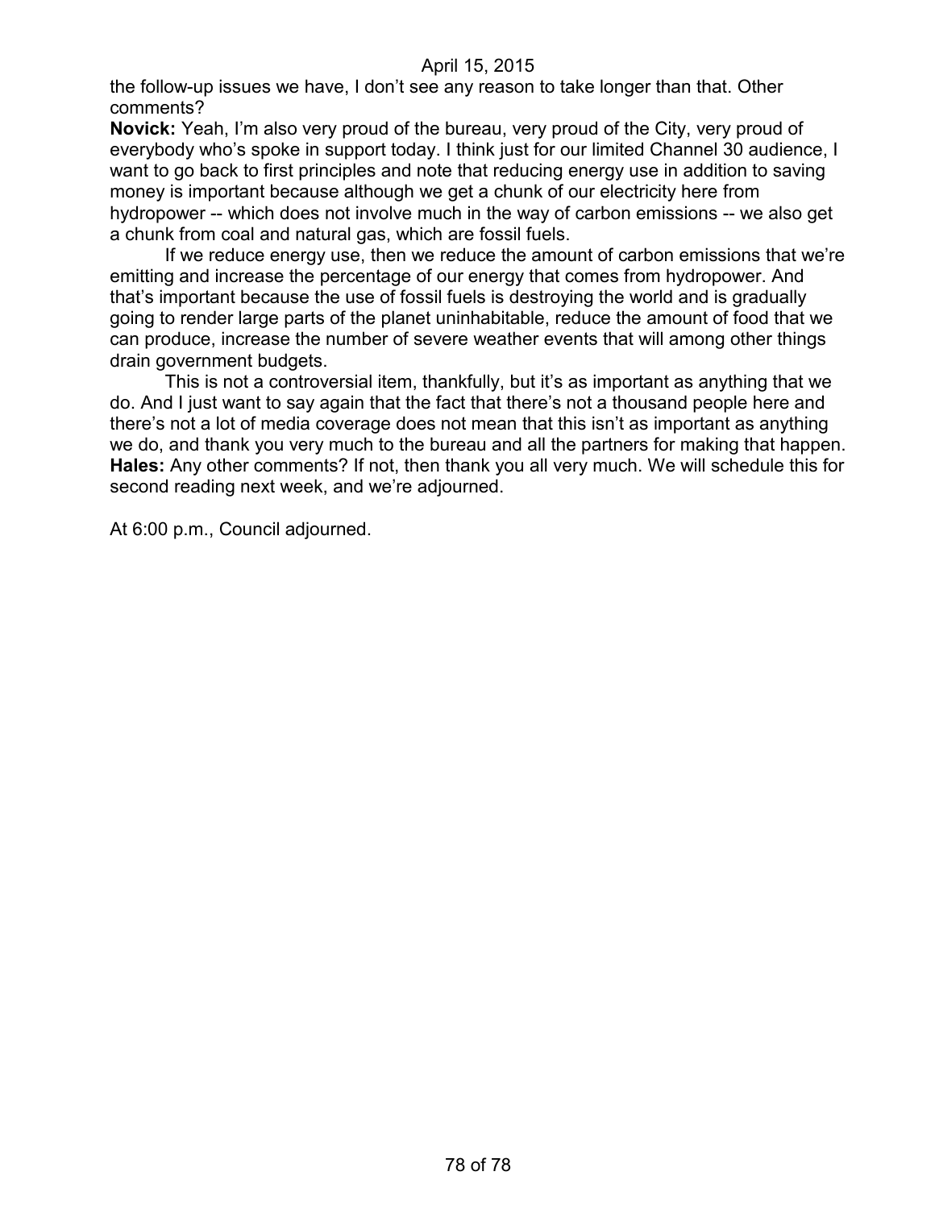the follow-up issues we have, I don't see any reason to take longer than that. Other comments?

**Novick:** Yeah, I'm also very proud of the bureau, very proud of the City, very proud of everybody who's spoke in support today. I think just for our limited Channel 30 audience, I want to go back to first principles and note that reducing energy use in addition to saving money is important because although we get a chunk of our electricity here from hydropower -- which does not involve much in the way of carbon emissions -- we also get a chunk from coal and natural gas, which are fossil fuels.

If we reduce energy use, then we reduce the amount of carbon emissions that we're emitting and increase the percentage of our energy that comes from hydropower. And that's important because the use of fossil fuels is destroying the world and is gradually going to render large parts of the planet uninhabitable, reduce the amount of food that we can produce, increase the number of severe weather events that will among other things drain government budgets.

This is not a controversial item, thankfully, but it's as important as anything that we do. And I just want to say again that the fact that there's not a thousand people here and there's not a lot of media coverage does not mean that this isn't as important as anything we do, and thank you very much to the bureau and all the partners for making that happen.

**Hales:** Any other comments? If not, then thank you all very much. We will schedule this for second reading next week, and we're adjourned.

At 6:00 p.m., Council adjourned.